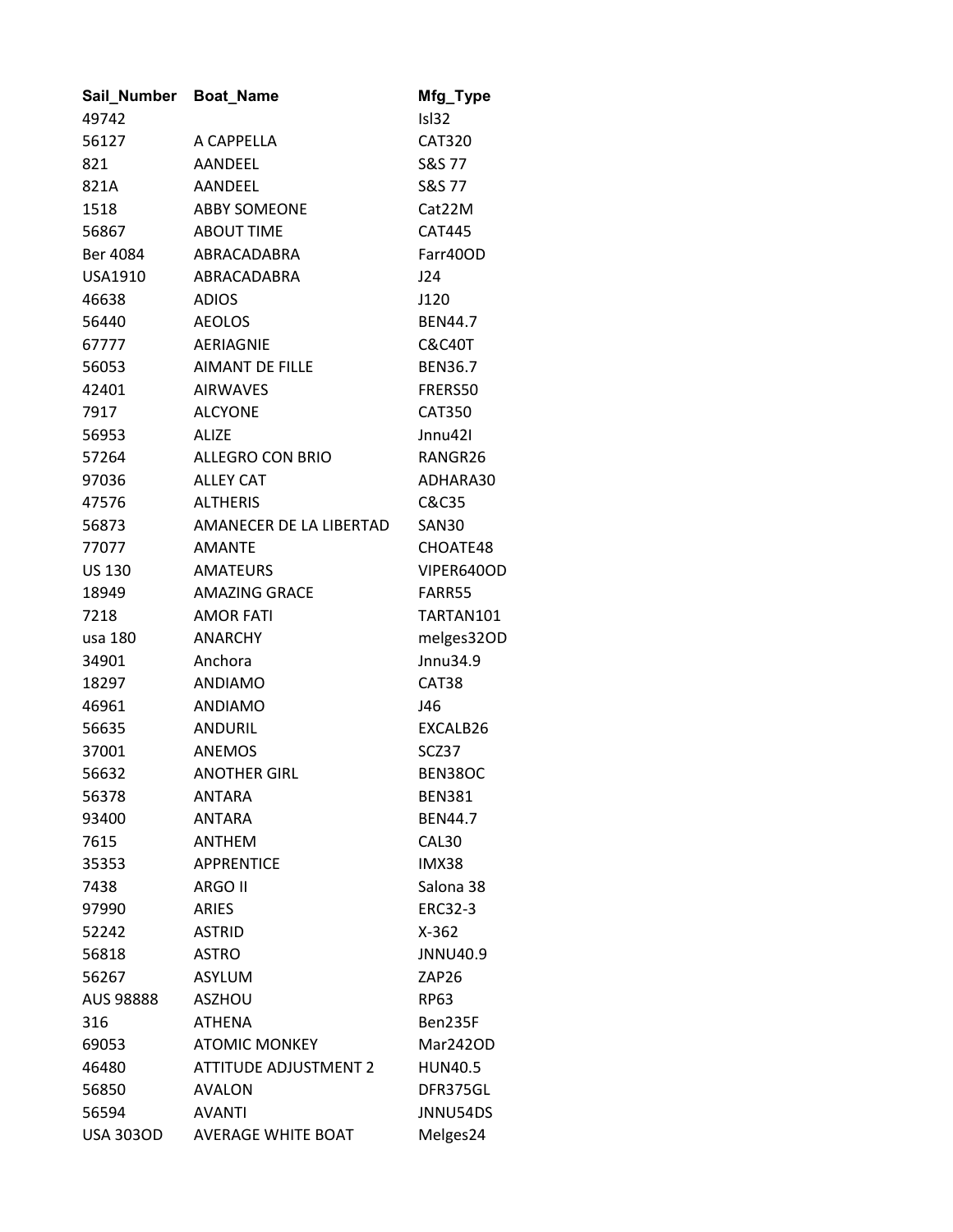| Sail_Number | Boat_Name | Mfg_Type |
|---|---|---|
| 49742 | | Isl32 |
| 56127 | A CAPPELLA | CAT320 |
| 821 | AANDEEL | S&S 77 |
| 821A | AANDEEL | S&S 77 |
| 1518 | ABBY SOMEONE | Cat22M |
| 56867 | ABOUT TIME | CAT445 |
| Ber 4084 | ABRACADABRA | Farr40OD |
| USA1910 | ABRACADABRA | J24 |
| 46638 | ADIOS | J120 |
| 56440 | AEOLOS | BEN44.7 |
| 67777 | AERIAGNIE | C&C40T |
| 56053 | AIMANT DE FILLE | BEN36.7 |
| 42401 | AIRWAVES | FRERS50 |
| 7917 | ALCYONE | CAT350 |
| 56953 | ALIZE | Jnnu42I |
| 57264 | ALLEGRO CON BRIO | RANGR26 |
| 97036 | ALLEY CAT | ADHARA30 |
| 47576 | ALTHERIS | C&C35 |
| 56873 | AMANECER DE LA LIBERTAD | SAN30 |
| 77077 | AMANTE | CHOATE48 |
| US 130 | AMATEURS | VIPER640OD |
| 18949 | AMAZING GRACE | FARR55 |
| 7218 | AMOR FATI | TARTAN101 |
| usa 180 | ANARCHY | melges32OD |
| 34901 | Anchora | Jnnu34.9 |
| 18297 | ANDIAMO | CAT38 |
| 46961 | ANDIAMO | J46 |
| 56635 | ANDURIL | EXCALB26 |
| 37001 | ANEMOS | SCZ37 |
| 56632 | ANOTHER GIRL | BEN38OC |
| 56378 | ANTARA | BEN381 |
| 93400 | ANTARA | BEN44.7 |
| 7615 | ANTHEM | CAL30 |
| 35353 | APPRENTICE | IMX38 |
| 7438 | ARGO II | Salona 38 |
| 97990 | ARIES | ERC32-3 |
| 52242 | ASTRID | X-362 |
| 56818 | ASTRO | JNNU40.9 |
| 56267 | ASYLUM | ZAP26 |
| AUS 98888 | ASZHOU | RP63 |
| 316 | ATHENA | Ben235F |
| 69053 | ATOMIC MONKEY | Mar242OD |
| 46480 | ATTITUDE ADJUSTMENT 2 | HUN40.5 |
| 56850 | AVALON | DFR375GL |
| 56594 | AVANTI | JNNU54DS |
| USA 303OD | AVERAGE WHITE BOAT | Melges24 |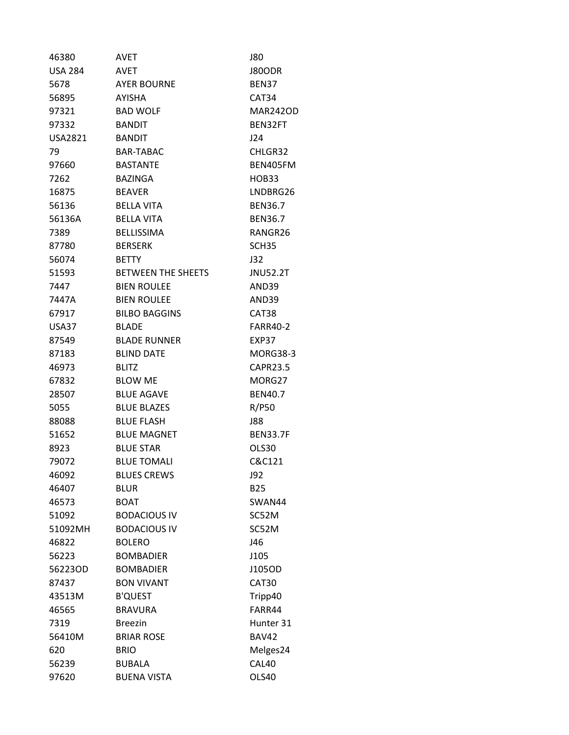| | | |
|---|---|---|
| 46380 | AVET | J80 |
| USA 284 | AVET | J80ODR |
| 5678 | AYER BOURNE | BEN37 |
| 56895 | AYISHA | CAT34 |
| 97321 | BAD WOLF | MAR242OD |
| 97332 | BANDIT | BEN32FT |
| USA2821 | BANDIT | J24 |
| 79 | BAR-TABAC | CHLGR32 |
| 97660 | BASTANTE | BEN405FM |
| 7262 | BAZINGA | HOB33 |
| 16875 | BEAVER | LNDBRG26 |
| 56136 | BELLA VITA | BEN36.7 |
| 56136A | BELLA VITA | BEN36.7 |
| 7389 | BELLISSIMA | RANGR26 |
| 87780 | BERSERK | SCH35 |
| 56074 | BETTY | J32 |
| 51593 | BETWEEN THE SHEETS | JNU52.2T |
| 7447 | BIEN ROULEE | AND39 |
| 7447A | BIEN ROULEE | AND39 |
| 67917 | BILBO BAGGINS | CAT38 |
| USA37 | BLADE | FARR40-2 |
| 87549 | BLADE RUNNER | EXP37 |
| 87183 | BLIND DATE | MORG38-3 |
| 46973 | BLITZ | CAPR23.5 |
| 67832 | BLOW ME | MORG27 |
| 28507 | BLUE AGAVE | BEN40.7 |
| 5055 | BLUE BLAZES | R/P50 |
| 88088 | BLUE FLASH | J88 |
| 51652 | BLUE MAGNET | BEN33.7F |
| 8923 | BLUE STAR | OLS30 |
| 79072 | BLUE TOMALI | C&C121 |
| 46092 | BLUES CREWS | J92 |
| 46407 | BLUR | B25 |
| 46573 | BOAT | SWAN44 |
| 51092 | BODACIOUS IV | SC52M |
| 51092MH | BODACIOUS IV | SC52M |
| 46822 | BOLERO | J46 |
| 56223 | BOMBADIER | J105 |
| 56223OD | BOMBADIER | J105OD |
| 87437 | BON VIVANT | CAT30 |
| 43513M | B'QUEST | Tripp40 |
| 46565 | BRAVURA | FARR44 |
| 7319 | Breezin | Hunter 31 |
| 56410M | BRIAR ROSE | BAV42 |
| 620 | BRIO | Melges24 |
| 56239 | BUBALA | CAL40 |
| 97620 | BUENA VISTA | OLS40 |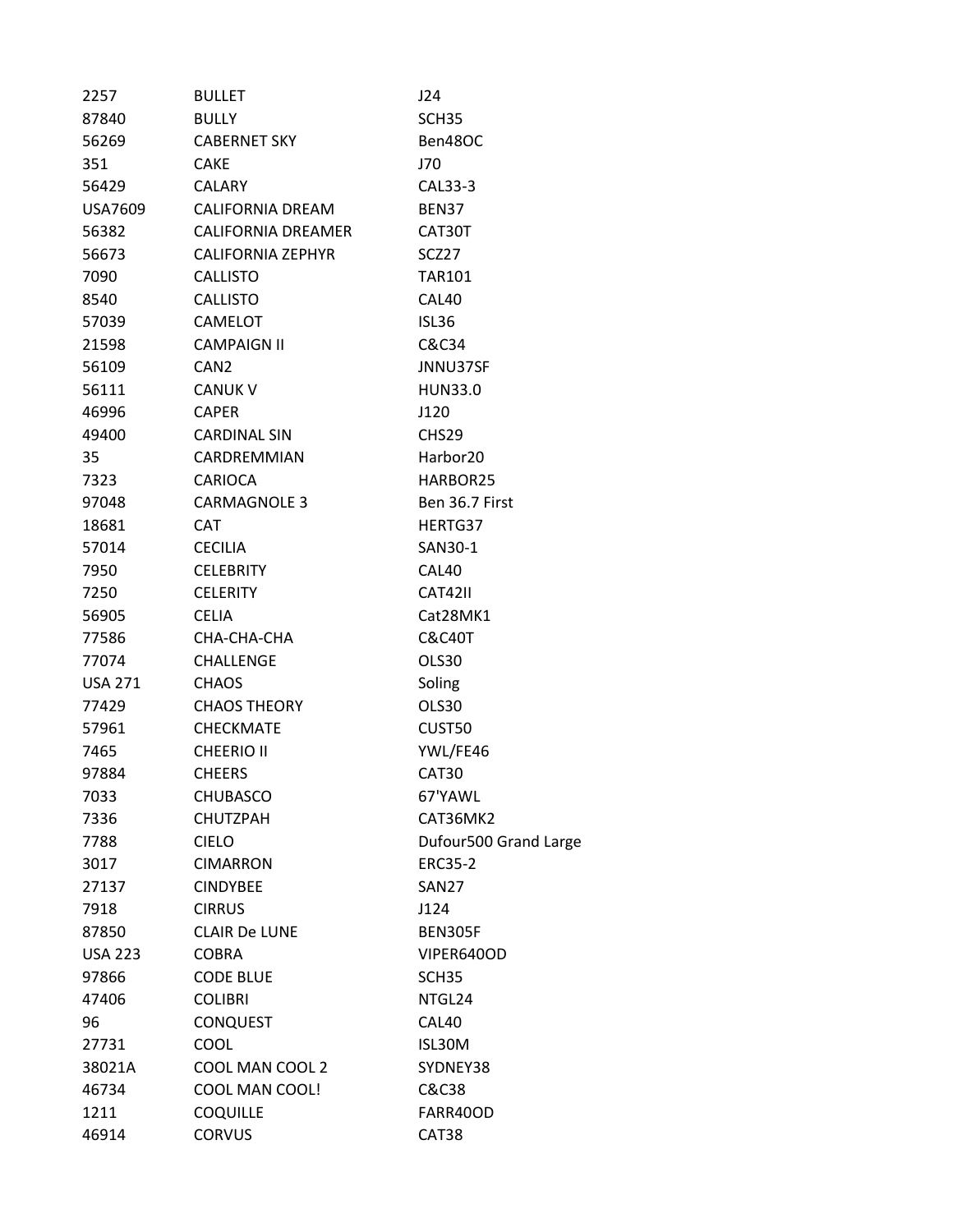| | | |
|---|---|---|
| 2257 | BULLET | J24 |
| 87840 | BULLY | SCH35 |
| 56269 | CABERNET SKY | Ben48OC |
| 351 | CAKE | J70 |
| 56429 | CALARY | CAL33-3 |
| USA7609 | CALIFORNIA DREAM | BEN37 |
| 56382 | CALIFORNIA DREAMER | CAT30T |
| 56673 | CALIFORNIA ZEPHYR | SCZ27 |
| 7090 | CALLISTO | TAR101 |
| 8540 | CALLISTO | CAL40 |
| 57039 | CAMELOT | ISL36 |
| 21598 | CAMPAIGN II | C&C34 |
| 56109 | CAN2 | JNNU37SF |
| 56111 | CANUK V | HUN33.0 |
| 46996 | CAPER | J120 |
| 49400 | CARDINAL SIN | CHS29 |
| 35 | CARDREMMIAN | Harbor20 |
| 7323 | CARIOCA | HARBOR25 |
| 97048 | CARMAGNOLE 3 | Ben 36.7 First |
| 18681 | CAT | HERTG37 |
| 57014 | CECILIA | SAN30-1 |
| 7950 | CELEBRITY | CAL40 |
| 7250 | CELERITY | CAT42II |
| 56905 | CELIA | Cat28MK1 |
| 77586 | CHA-CHA-CHA | C&C40T |
| 77074 | CHALLENGE | OLS30 |
| USA 271 | CHAOS | Soling |
| 77429 | CHAOS THEORY | OLS30 |
| 57961 | CHECKMATE | CUST50 |
| 7465 | CHEERIO II | YWL/FE46 |
| 97884 | CHEERS | CAT30 |
| 7033 | CHUBASCO | 67'YAWL |
| 7336 | CHUTZPAH | CAT36MK2 |
| 7788 | CIELO | Dufour500 Grand Large |
| 3017 | CIMARRON | ERC35-2 |
| 27137 | CINDYBEE | SAN27 |
| 7918 | CIRRUS | J124 |
| 87850 | CLAIR De LUNE | BEN305F |
| USA 223 | COBRA | VIPER640OD |
| 97866 | CODE BLUE | SCH35 |
| 47406 | COLIBRI | NTGL24 |
| 96 | CONQUEST | CAL40 |
| 27731 | COOL | ISL30M |
| 38021A | COOL MAN COOL 2 | SYDNEY38 |
| 46734 | COOL MAN COOL! | C&C38 |
| 1211 | COQUILLE | FARR40OD |
| 46914 | CORVUS | CAT38 |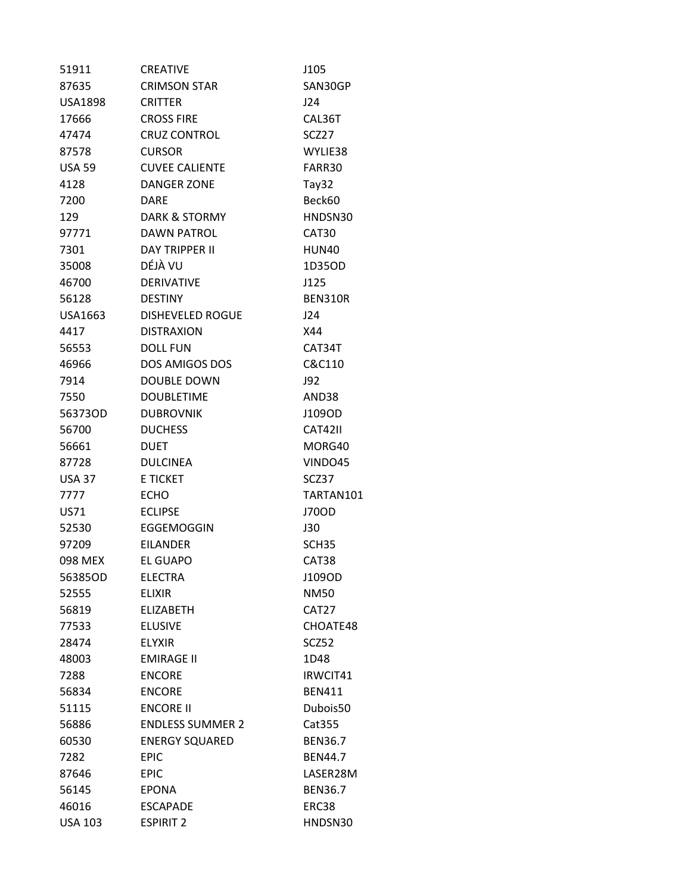| | | |
|---|---|---|
| 51911 | CREATIVE | J105 |
| 87635 | CRIMSON STAR | SAN30GP |
| USA1898 | CRITTER | J24 |
| 17666 | CROSS FIRE | CAL36T |
| 47474 | CRUZ CONTROL | SCZ27 |
| 87578 | CURSOR | WYLIE38 |
| USA 59 | CUVEE CALIENTE | FARR30 |
| 4128 | DANGER ZONE | Tay32 |
| 7200 | DARE | Beck60 |
| 129 | DARK & STORMY | HNDSN30 |
| 97771 | DAWN PATROL | CAT30 |
| 7301 | DAY TRIPPER II | HUN40 |
| 35008 | DÉJÀ VU | 1D35OD |
| 46700 | DERIVATIVE | J125 |
| 56128 | DESTINY | BEN310R |
| USA1663 | DISHEVELED ROGUE | J24 |
| 4417 | DISTRAXION | X44 |
| 56553 | DOLL FUN | CAT34T |
| 46966 | DOS AMIGOS DOS | C&C110 |
| 7914 | DOUBLE DOWN | J92 |
| 7550 | DOUBLETIME | AND38 |
| 56373OD | DUBROVNIK | J109OD |
| 56700 | DUCHESS | CAT42II |
| 56661 | DUET | MORG40 |
| 87728 | DULCINEA | VINDO45 |
| USA 37 | E TICKET | SCZ37 |
| 7777 | ECHO | TARTAN101 |
| US71 | ECLIPSE | J70OD |
| 52530 | EGGEMOGGIN | J30 |
| 97209 | EILANDER | SCH35 |
| 098 MEX | EL GUAPO | CAT38 |
| 56385OD | ELECTRA | J109OD |
| 52555 | ELIXIR | NM50 |
| 56819 | ELIZABETH | CAT27 |
| 77533 | ELUSIVE | CHOATE48 |
| 28474 | ELYXIR | SCZ52 |
| 48003 | EMIRAGE II | 1D48 |
| 7288 | ENCORE | IRWCIT41 |
| 56834 | ENCORE | BEN411 |
| 51115 | ENCORE II | Dubois50 |
| 56886 | ENDLESS SUMMER 2 | Cat355 |
| 60530 | ENERGY SQUARED | BEN36.7 |
| 7282 | EPIC | BEN44.7 |
| 87646 | EPIC | LASER28M |
| 56145 | EPONA | BEN36.7 |
| 46016 | ESCAPADE | ERC38 |
| USA 103 | ESPIRIT 2 | HNDSN30 |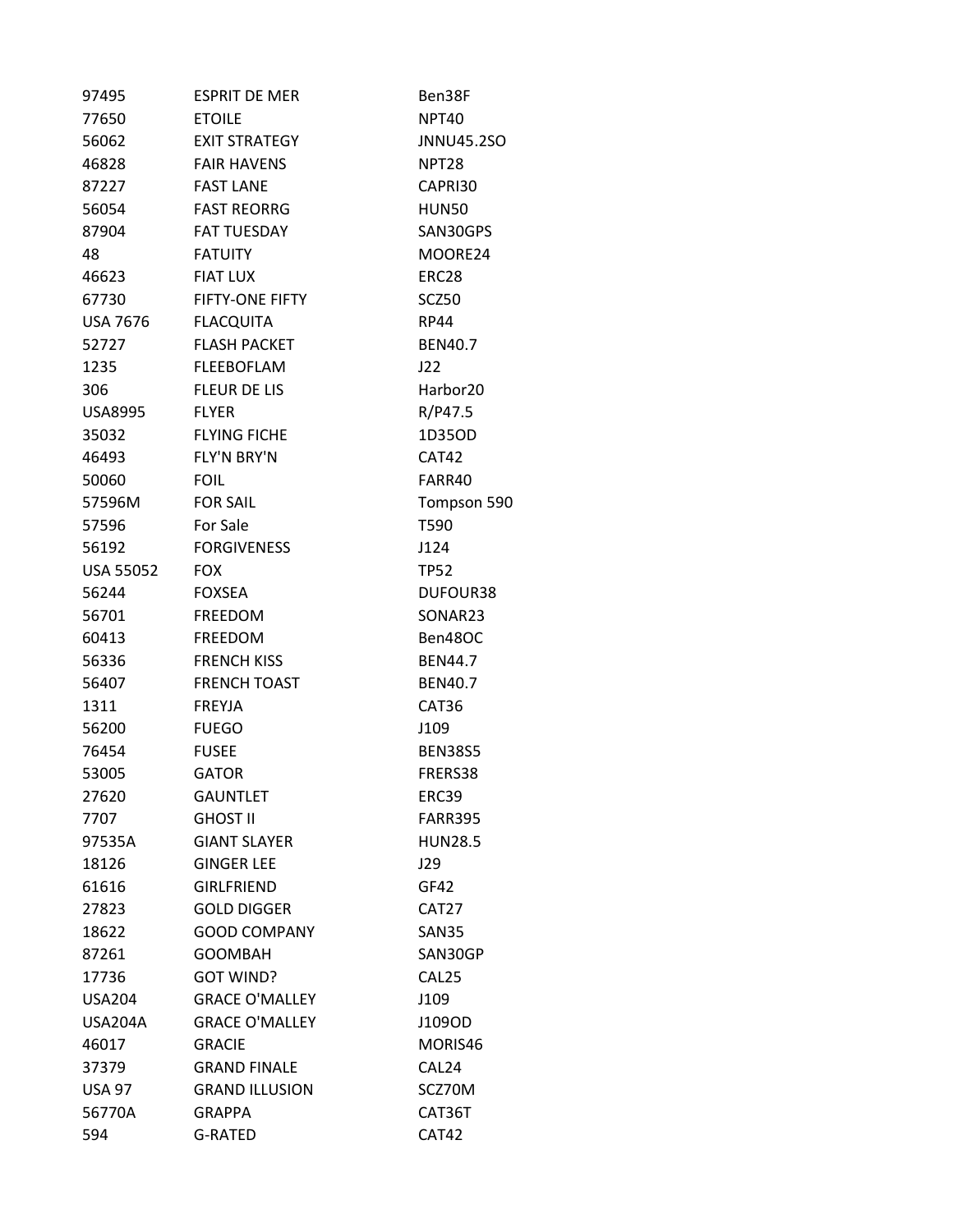| | | |
|---|---|---|
| 97495 | ESPRIT DE MER | Ben38F |
| 77650 | ETOILE | NPT40 |
| 56062 | EXIT STRATEGY | JNNU45.2SO |
| 46828 | FAIR HAVENS | NPT28 |
| 87227 | FAST LANE | CAPRI30 |
| 56054 | FAST REORRG | HUN50 |
| 87904 | FAT TUESDAY | SAN30GPS |
| 48 | FATUITY | MOORE24 |
| 46623 | FIAT LUX | ERC28 |
| 67730 | FIFTY-ONE FIFTY | SCZ50 |
| USA 7676 | FLACQUITA | RP44 |
| 52727 | FLASH PACKET | BEN40.7 |
| 1235 | FLEEBOFLAM | J22 |
| 306 | FLEUR DE LIS | Harbor20 |
| USA8995 | FLYER | R/P47.5 |
| 35032 | FLYING FICHE | 1D35OD |
| 46493 | FLY'N BRY'N | CAT42 |
| 50060 | FOIL | FARR40 |
| 57596M | FOR SAIL | Tompson 590 |
| 57596 | For Sale | T590 |
| 56192 | FORGIVENESS | J124 |
| USA 55052 | FOX | TP52 |
| 56244 | FOXSEA | DUFOUR38 |
| 56701 | FREEDOM | SONAR23 |
| 60413 | FREEDOM | Ben48OC |
| 56336 | FRENCH KISS | BEN44.7 |
| 56407 | FRENCH TOAST | BEN40.7 |
| 1311 | FREYJA | CAT36 |
| 56200 | FUEGO | J109 |
| 76454 | FUSEE | BEN38S5 |
| 53005 | GATOR | FRERS38 |
| 27620 | GAUNTLET | ERC39 |
| 7707 | GHOST II | FARR395 |
| 97535A | GIANT SLAYER | HUN28.5 |
| 18126 | GINGER LEE | J29 |
| 61616 | GIRLFRIEND | GF42 |
| 27823 | GOLD DIGGER | CAT27 |
| 18622 | GOOD COMPANY | SAN35 |
| 87261 | GOOMBAH | SAN30GP |
| 17736 | GOT WIND? | CAL25 |
| USA204 | GRACE O'MALLEY | J109 |
| USA204A | GRACE O'MALLEY | J109OD |
| 46017 | GRACIE | MORIS46 |
| 37379 | GRAND FINALE | CAL24 |
| USA 97 | GRAND ILLUSION | SCZ70M |
| 56770A | GRAPPA | CAT36T |
| 594 | G-RATED | CAT42 |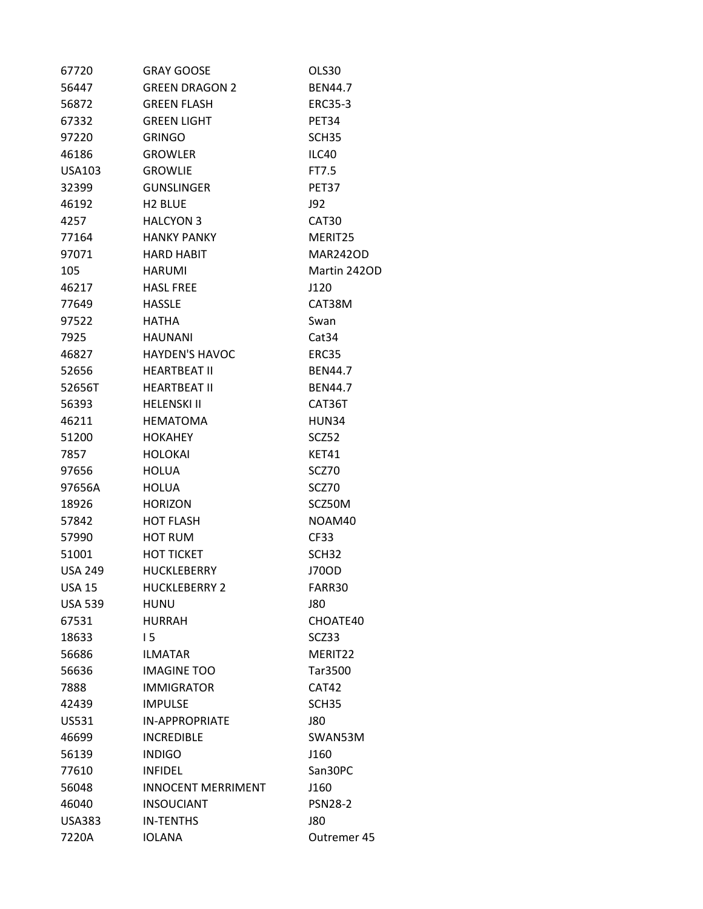| | | |
|---|---|---|
| 67720 | GRAY GOOSE | OLS30 |
| 56447 | GREEN DRAGON 2 | BEN44.7 |
| 56872 | GREEN FLASH | ERC35-3 |
| 67332 | GREEN LIGHT | PET34 |
| 97220 | GRINGO | SCH35 |
| 46186 | GROWLER | ILC40 |
| USA103 | GROWLIE | FT7.5 |
| 32399 | GUNSLINGER | PET37 |
| 46192 | H2 BLUE | J92 |
| 4257 | HALCYON 3 | CAT30 |
| 77164 | HANKY PANKY | MERIT25 |
| 97071 | HARD HABIT | MAR242OD |
| 105 | HARUMI | Martin 242OD |
| 46217 | HASL FREE | J120 |
| 77649 | HASSLE | CAT38M |
| 97522 | HATHA | Swan |
| 7925 | HAUNANI | Cat34 |
| 46827 | HAYDEN'S HAVOC | ERC35 |
| 52656 | HEARTBEAT II | BEN44.7 |
| 52656T | HEARTBEAT II | BEN44.7 |
| 56393 | HELENSKI II | CAT36T |
| 46211 | HEMATOMA | HUN34 |
| 51200 | HOKAHEY | SCZ52 |
| 7857 | HOLOKAI | KET41 |
| 97656 | HOLUA | SCZ70 |
| 97656A | HOLUA | SCZ70 |
| 18926 | HORIZON | SCZ50M |
| 57842 | HOT FLASH | NOAM40 |
| 57990 | HOT RUM | CF33 |
| 51001 | HOT TICKET | SCH32 |
| USA 249 | HUCKLEBERRY | J70OD |
| USA 15 | HUCKLEBERRY 2 | FARR30 |
| USA 539 | HUNU | J80 |
| 67531 | HURRAH | CHOATE40 |
| 18633 | I 5 | SCZ33 |
| 56686 | ILMATAR | MERIT22 |
| 56636 | IMAGINE TOO | Tar3500 |
| 7888 | IMMIGRATOR | CAT42 |
| 42439 | IMPULSE | SCH35 |
| US531 | IN-APPROPRIATE | J80 |
| 46699 | INCREDIBLE | SWAN53M |
| 56139 | INDIGO | J160 |
| 77610 | INFIDEL | San30PC |
| 56048 | INNOCENT MERRIMENT | J160 |
| 46040 | INSOUCIANT | PSN28-2 |
| USA383 | IN-TENTHS | J80 |
| 7220A | IOLANA | Outremer 45 |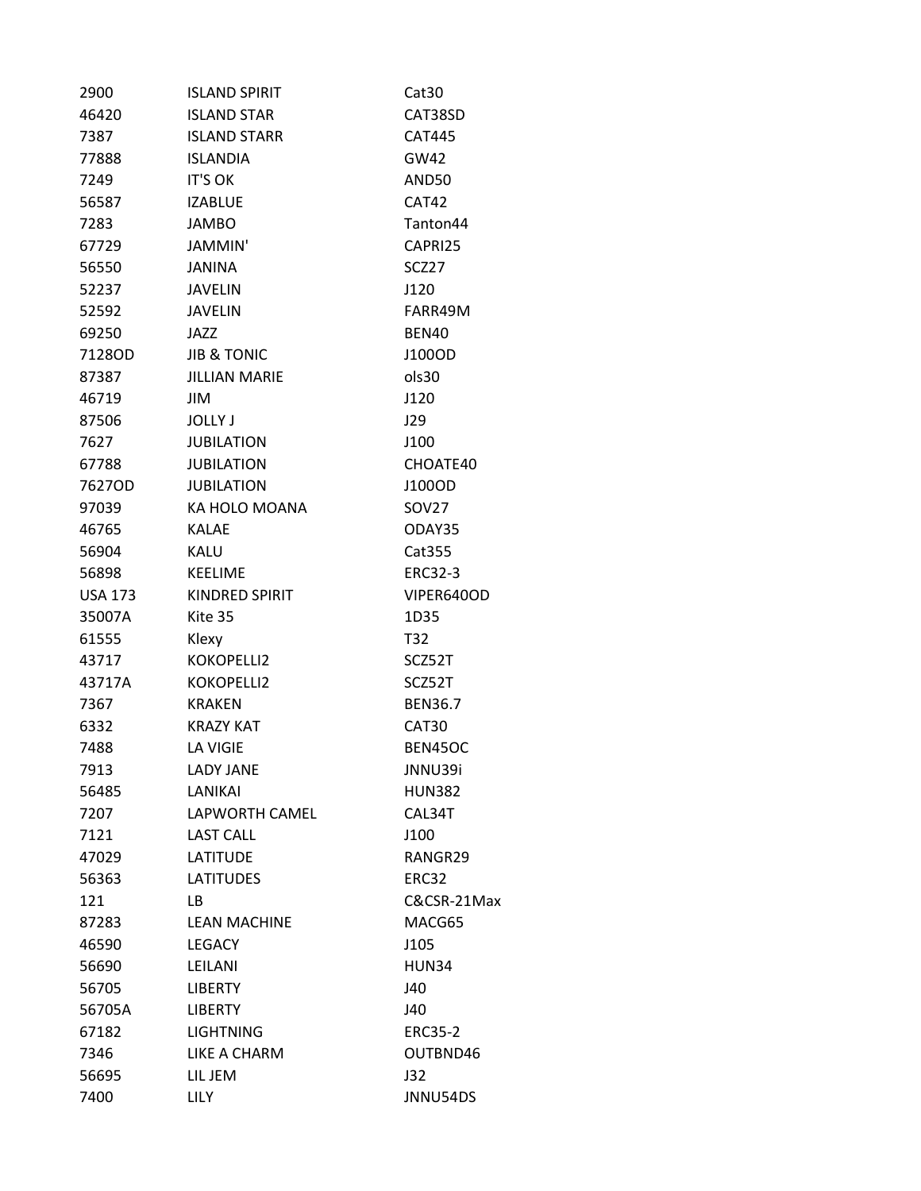| | | |
|---|---|---|
| 2900 | ISLAND SPIRIT | Cat30 |
| 46420 | ISLAND STAR | CAT38SD |
| 7387 | ISLAND STARR | CAT445 |
| 77888 | ISLANDIA | GW42 |
| 7249 | IT'S OK | AND50 |
| 56587 | IZABLUE | CAT42 |
| 7283 | JAMBO | Tanton44 |
| 67729 | JAMMIN' | CAPRI25 |
| 56550 | JANINA | SCZ27 |
| 52237 | JAVELIN | J120 |
| 52592 | JAVELIN | FARR49M |
| 69250 | JAZZ | BEN40 |
| 7128OD | JIB & TONIC | J100OD |
| 87387 | JILLIAN MARIE | ols30 |
| 46719 | JIM | J120 |
| 87506 | JOLLY J | J29 |
| 7627 | JUBILATION | J100 |
| 67788 | JUBILATION | CHOATE40 |
| 7627OD | JUBILATION | J100OD |
| 97039 | KA HOLO MOANA | SOV27 |
| 46765 | KALAE | ODAY35 |
| 56904 | KALU | Cat355 |
| 56898 | KEELIME | ERC32-3 |
| USA 173 | KINDRED SPIRIT | VIPER640OD |
| 35007A | Kite 35 | 1D35 |
| 61555 | Klexy | T32 |
| 43717 | KOKOPELLI2 | SCZ52T |
| 43717A | KOKOPELLI2 | SCZ52T |
| 7367 | KRAKEN | BEN36.7 |
| 6332 | KRAZY KAT | CAT30 |
| 7488 | LA VIGIE | BEN45OC |
| 7913 | LADY JANE | JNNU39i |
| 56485 | LANIKAI | HUN382 |
| 7207 | LAPWORTH CAMEL | CAL34T |
| 7121 | LAST CALL | J100 |
| 47029 | LATITUDE | RANGR29 |
| 56363 | LATITUDES | ERC32 |
| 121 | LB | C&CSR-21Max |
| 87283 | LEAN MACHINE | MACG65 |
| 46590 | LEGACY | J105 |
| 56690 | LEILANI | HUN34 |
| 56705 | LIBERTY | J40 |
| 56705A | LIBERTY | J40 |
| 67182 | LIGHTNING | ERC35-2 |
| 7346 | LIKE A CHARM | OUTBND46 |
| 56695 | LIL JEM | J32 |
| 7400 | LILY | JNNU54DS |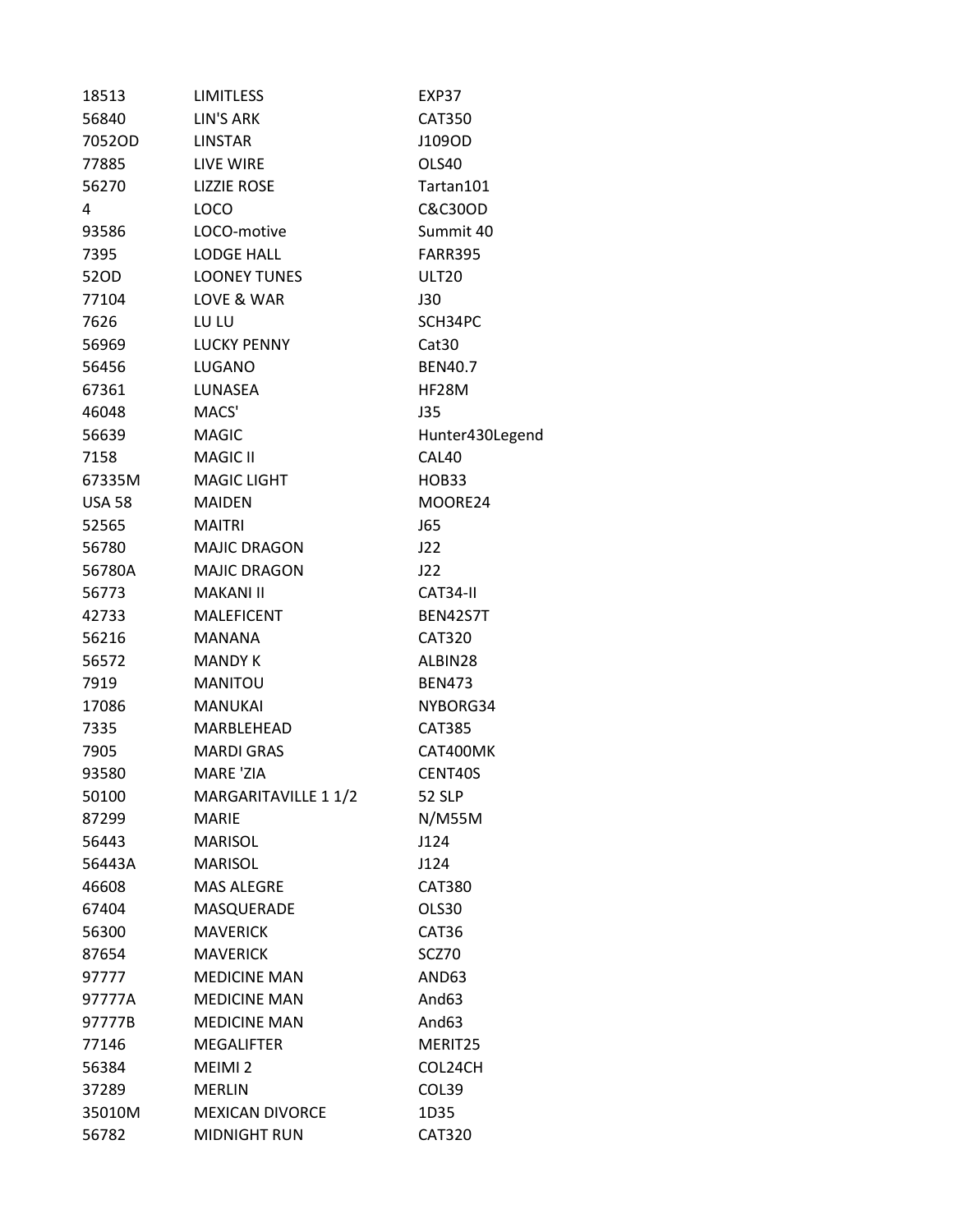| | | |
|---|---|---|
| 18513 | LIMITLESS | EXP37 |
| 56840 | LIN'S ARK | CAT350 |
| 7052OD | LINSTAR | J109OD |
| 77885 | LIVE WIRE | OLS40 |
| 56270 | LIZZIE ROSE | Tartan101 |
| 4 | LOCO | C&C30OD |
| 93586 | LOCO-motive | Summit 40 |
| 7395 | LODGE HALL | FARR395 |
| 52OD | LOONEY TUNES | ULT20 |
| 77104 | LOVE & WAR | J30 |
| 7626 | LU LU | SCH34PC |
| 56969 | LUCKY PENNY | Cat30 |
| 56456 | LUGANO | BEN40.7 |
| 67361 | LUNASEA | HF28M |
| 46048 | MACS' | J35 |
| 56639 | MAGIC | Hunter430Legend |
| 7158 | MAGIC II | CAL40 |
| 67335M | MAGIC LIGHT | HOB33 |
| USA 58 | MAIDEN | MOORE24 |
| 52565 | MAITRI | J65 |
| 56780 | MAJIC DRAGON | J22 |
| 56780A | MAJIC DRAGON | J22 |
| 56773 | MAKANI II | CAT34-II |
| 42733 | MALEFICENT | BEN42S7T |
| 56216 | MANANA | CAT320 |
| 56572 | MANDY K | ALBIN28 |
| 7919 | MANITOU | BEN473 |
| 17086 | MANUKAI | NYBORG34 |
| 7335 | MARBLEHEAD | CAT385 |
| 7905 | MARDI GRAS | CAT400MK |
| 93580 | MARE 'ZIA | CENT40S |
| 50100 | MARGARITAVILLE 1 1/2 | 52 SLP |
| 87299 | MARIE | N/M55M |
| 56443 | MARISOL | J124 |
| 56443A | MARISOL | J124 |
| 46608 | MAS ALEGRE | CAT380 |
| 67404 | MASQUERADE | OLS30 |
| 56300 | MAVERICK | CAT36 |
| 87654 | MAVERICK | SCZ70 |
| 97777 | MEDICINE MAN | AND63 |
| 97777A | MEDICINE MAN | And63 |
| 97777B | MEDICINE MAN | And63 |
| 77146 | MEGALIFTER | MERIT25 |
| 56384 | MEIMI 2 | COL24CH |
| 37289 | MERLIN | COL39 |
| 35010M | MEXICAN DIVORCE | 1D35 |
| 56782 | MIDNIGHT RUN | CAT320 |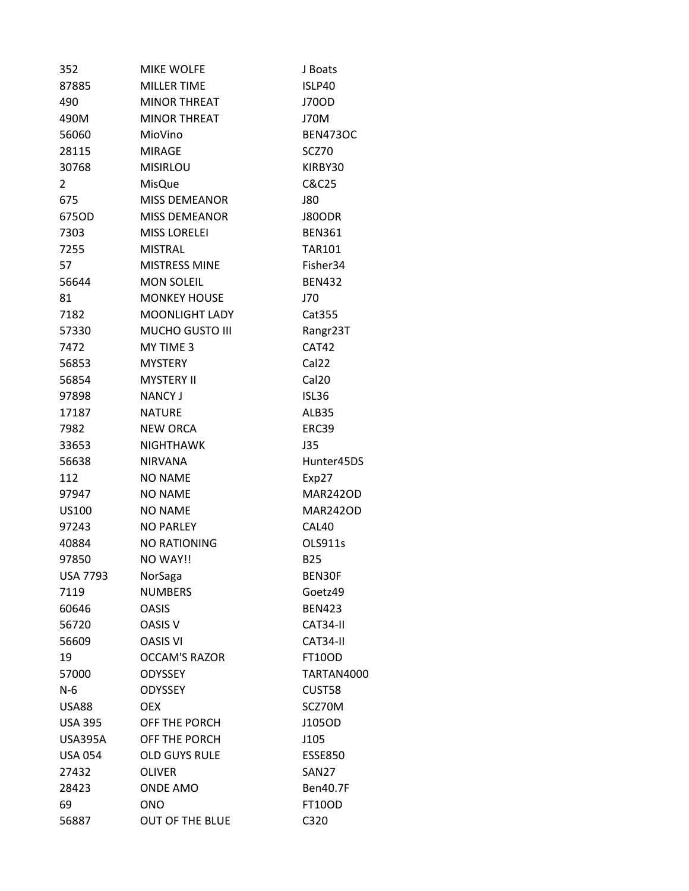| | | |
|---|---|---|
| 352 | MIKE WOLFE | J Boats |
| 87885 | MILLER TIME | ISLP40 |
| 490 | MINOR THREAT | J70OD |
| 490M | MINOR THREAT | J70M |
| 56060 | MioVino | BEN473OC |
| 28115 | MIRAGE | SCZ70 |
| 30768 | MISIRLOU | KIRBY30 |
| 2 | MisQue | C&C25 |
| 675 | MISS DEMEANOR | J80 |
| 675OD | MISS DEMEANOR | J80ODR |
| 7303 | MISS LORELEI | BEN361 |
| 7255 | MISTRAL | TAR101 |
| 57 | MISTRESS MINE | Fisher34 |
| 56644 | MON SOLEIL | BEN432 |
| 81 | MONKEY HOUSE | J70 |
| 7182 | MOONLIGHT LADY | Cat355 |
| 57330 | MUCHO GUSTO III | Rangr23T |
| 7472 | MY TIME 3 | CAT42 |
| 56853 | MYSTERY | Cal22 |
| 56854 | MYSTERY II | Cal20 |
| 97898 | NANCY J | ISL36 |
| 17187 | NATURE | ALB35 |
| 7982 | NEW ORCA | ERC39 |
| 33653 | NIGHTHAWK | J35 |
| 56638 | NIRVANA | Hunter45DS |
| 112 | NO NAME | Exp27 |
| 97947 | NO NAME | MAR242OD |
| US100 | NO NAME | MAR242OD |
| 97243 | NO PARLEY | CAL40 |
| 40884 | NO RATIONING | OLS911s |
| 97850 | NO WAY!! | B25 |
| USA 7793 | NorSaga | BEN30F |
| 7119 | NUMBERS | Goetz49 |
| 60646 | OASIS | BEN423 |
| 56720 | OASIS V | CAT34-II |
| 56609 | OASIS VI | CAT34-II |
| 19 | OCCAM'S RAZOR | FT10OD |
| 57000 | ODYSSEY | TARTAN4000 |
| N-6 | ODYSSEY | CUST58 |
| USA88 | OEX | SCZ70M |
| USA 395 | OFF THE PORCH | J105OD |
| USA395A | OFF THE PORCH | J105 |
| USA 054 | OLD GUYS RULE | ESSE850 |
| 27432 | OLIVER | SAN27 |
| 28423 | ONDE AMO | Ben40.7F |
| 69 | ONO | FT10OD |
| 56887 | OUT OF THE BLUE | C320 |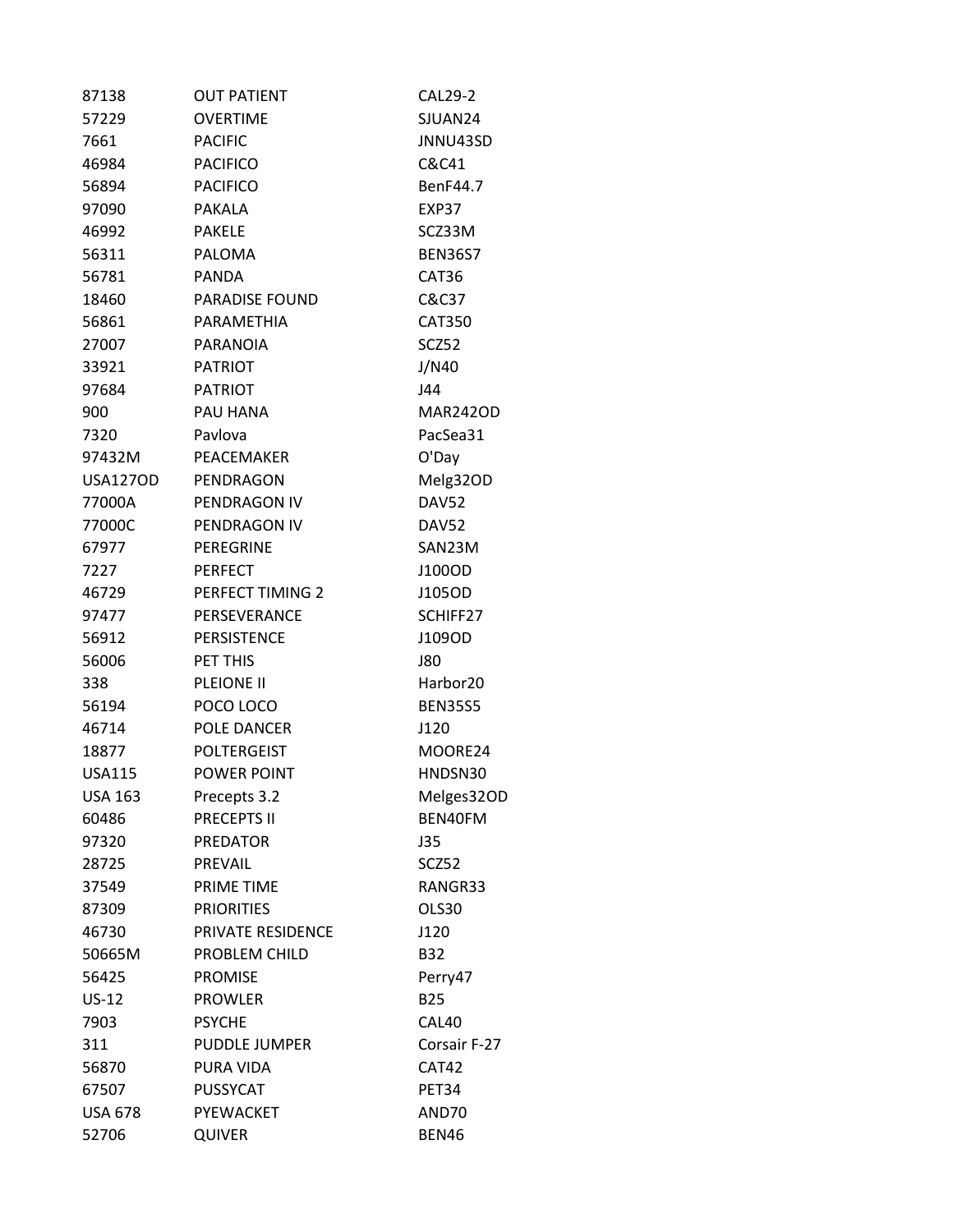| | | |
|---|---|---|
| 87138 | OUT PATIENT | CAL29-2 |
| 57229 | OVERTIME | SJUAN24 |
| 7661 | PACIFIC | JNNU43SD |
| 46984 | PACIFICO | C&C41 |
| 56894 | PACIFICO | BenF44.7 |
| 97090 | PAKALA | EXP37 |
| 46992 | PAKELE | SCZ33M |
| 56311 | PALOMA | BEN36S7 |
| 56781 | PANDA | CAT36 |
| 18460 | PARADISE FOUND | C&C37 |
| 56861 | PARAMETHIA | CAT350 |
| 27007 | PARANOIA | SCZ52 |
| 33921 | PATRIOT | J/N40 |
| 97684 | PATRIOT | J44 |
| 900 | PAU HANA | MAR242OD |
| 7320 | Pavlova | PacSea31 |
| 97432M | PEACEMAKER | O'Day |
| USA127OD | PENDRAGON | Melg32OD |
| 77000A | PENDRAGON IV | DAV52 |
| 77000C | PENDRAGON IV | DAV52 |
| 67977 | PEREGRINE | SAN23M |
| 7227 | PERFECT | J100OD |
| 46729 | PERFECT TIMING 2 | J105OD |
| 97477 | PERSEVERANCE | SCHIFF27 |
| 56912 | PERSISTENCE | J109OD |
| 56006 | PET THIS | J80 |
| 338 | PLEIONE II | Harbor20 |
| 56194 | POCO LOCO | BEN35S5 |
| 46714 | POLE DANCER | J120 |
| 18877 | POLTERGEIST | MOORE24 |
| USA115 | POWER POINT | HNDSN30 |
| USA 163 | Precepts 3.2 | Melges32OD |
| 60486 | PRECEPTS II | BEN40FM |
| 97320 | PREDATOR | J35 |
| 28725 | PREVAIL | SCZ52 |
| 37549 | PRIME TIME | RANGR33 |
| 87309 | PRIORITIES | OLS30 |
| 46730 | PRIVATE RESIDENCE | J120 |
| 50665M | PROBLEM CHILD | B32 |
| 56425 | PROMISE | Perry47 |
| US-12 | PROWLER | B25 |
| 7903 | PSYCHE | CAL40 |
| 311 | PUDDLE JUMPER | Corsair F-27 |
| 56870 | PURA VIDA | CAT42 |
| 67507 | PUSSYCAT | PET34 |
| USA 678 | PYEWACKET | AND70 |
| 52706 | QUIVER | BEN46 |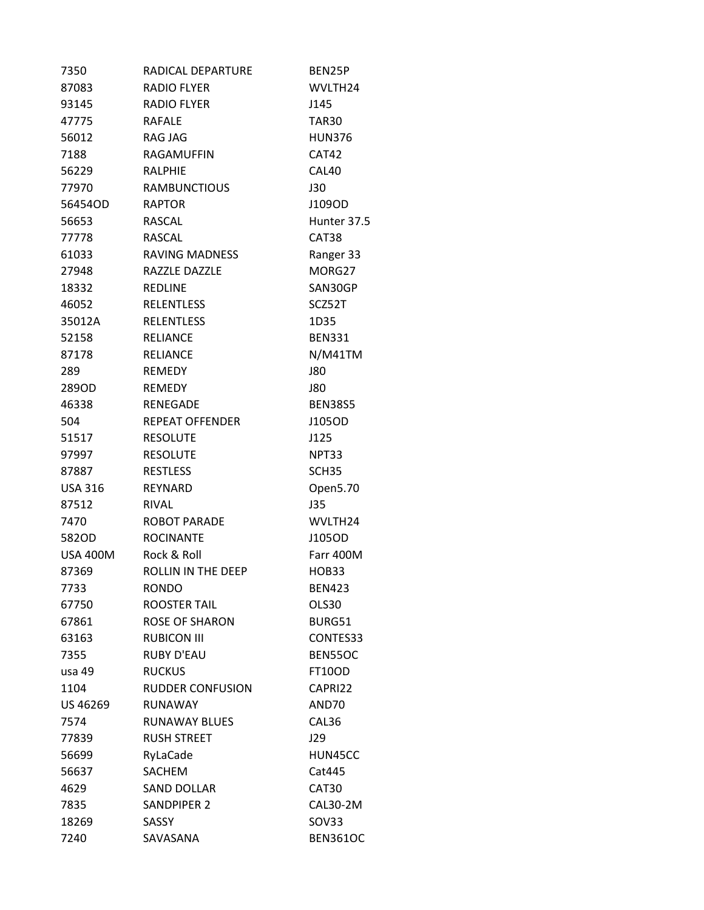| | | |
|---|---|---|
| 7350 | RADICAL DEPARTURE | BEN25P |
| 87083 | RADIO FLYER | WVLTH24 |
| 93145 | RADIO FLYER | J145 |
| 47775 | RAFALE | TAR30 |
| 56012 | RAG JAG | HUN376 |
| 7188 | RAGAMUFFIN | CAT42 |
| 56229 | RALPHIE | CAL40 |
| 77970 | RAMBUNCTIOUS | J30 |
| 56454OD | RAPTOR | J109OD |
| 56653 | RASCAL | Hunter 37.5 |
| 77778 | RASCAL | CAT38 |
| 61033 | RAVING MADNESS | Ranger 33 |
| 27948 | RAZZLE DAZZLE | MORG27 |
| 18332 | REDLINE | SAN30GP |
| 46052 | RELENTLESS | SCZ52T |
| 35012A | RELENTLESS | 1D35 |
| 52158 | RELIANCE | BEN331 |
| 87178 | RELIANCE | N/M41TM |
| 289 | REMEDY | J80 |
| 289OD | REMEDY | J80 |
| 46338 | RENEGADE | BEN38S5 |
| 504 | REPEAT OFFENDER | J105OD |
| 51517 | RESOLUTE | J125 |
| 97997 | RESOLUTE | NPT33 |
| 87887 | RESTLESS | SCH35 |
| USA 316 | REYNARD | Open5.70 |
| 87512 | RIVAL | J35 |
| 7470 | ROBOT PARADE | WVLTH24 |
| 582OD | ROCINANTE | J105OD |
| USA 400M | Rock & Roll | Farr 400M |
| 87369 | ROLLIN IN THE DEEP | HOB33 |
| 7733 | RONDO | BEN423 |
| 67750 | ROOSTER TAIL | OLS30 |
| 67861 | ROSE OF SHARON | BURG51 |
| 63163 | RUBICON III | CONTES33 |
| 7355 | RUBY D'EAU | BEN55OC |
| usa 49 | RUCKUS | FT10OD |
| 1104 | RUDDER CONFUSION | CAPRI22 |
| US 46269 | RUNAWAY | AND70 |
| 7574 | RUNAWAY BLUES | CAL36 |
| 77839 | RUSH STREET | J29 |
| 56699 | RyLaCade | HUN45CC |
| 56637 | SACHEM | Cat445 |
| 4629 | SAND DOLLAR | CAT30 |
| 7835 | SANDPIPER 2 | CAL30-2M |
| 18269 | SASSY | SOV33 |
| 7240 | SAVASANA | BEN361OC |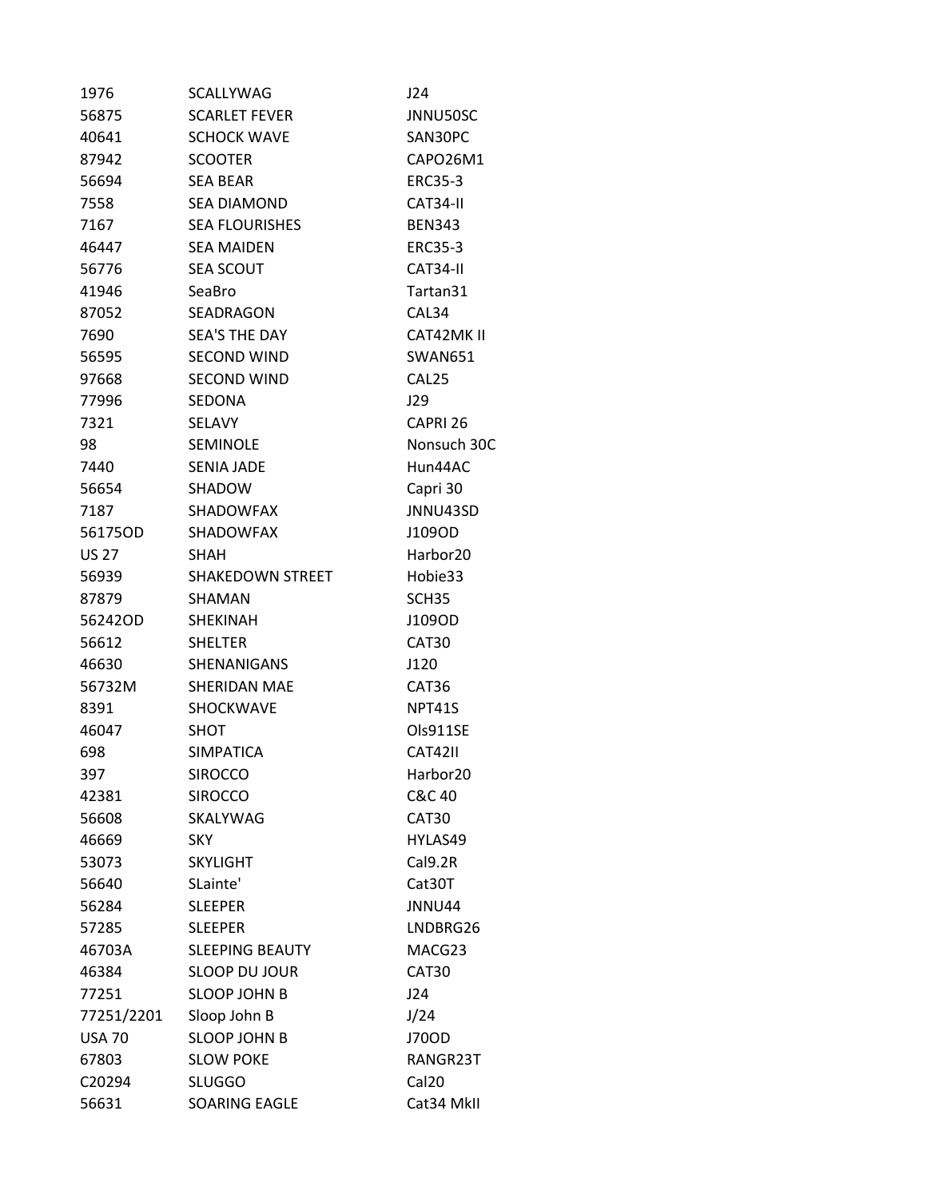| | | |
|---|---|---|
| 1976 | SCALLYWAG | J24 |
| 56875 | SCARLET FEVER | JNNU50SC |
| 40641 | SCHOCK WAVE | SAN30PC |
| 87942 | SCOOTER | CAPO26M1 |
| 56694 | SEA BEAR | ERC35-3 |
| 7558 | SEA DIAMOND | CAT34-II |
| 7167 | SEA FLOURISHES | BEN343 |
| 46447 | SEA MAIDEN | ERC35-3 |
| 56776 | SEA SCOUT | CAT34-II |
| 41946 | SeaBro | Tartan31 |
| 87052 | SEADRAGON | CAL34 |
| 7690 | SEA'S THE DAY | CAT42MK II |
| 56595 | SECOND WIND | SWAN651 |
| 97668 | SECOND WIND | CAL25 |
| 77996 | SEDONA | J29 |
| 7321 | SELAVY | CAPRI 26 |
| 98 | SEMINOLE | Nonsuch 30C |
| 7440 | SENIA JADE | Hun44AC |
| 56654 | SHADOW | Capri 30 |
| 7187 | SHADOWFAX | JNNU43SD |
| 56175OD | SHADOWFAX | J109OD |
| US 27 | SHAH | Harbor20 |
| 56939 | SHAKEDOWN STREET | Hobie33 |
| 87879 | SHAMAN | SCH35 |
| 56242OD | SHEKINAH | J109OD |
| 56612 | SHELTER | CAT30 |
| 46630 | SHENANIGANS | J120 |
| 56732M | SHERIDAN MAE | CAT36 |
| 8391 | SHOCKWAVE | NPT41S |
| 46047 | SHOT | Ols911SE |
| 698 | SIMPATICA | CAT42II |
| 397 | SIROCCO | Harbor20 |
| 42381 | SIROCCO | C&C 40 |
| 56608 | SKALYWAG | CAT30 |
| 46669 | SKY | HYLAS49 |
| 53073 | SKYLIGHT | Cal9.2R |
| 56640 | SLainte' | Cat30T |
| 56284 | SLEEPER | JNNU44 |
| 57285 | SLEEPER | LNDBRG26 |
| 46703A | SLEEPING BEAUTY | MACG23 |
| 46384 | SLOOP DU JOUR | CAT30 |
| 77251 | SLOOP JOHN B | J24 |
| 77251/2201 | Sloop John B | J/24 |
| USA 70 | SLOOP JOHN B | J70OD |
| 67803 | SLOW POKE | RANGR23T |
| C20294 | SLUGGO | Cal20 |
| 56631 | SOARING EAGLE | Cat34 MkII |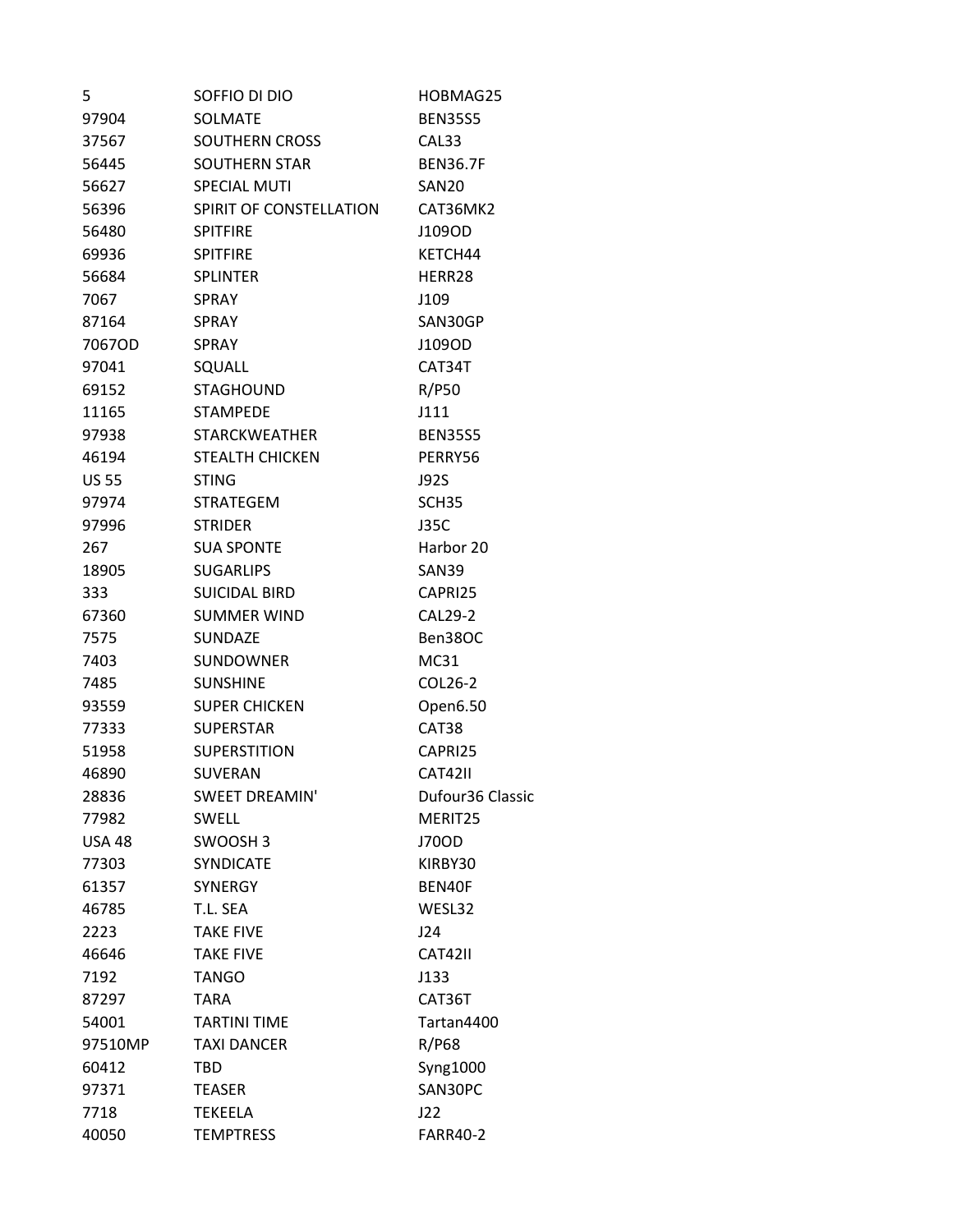| | | |
|---|---|---|
| 5 | SOFFIO DI DIO | HOBMAG25 |
| 97904 | SOLMATE | BEN35S5 |
| 37567 | SOUTHERN CROSS | CAL33 |
| 56445 | SOUTHERN STAR | BEN36.7F |
| 56627 | SPECIAL MUTI | SAN20 |
| 56396 | SPIRIT OF CONSTELLATION | CAT36MK2 |
| 56480 | SPITFIRE | J109OD |
| 69936 | SPITFIRE | KETCH44 |
| 56684 | SPLINTER | HERR28 |
| 7067 | SPRAY | J109 |
| 87164 | SPRAY | SAN30GP |
| 7067OD | SPRAY | J109OD |
| 97041 | SQUALL | CAT34T |
| 69152 | STAGHOUND | R/P50 |
| 11165 | STAMPEDE | J111 |
| 97938 | STARCKWEATHER | BEN35S5 |
| 46194 | STEALTH CHICKEN | PERRY56 |
| US 55 | STING | J92S |
| 97974 | STRATEGEM | SCH35 |
| 97996 | STRIDER | J35C |
| 267 | SUA SPONTE | Harbor 20 |
| 18905 | SUGARLIPS | SAN39 |
| 333 | SUICIDAL BIRD | CAPRI25 |
| 67360 | SUMMER WIND | CAL29-2 |
| 7575 | SUNDAZE | Ben38OC |
| 7403 | SUNDOWNER | MC31 |
| 7485 | SUNSHINE | COL26-2 |
| 93559 | SUPER CHICKEN | Open6.50 |
| 77333 | SUPERSTAR | CAT38 |
| 51958 | SUPERSTITION | CAPRI25 |
| 46890 | SUVERAN | CAT42II |
| 28836 | SWEET DREAMIN' | Dufour36 Classic |
| 77982 | SWELL | MERIT25 |
| USA 48 | SWOOSH 3 | J70OD |
| 77303 | SYNDICATE | KIRBY30 |
| 61357 | SYNERGY | BEN40F |
| 46785 | T.L. SEA | WESL32 |
| 2223 | TAKE FIVE | J24 |
| 46646 | TAKE FIVE | CAT42II |
| 7192 | TANGO | J133 |
| 87297 | TARA | CAT36T |
| 54001 | TARTINI TIME | Tartan4400 |
| 97510MP | TAXI DANCER | R/P68 |
| 60412 | TBD | Syng1000 |
| 97371 | TEASER | SAN30PC |
| 7718 | TEKEELA | J22 |
| 40050 | TEMPTRESS | FARR40-2 |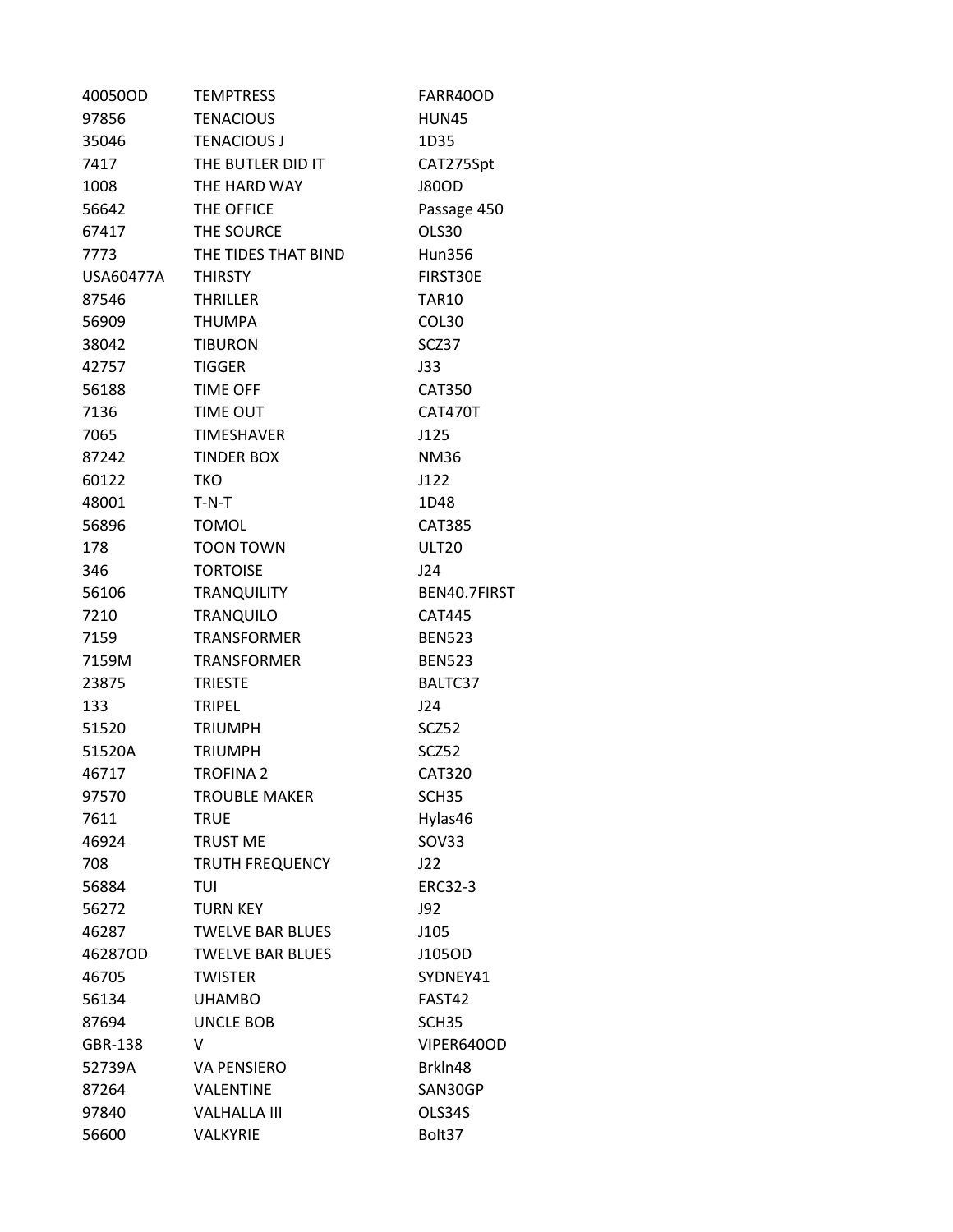| | | |
|---|---|---|
| 40050OD | TEMPTRESS | FARR40OD |
| 97856 | TENACIOUS | HUN45 |
| 35046 | TENACIOUS J | 1D35 |
| 7417 | THE BUTLER DID IT | CAT275Spt |
| 1008 | THE HARD WAY | J80OD |
| 56642 | THE OFFICE | Passage 450 |
| 67417 | THE SOURCE | OLS30 |
| 7773 | THE TIDES THAT BIND | Hun356 |
| USA60477A | THIRSTY | FIRST30E |
| 87546 | THRILLER | TAR10 |
| 56909 | THUMPA | COL30 |
| 38042 | TIBURON | SCZ37 |
| 42757 | TIGGER | J33 |
| 56188 | TIME OFF | CAT350 |
| 7136 | TIME OUT | CAT470T |
| 7065 | TIMESHAVER | J125 |
| 87242 | TINDER BOX | NM36 |
| 60122 | TKO | J122 |
| 48001 | T-N-T | 1D48 |
| 56896 | TOMOL | CAT385 |
| 178 | TOON TOWN | ULT20 |
| 346 | TORTOISE | J24 |
| 56106 | TRANQUILITY | BEN40.7FIRST |
| 7210 | TRANQUILO | CAT445 |
| 7159 | TRANSFORMER | BEN523 |
| 7159M | TRANSFORMER | BEN523 |
| 23875 | TRIESTE | BALTC37 |
| 133 | TRIPEL | J24 |
| 51520 | TRIUMPH | SCZ52 |
| 51520A | TRIUMPH | SCZ52 |
| 46717 | TROFINA 2 | CAT320 |
| 97570 | TROUBLE MAKER | SCH35 |
| 7611 | TRUE | Hylas46 |
| 46924 | TRUST ME | SOV33 |
| 708 | TRUTH FREQUENCY | J22 |
| 56884 | TUI | ERC32-3 |
| 56272 | TURN KEY | J92 |
| 46287 | TWELVE BAR BLUES | J105 |
| 46287OD | TWELVE BAR BLUES | J105OD |
| 46705 | TWISTER | SYDNEY41 |
| 56134 | UHAMBO | FAST42 |
| 87694 | UNCLE BOB | SCH35 |
| GBR-138 | V | VIPER640OD |
| 52739A | VA PENSIERO | Brkln48 |
| 87264 | VALENTINE | SAN30GP |
| 97840 | VALHALLA III | OLS34S |
| 56600 | VALKYRIE | Bolt37 |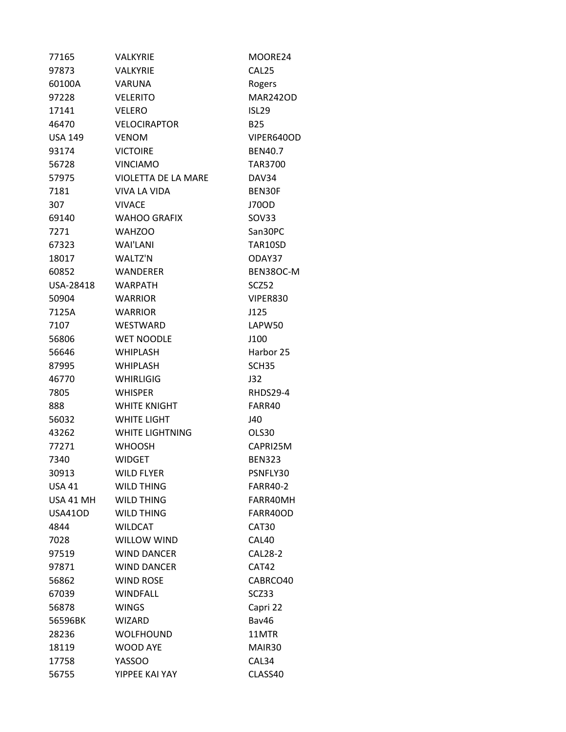| | | |
|---|---|---|
| 77165 | VALKYRIE | MOORE24 |
| 97873 | VALKYRIE | CAL25 |
| 60100A | VARUNA | Rogers |
| 97228 | VELERITO | MAR242OD |
| 17141 | VELERO | ISL29 |
| 46470 | VELOCIRAPTOR | B25 |
| USA 149 | VENOM | VIPER640OD |
| 93174 | VICTOIRE | BEN40.7 |
| 56728 | VINCIAMO | TAR3700 |
| 57975 | VIOLETTA DE LA MARE | DAV34 |
| 7181 | VIVA LA VIDA | BEN30F |
| 307 | VIVACE | J70OD |
| 69140 | WAHOO GRAFIX | SOV33 |
| 7271 | WAHZOO | San30PC |
| 67323 | WAI'LANI | TAR10SD |
| 18017 | WALTZ'N | ODAY37 |
| 60852 | WANDERER | BEN38OC-M |
| USA-28418 | WARPATH | SCZ52 |
| 50904 | WARRIOR | VIPER830 |
| 7125A | WARRIOR | J125 |
| 7107 | WESTWARD | LAPW50 |
| 56806 | WET NOODLE | J100 |
| 56646 | WHIPLASH | Harbor 25 |
| 87995 | WHIPLASH | SCH35 |
| 46770 | WHIRLIGIG | J32 |
| 7805 | WHISPER | RHDS29-4 |
| 888 | WHITE KNIGHT | FARR40 |
| 56032 | WHITE LIGHT | J40 |
| 43262 | WHITE LIGHTNING | OLS30 |
| 77271 | WHOOSH | CAPRI25M |
| 7340 | WIDGET | BEN323 |
| 30913 | WILD FLYER | PSNFLY30 |
| USA 41 | WILD THING | FARR40-2 |
| USA 41 MH | WILD THING | FARR40MH |
| USA41OD | WILD THING | FARR40OD |
| 4844 | WILDCAT | CAT30 |
| 7028 | WILLOW WIND | CAL40 |
| 97519 | WIND DANCER | CAL28-2 |
| 97871 | WIND DANCER | CAT42 |
| 56862 | WIND ROSE | CABRCO40 |
| 67039 | WINDFALL | SCZ33 |
| 56878 | WINGS | Capri 22 |
| 56596BK | WIZARD | Bav46 |
| 28236 | WOLFHOUND | 11MTR |
| 18119 | WOOD AYE | MAIR30 |
| 17758 | YASSOO | CAL34 |
| 56755 | YIPPEE KAI YAY | CLASS40 |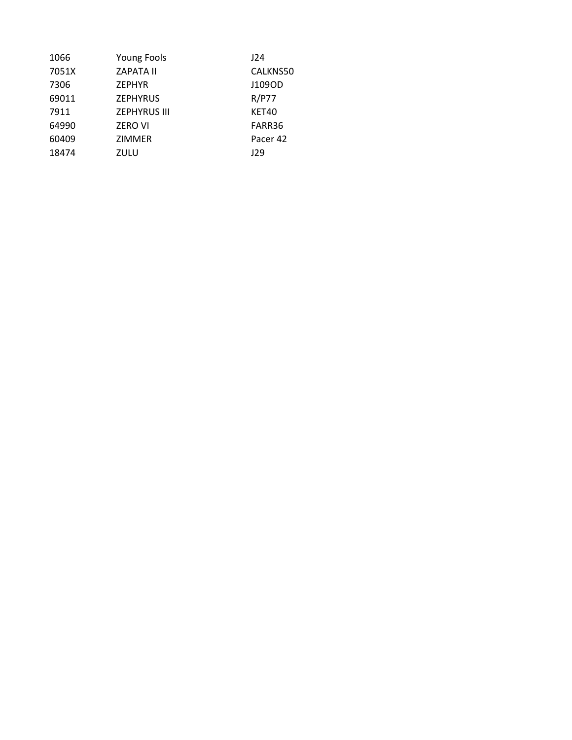| | | |
|---|---|---|
| 1066 | Young Fools | J24 |
| 7051X | ZAPATA II | CALKNS50 |
| 7306 | ZEPHYR | J109OD |
| 69011 | ZEPHYRUS | R/P77 |
| 7911 | ZEPHYRUS III | KET40 |
| 64990 | ZERO VI | FARR36 |
| 60409 | ZIMMER | Pacer 42 |
| 18474 | ZULU | J29 |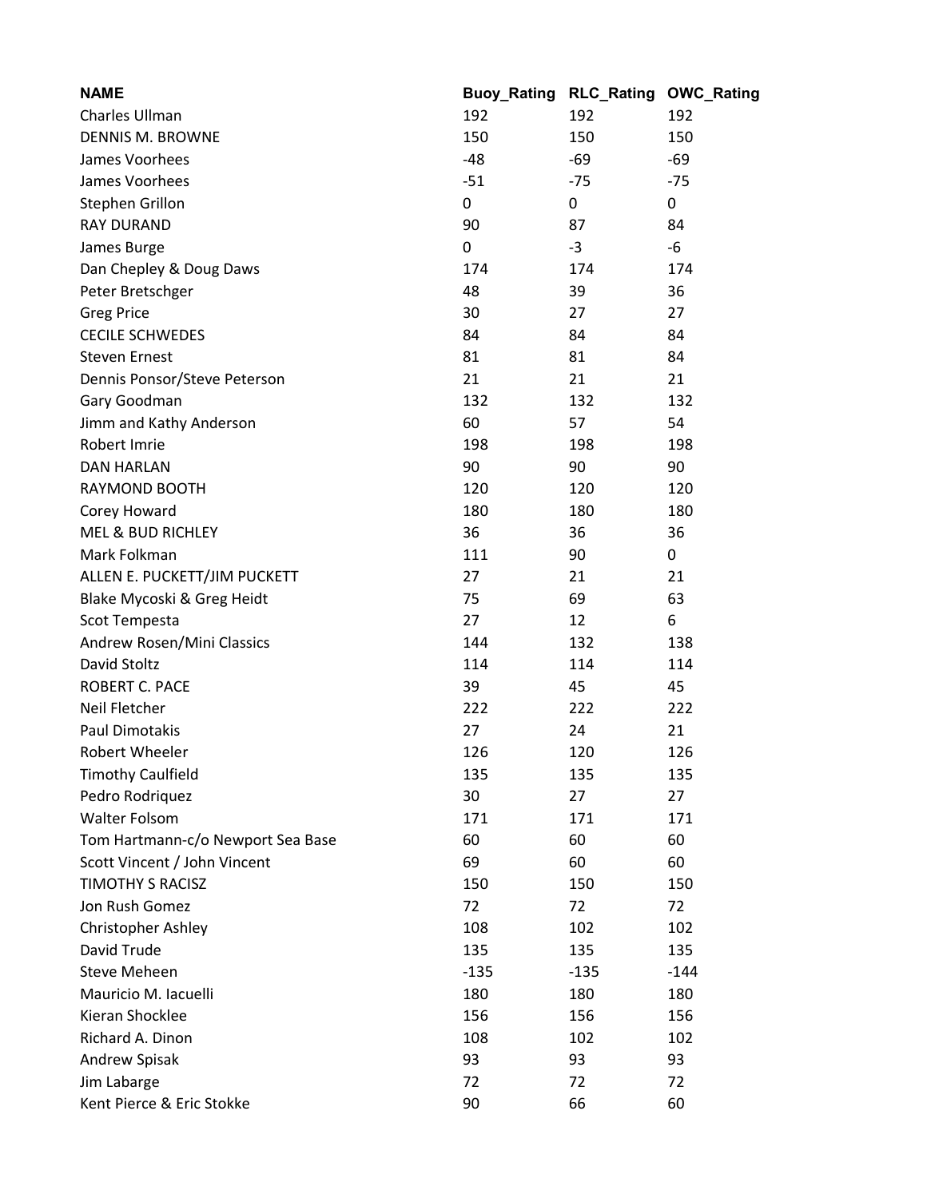| NAME | Buoy_Rating | RLC_Rating | OWC_Rating |
| --- | --- | --- | --- |
| Charles Ullman | 192 | 192 | 192 |
| DENNIS M. BROWNE | 150 | 150 | 150 |
| James Voorhees | -48 | -69 | -69 |
| James Voorhees | -51 | -75 | -75 |
| Stephen Grillon | 0 | 0 | 0 |
| RAY DURAND | 90 | 87 | 84 |
| James Burge | 0 | -3 | -6 |
| Dan Chepley & Doug Daws | 174 | 174 | 174 |
| Peter Bretschger | 48 | 39 | 36 |
| Greg Price | 30 | 27 | 27 |
| CECILE SCHWEDES | 84 | 84 | 84 |
| Steven Ernest | 81 | 81 | 84 |
| Dennis Ponsor/Steve Peterson | 21 | 21 | 21 |
| Gary Goodman | 132 | 132 | 132 |
| Jimm and Kathy Anderson | 60 | 57 | 54 |
| Robert Imrie | 198 | 198 | 198 |
| DAN HARLAN | 90 | 90 | 90 |
| RAYMOND BOOTH | 120 | 120 | 120 |
| Corey Howard | 180 | 180 | 180 |
| MEL & BUD RICHLEY | 36 | 36 | 36 |
| Mark Folkman | 111 | 90 | 0 |
| ALLEN E. PUCKETT/JIM PUCKETT | 27 | 21 | 21 |
| Blake Mycoski & Greg Heidt | 75 | 69 | 63 |
| Scot Tempesta | 27 | 12 | 6 |
| Andrew Rosen/Mini Classics | 144 | 132 | 138 |
| David Stoltz | 114 | 114 | 114 |
| ROBERT C. PACE | 39 | 45 | 45 |
| Neil Fletcher | 222 | 222 | 222 |
| Paul Dimotakis | 27 | 24 | 21 |
| Robert Wheeler | 126 | 120 | 126 |
| Timothy Caulfield | 135 | 135 | 135 |
| Pedro Rodriquez | 30 | 27 | 27 |
| Walter Folsom | 171 | 171 | 171 |
| Tom Hartmann-c/o Newport Sea Base | 60 | 60 | 60 |
| Scott Vincent / John Vincent | 69 | 60 | 60 |
| TIMOTHY S RACISZ | 150 | 150 | 150 |
| Jon Rush Gomez | 72 | 72 | 72 |
| Christopher Ashley | 108 | 102 | 102 |
| David Trude | 135 | 135 | 135 |
| Steve Meheen | -135 | -135 | -144 |
| Mauricio M. Iacuelli | 180 | 180 | 180 |
| Kieran Shocklee | 156 | 156 | 156 |
| Richard A. Dinon | 108 | 102 | 102 |
| Andrew Spisak | 93 | 93 | 93 |
| Jim Labarge | 72 | 72 | 72 |
| Kent Pierce & Eric Stokke | 90 | 66 | 60 |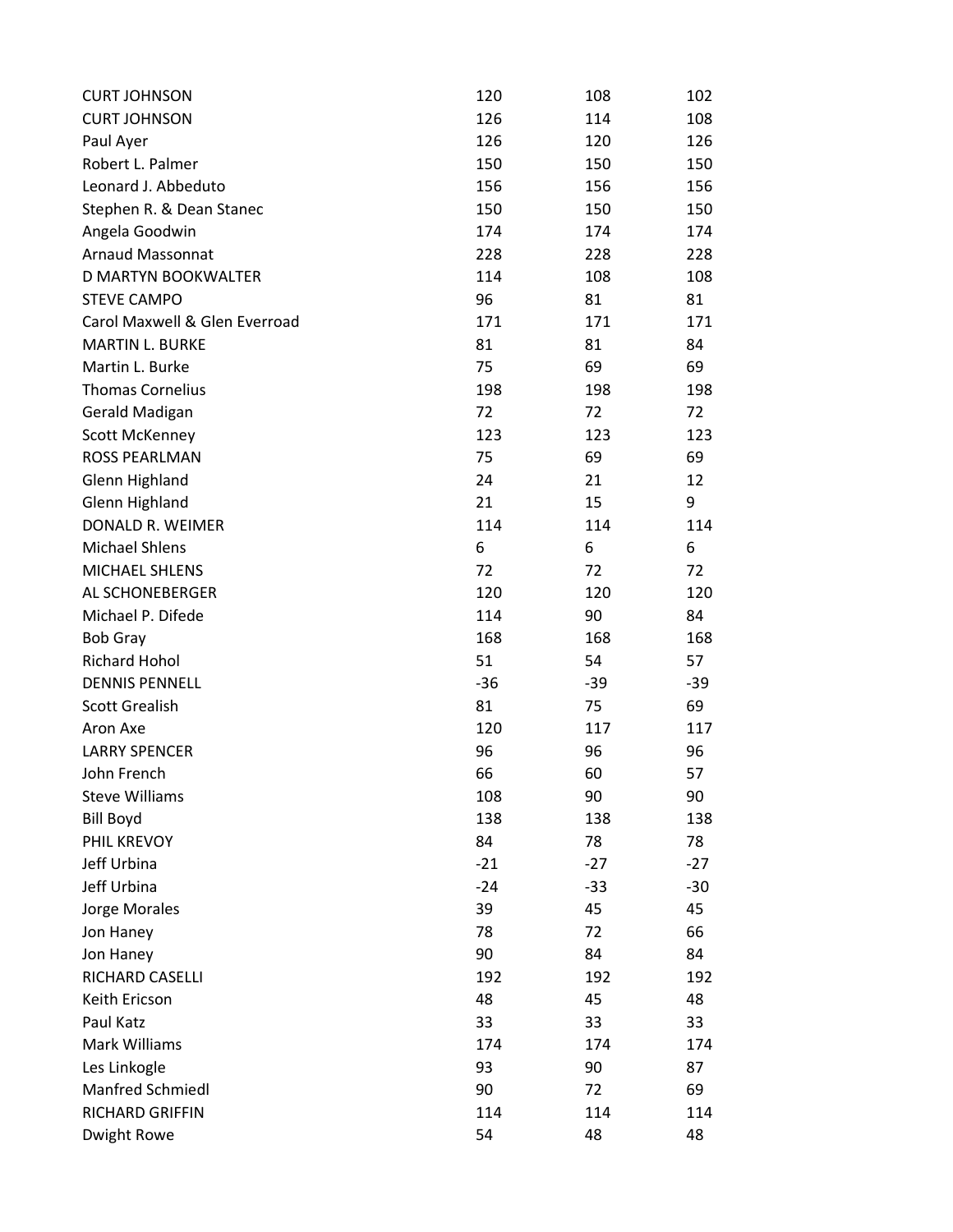| | | | |
|---|---|---|---|
| CURT JOHNSON | 120 | 108 | 102 |
| CURT JOHNSON | 126 | 114 | 108 |
| Paul Ayer | 126 | 120 | 126 |
| Robert L. Palmer | 150 | 150 | 150 |
| Leonard J. Abbeduto | 156 | 156 | 156 |
| Stephen R. & Dean Stanec | 150 | 150 | 150 |
| Angela Goodwin | 174 | 174 | 174 |
| Arnaud Massonnat | 228 | 228 | 228 |
| D MARTYN BOOKWALTER | 114 | 108 | 108 |
| STEVE CAMPO | 96 | 81 | 81 |
| Carol Maxwell & Glen Everroad | 171 | 171 | 171 |
| MARTIN L. BURKE | 81 | 81 | 84 |
| Martin L. Burke | 75 | 69 | 69 |
| Thomas Cornelius | 198 | 198 | 198 |
| Gerald Madigan | 72 | 72 | 72 |
| Scott McKenney | 123 | 123 | 123 |
| ROSS PEARLMAN | 75 | 69 | 69 |
| Glenn Highland | 24 | 21 | 12 |
| Glenn Highland | 21 | 15 | 9 |
| DONALD R. WEIMER | 114 | 114 | 114 |
| Michael Shlens | 6 | 6 | 6 |
| MICHAEL SHLENS | 72 | 72 | 72 |
| AL SCHONEBERGER | 120 | 120 | 120 |
| Michael P. Difede | 114 | 90 | 84 |
| Bob Gray | 168 | 168 | 168 |
| Richard Hohol | 51 | 54 | 57 |
| DENNIS PENNELL | -36 | -39 | -39 |
| Scott Grealish | 81 | 75 | 69 |
| Aron Axe | 120 | 117 | 117 |
| LARRY SPENCER | 96 | 96 | 96 |
| John French | 66 | 60 | 57 |
| Steve Williams | 108 | 90 | 90 |
| Bill Boyd | 138 | 138 | 138 |
| PHIL KREVOY | 84 | 78 | 78 |
| Jeff Urbina | -21 | -27 | -27 |
| Jeff Urbina | -24 | -33 | -30 |
| Jorge Morales | 39 | 45 | 45 |
| Jon Haney | 78 | 72 | 66 |
| Jon Haney | 90 | 84 | 84 |
| RICHARD CASELLI | 192 | 192 | 192 |
| Keith Ericson | 48 | 45 | 48 |
| Paul Katz | 33 | 33 | 33 |
| Mark Williams | 174 | 174 | 174 |
| Les Linkogle | 93 | 90 | 87 |
| Manfred Schmiedl | 90 | 72 | 69 |
| RICHARD GRIFFIN | 114 | 114 | 114 |
| Dwight Rowe | 54 | 48 | 48 |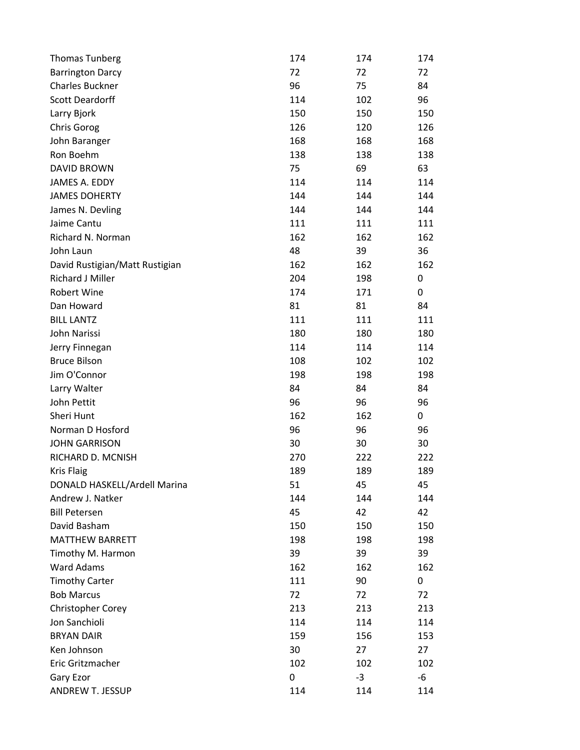| | | | |
|---|---|---|---|
| Thomas Tunberg | 174 | 174 | 174 |
| Barrington Darcy | 72 | 72 | 72 |
| Charles Buckner | 96 | 75 | 84 |
| Scott Deardorff | 114 | 102 | 96 |
| Larry Bjork | 150 | 150 | 150 |
| Chris Gorog | 126 | 120 | 126 |
| John Baranger | 168 | 168 | 168 |
| Ron Boehm | 138 | 138 | 138 |
| DAVID BROWN | 75 | 69 | 63 |
| JAMES A. EDDY | 114 | 114 | 114 |
| JAMES DOHERTY | 144 | 144 | 144 |
| James N. Devling | 144 | 144 | 144 |
| Jaime Cantu | 111 | 111 | 111 |
| Richard N. Norman | 162 | 162 | 162 |
| John Laun | 48 | 39 | 36 |
| David Rustigian/Matt Rustigian | 162 | 162 | 162 |
| Richard J Miller | 204 | 198 | 0 |
| Robert Wine | 174 | 171 | 0 |
| Dan Howard | 81 | 81 | 84 |
| BILL LANTZ | 111 | 111 | 111 |
| John Narissi | 180 | 180 | 180 |
| Jerry Finnegan | 114 | 114 | 114 |
| Bruce Bilson | 108 | 102 | 102 |
| Jim O'Connor | 198 | 198 | 198 |
| Larry Walter | 84 | 84 | 84 |
| John Pettit | 96 | 96 | 96 |
| Sheri Hunt | 162 | 162 | 0 |
| Norman D Hosford | 96 | 96 | 96 |
| JOHN GARRISON | 30 | 30 | 30 |
| RICHARD D. MCNISH | 270 | 222 | 222 |
| Kris Flaig | 189 | 189 | 189 |
| DONALD HASKELL/Ardell Marina | 51 | 45 | 45 |
| Andrew J. Natker | 144 | 144 | 144 |
| Bill Petersen | 45 | 42 | 42 |
| David Basham | 150 | 150 | 150 |
| MATTHEW BARRETT | 198 | 198 | 198 |
| Timothy M. Harmon | 39 | 39 | 39 |
| Ward Adams | 162 | 162 | 162 |
| Timothy Carter | 111 | 90 | 0 |
| Bob Marcus | 72 | 72 | 72 |
| Christopher Corey | 213 | 213 | 213 |
| Jon Sanchioli | 114 | 114 | 114 |
| BRYAN DAIR | 159 | 156 | 153 |
| Ken Johnson | 30 | 27 | 27 |
| Eric Gritzmacher | 102 | 102 | 102 |
| Gary Ezor | 0 | -3 | -6 |
| ANDREW T. JESSUP | 114 | 114 | 114 |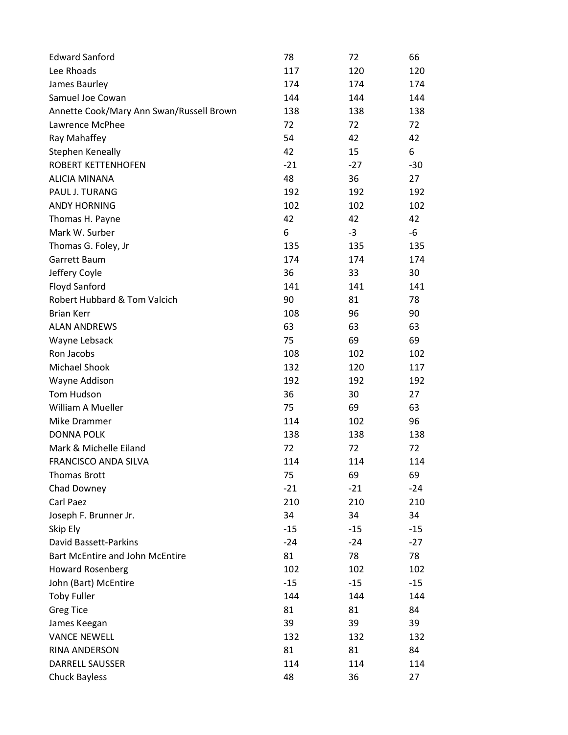| | | | |
|---|---|---|---|
| Edward Sanford | 78 | 72 | 66 |
| Lee Rhoads | 117 | 120 | 120 |
| James Baurley | 174 | 174 | 174 |
| Samuel Joe Cowan | 144 | 144 | 144 |
| Annette Cook/Mary Ann Swan/Russell Brown | 138 | 138 | 138 |
| Lawrence McPhee | 72 | 72 | 72 |
| Ray Mahaffey | 54 | 42 | 42 |
| Stephen Keneally | 42 | 15 | 6 |
| ROBERT KETTENHOFEN | -21 | -27 | -30 |
| ALICIA MINANA | 48 | 36 | 27 |
| PAUL J. TURANG | 192 | 192 | 192 |
| ANDY HORNING | 102 | 102 | 102 |
| Thomas H. Payne | 42 | 42 | 42 |
| Mark W. Surber | 6 | -3 | -6 |
| Thomas G. Foley, Jr | 135 | 135 | 135 |
| Garrett Baum | 174 | 174 | 174 |
| Jeffery Coyle | 36 | 33 | 30 |
| Floyd Sanford | 141 | 141 | 141 |
| Robert Hubbard & Tom Valcich | 90 | 81 | 78 |
| Brian Kerr | 108 | 96 | 90 |
| ALAN ANDREWS | 63 | 63 | 63 |
| Wayne Lebsack | 75 | 69 | 69 |
| Ron Jacobs | 108 | 102 | 102 |
| Michael Shook | 132 | 120 | 117 |
| Wayne Addison | 192 | 192 | 192 |
| Tom Hudson | 36 | 30 | 27 |
| William A Mueller | 75 | 69 | 63 |
| Mike Drammer | 114 | 102 | 96 |
| DONNA POLK | 138 | 138 | 138 |
| Mark & Michelle Eiland | 72 | 72 | 72 |
| FRANCISCO ANDA SILVA | 114 | 114 | 114 |
| Thomas Brott | 75 | 69 | 69 |
| Chad Downey | -21 | -21 | -24 |
| Carl Paez | 210 | 210 | 210 |
| Joseph F. Brunner Jr. | 34 | 34 | 34 |
| Skip Ely | -15 | -15 | -15 |
| David Bassett-Parkins | -24 | -24 | -27 |
| Bart McEntire and John McEntire | 81 | 78 | 78 |
| Howard Rosenberg | 102 | 102 | 102 |
| John (Bart) McEntire | -15 | -15 | -15 |
| Toby Fuller | 144 | 144 | 144 |
| Greg Tice | 81 | 81 | 84 |
| James Keegan | 39 | 39 | 39 |
| VANCE NEWELL | 132 | 132 | 132 |
| RINA ANDERSON | 81 | 81 | 84 |
| DARRELL SAUSSER | 114 | 114 | 114 |
| Chuck Bayless | 48 | 36 | 27 |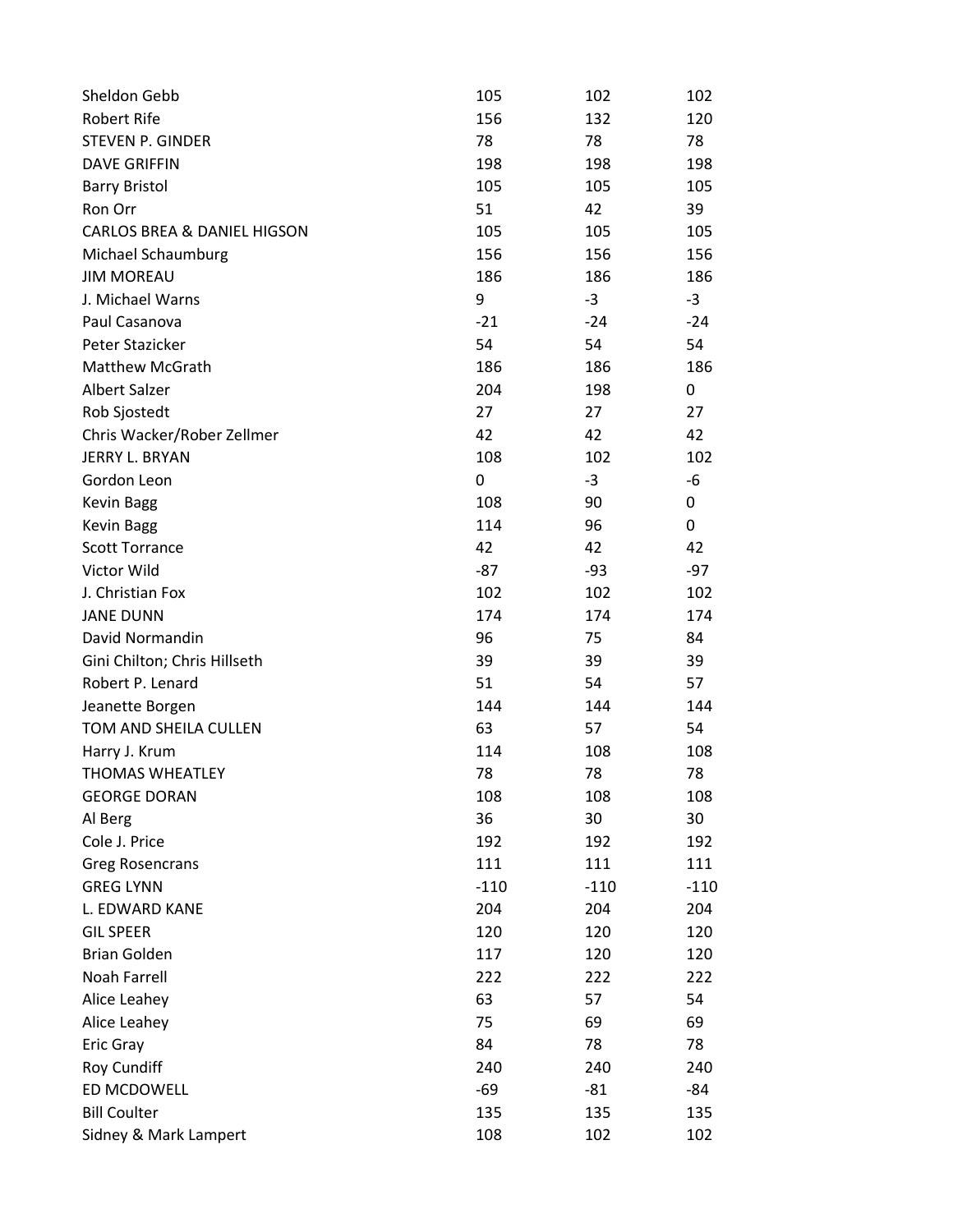| | | | |
|---|---|---|---|
| Sheldon Gebb | 105 | 102 | 102 |
| Robert Rife | 156 | 132 | 120 |
| STEVEN P. GINDER | 78 | 78 | 78 |
| DAVE GRIFFIN | 198 | 198 | 198 |
| Barry Bristol | 105 | 105 | 105 |
| Ron Orr | 51 | 42 | 39 |
| CARLOS BREA & DANIEL HIGSON | 105 | 105 | 105 |
| Michael Schaumburg | 156 | 156 | 156 |
| JIM MOREAU | 186 | 186 | 186 |
| J. Michael Warns | 9 | -3 | -3 |
| Paul Casanova | -21 | -24 | -24 |
| Peter Stazicker | 54 | 54 | 54 |
| Matthew McGrath | 186 | 186 | 186 |
| Albert Salzer | 204 | 198 | 0 |
| Rob Sjostedt | 27 | 27 | 27 |
| Chris Wacker/Rober Zellmer | 42 | 42 | 42 |
| JERRY L. BRYAN | 108 | 102 | 102 |
| Gordon Leon | 0 | -3 | -6 |
| Kevin Bagg | 108 | 90 | 0 |
| Kevin Bagg | 114 | 96 | 0 |
| Scott Torrance | 42 | 42 | 42 |
| Victor Wild | -87 | -93 | -97 |
| J. Christian Fox | 102 | 102 | 102 |
| JANE DUNN | 174 | 174 | 174 |
| David Normandin | 96 | 75 | 84 |
| Gini Chilton; Chris Hillseth | 39 | 39 | 39 |
| Robert P. Lenard | 51 | 54 | 57 |
| Jeanette Borgen | 144 | 144 | 144 |
| TOM AND SHEILA CULLEN | 63 | 57 | 54 |
| Harry J. Krum | 114 | 108 | 108 |
| THOMAS WHEATLEY | 78 | 78 | 78 |
| GEORGE DORAN | 108 | 108 | 108 |
| Al Berg | 36 | 30 | 30 |
| Cole J. Price | 192 | 192 | 192 |
| Greg Rosencrans | 111 | 111 | 111 |
| GREG LYNN | -110 | -110 | -110 |
| L. EDWARD KANE | 204 | 204 | 204 |
| GIL SPEER | 120 | 120 | 120 |
| Brian Golden | 117 | 120 | 120 |
| Noah Farrell | 222 | 222 | 222 |
| Alice Leahey | 63 | 57 | 54 |
| Alice Leahey | 75 | 69 | 69 |
| Eric Gray | 84 | 78 | 78 |
| Roy Cundiff | 240 | 240 | 240 |
| ED MCDOWELL | -69 | -81 | -84 |
| Bill Coulter | 135 | 135 | 135 |
| Sidney & Mark Lampert | 108 | 102 | 102 |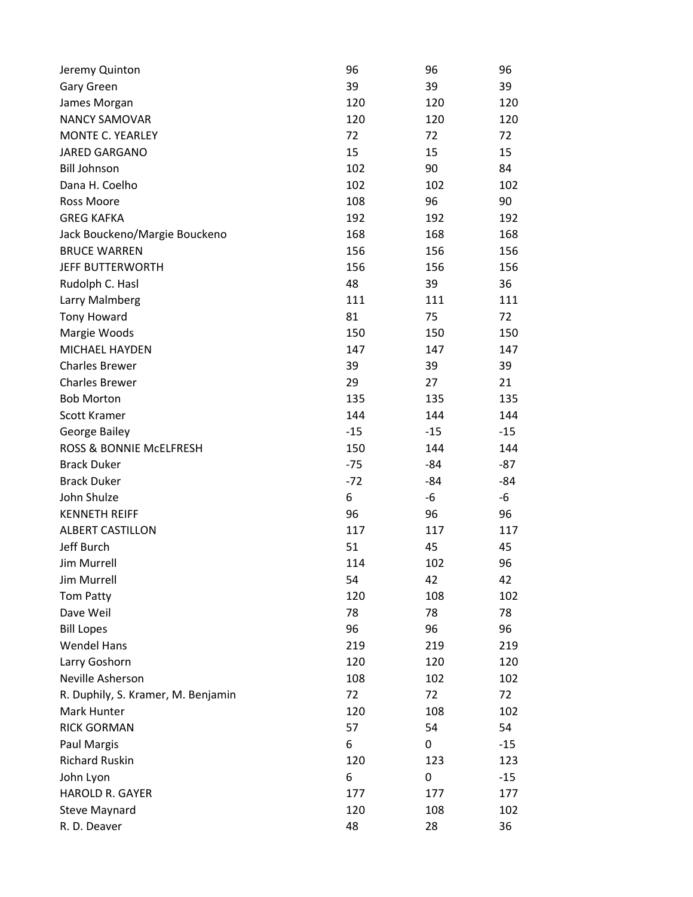| | | | |
|---|---|---|---|
| Jeremy Quinton | 96 | 96 | 96 |
| Gary Green | 39 | 39 | 39 |
| James Morgan | 120 | 120 | 120 |
| NANCY SAMOVAR | 120 | 120 | 120 |
| MONTE C. YEARLEY | 72 | 72 | 72 |
| JARED GARGANO | 15 | 15 | 15 |
| Bill Johnson | 102 | 90 | 84 |
| Dana H. Coelho | 102 | 102 | 102 |
| Ross Moore | 108 | 96 | 90 |
| GREG KAFKA | 192 | 192 | 192 |
| Jack Bouckeno/Margie Bouckeno | 168 | 168 | 168 |
| BRUCE WARREN | 156 | 156 | 156 |
| JEFF BUTTERWORTH | 156 | 156 | 156 |
| Rudolph C. Hasl | 48 | 39 | 36 |
| Larry Malmberg | 111 | 111 | 111 |
| Tony Howard | 81 | 75 | 72 |
| Margie Woods | 150 | 150 | 150 |
| MICHAEL HAYDEN | 147 | 147 | 147 |
| Charles Brewer | 39 | 39 | 39 |
| Charles Brewer | 29 | 27 | 21 |
| Bob Morton | 135 | 135 | 135 |
| Scott Kramer | 144 | 144 | 144 |
| George Bailey | -15 | -15 | -15 |
| ROSS & BONNIE McELFRESH | 150 | 144 | 144 |
| Brack Duker | -75 | -84 | -87 |
| Brack Duker | -72 | -84 | -84 |
| John Shulze | 6 | -6 | -6 |
| KENNETH REIFF | 96 | 96 | 96 |
| ALBERT CASTILLON | 117 | 117 | 117 |
| Jeff Burch | 51 | 45 | 45 |
| Jim Murrell | 114 | 102 | 96 |
| Jim Murrell | 54 | 42 | 42 |
| Tom Patty | 120 | 108 | 102 |
| Dave Weil | 78 | 78 | 78 |
| Bill Lopes | 96 | 96 | 96 |
| Wendel Hans | 219 | 219 | 219 |
| Larry Goshorn | 120 | 120 | 120 |
| Neville Asherson | 108 | 102 | 102 |
| R. Duphily, S. Kramer, M. Benjamin | 72 | 72 | 72 |
| Mark Hunter | 120 | 108 | 102 |
| RICK GORMAN | 57 | 54 | 54 |
| Paul Margis | 6 | 0 | -15 |
| Richard Ruskin | 120 | 123 | 123 |
| John Lyon | 6 | 0 | -15 |
| HAROLD R. GAYER | 177 | 177 | 177 |
| Steve Maynard | 120 | 108 | 102 |
| R. D. Deaver | 48 | 28 | 36 |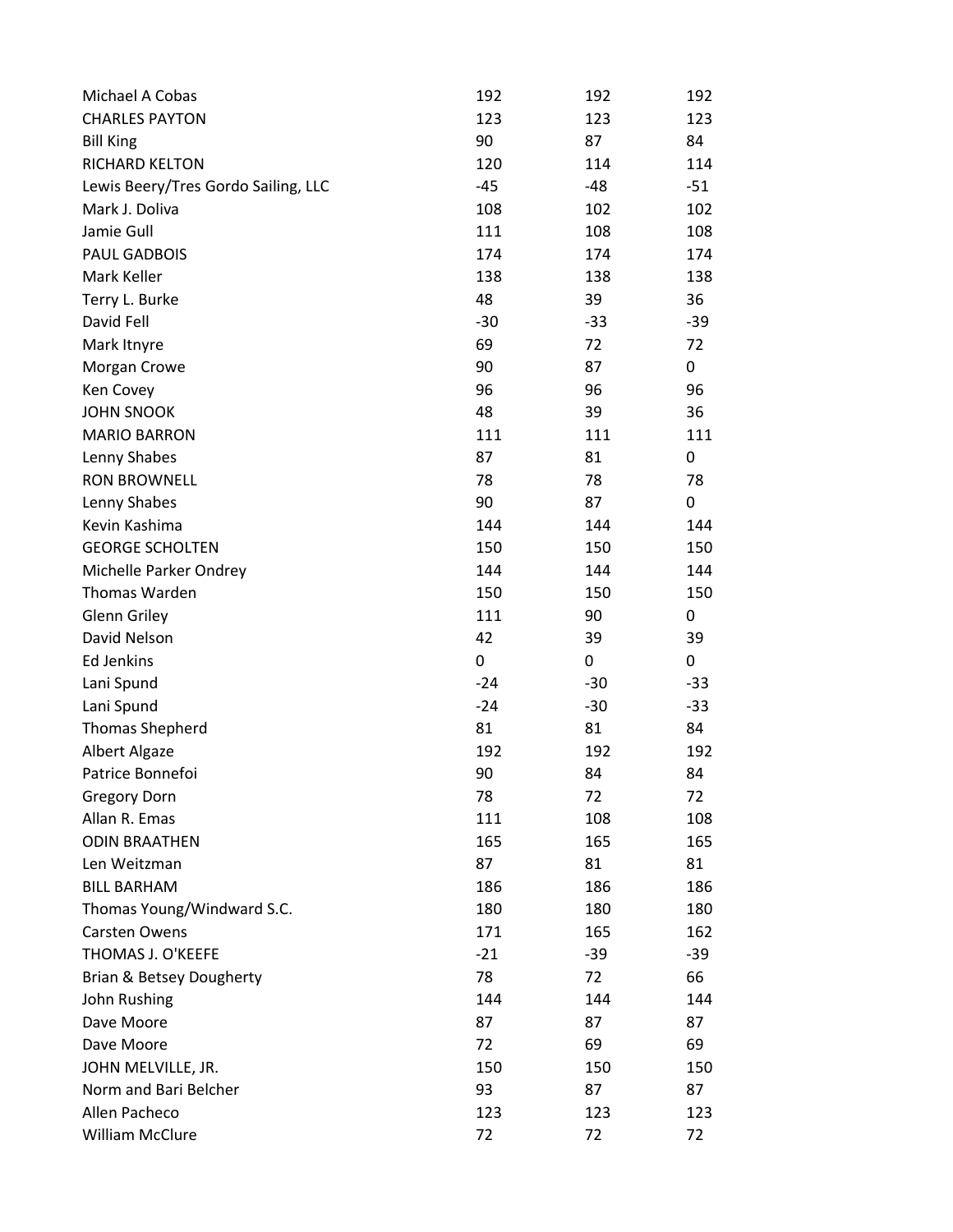| | | | |
|---|---|---|---|
| Michael A Cobas | 192 | 192 | 192 |
| CHARLES PAYTON | 123 | 123 | 123 |
| Bill King | 90 | 87 | 84 |
| RICHARD KELTON | 120 | 114 | 114 |
| Lewis Beery/Tres Gordo Sailing, LLC | -45 | -48 | -51 |
| Mark J. Doliva | 108 | 102 | 102 |
| Jamie Gull | 111 | 108 | 108 |
| PAUL GADBOIS | 174 | 174 | 174 |
| Mark Keller | 138 | 138 | 138 |
| Terry L. Burke | 48 | 39 | 36 |
| David Fell | -30 | -33 | -39 |
| Mark Itnyre | 69 | 72 | 72 |
| Morgan Crowe | 90 | 87 | 0 |
| Ken Covey | 96 | 96 | 96 |
| JOHN SNOOK | 48 | 39 | 36 |
| MARIO BARRON | 111 | 111 | 111 |
| Lenny Shabes | 87 | 81 | 0 |
| RON BROWNELL | 78 | 78 | 78 |
| Lenny Shabes | 90 | 87 | 0 |
| Kevin Kashima | 144 | 144 | 144 |
| GEORGE SCHOLTEN | 150 | 150 | 150 |
| Michelle Parker Ondrey | 144 | 144 | 144 |
| Thomas Warden | 150 | 150 | 150 |
| Glenn Griley | 111 | 90 | 0 |
| David Nelson | 42 | 39 | 39 |
| Ed Jenkins | 0 | 0 | 0 |
| Lani Spund | -24 | -30 | -33 |
| Lani Spund | -24 | -30 | -33 |
| Thomas Shepherd | 81 | 81 | 84 |
| Albert Algaze | 192 | 192 | 192 |
| Patrice Bonnefoi | 90 | 84 | 84 |
| Gregory Dorn | 78 | 72 | 72 |
| Allan R. Emas | 111 | 108 | 108 |
| ODIN BRAATHEN | 165 | 165 | 165 |
| Len Weitzman | 87 | 81 | 81 |
| BILL BARHAM | 186 | 186 | 186 |
| Thomas Young/Windward S.C. | 180 | 180 | 180 |
| Carsten Owens | 171 | 165 | 162 |
| THOMAS J. O'KEEFE | -21 | -39 | -39 |
| Brian & Betsey Dougherty | 78 | 72 | 66 |
| John Rushing | 144 | 144 | 144 |
| Dave Moore | 87 | 87 | 87 |
| Dave Moore | 72 | 69 | 69 |
| JOHN MELVILLE, JR. | 150 | 150 | 150 |
| Norm and Bari Belcher | 93 | 87 | 87 |
| Allen Pacheco | 123 | 123 | 123 |
| William McClure | 72 | 72 | 72 |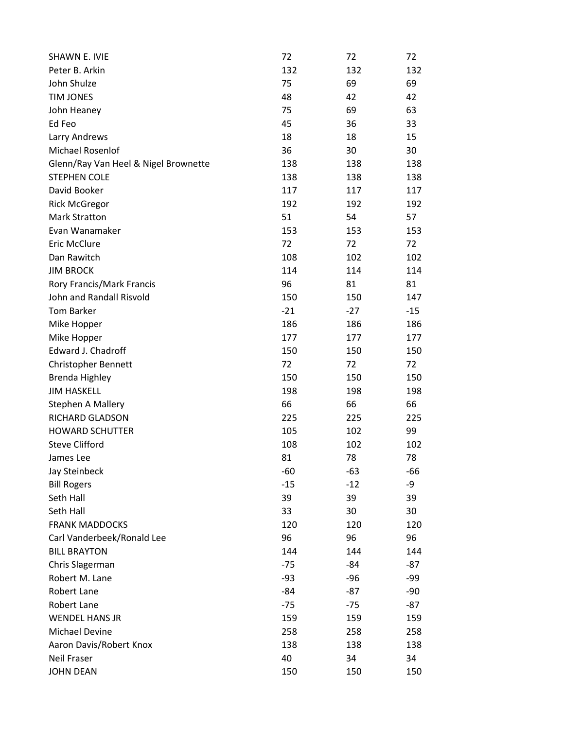| | | | |
|---|---|---|---|
| SHAWN E. IVIE | 72 | 72 | 72 |
| Peter B. Arkin | 132 | 132 | 132 |
| John Shulze | 75 | 69 | 69 |
| TIM JONES | 48 | 42 | 42 |
| John Heaney | 75 | 69 | 63 |
| Ed Feo | 45 | 36 | 33 |
| Larry Andrews | 18 | 18 | 15 |
| Michael Rosenlof | 36 | 30 | 30 |
| Glenn/Ray Van Heel & Nigel Brownette | 138 | 138 | 138 |
| STEPHEN COLE | 138 | 138 | 138 |
| David Booker | 117 | 117 | 117 |
| Rick McGregor | 192 | 192 | 192 |
| Mark Stratton | 51 | 54 | 57 |
| Evan Wanamaker | 153 | 153 | 153 |
| Eric McClure | 72 | 72 | 72 |
| Dan Rawitch | 108 | 102 | 102 |
| JIM BROCK | 114 | 114 | 114 |
| Rory Francis/Mark Francis | 96 | 81 | 81 |
| John and Randall Risvold | 150 | 150 | 147 |
| Tom Barker | -21 | -27 | -15 |
| Mike Hopper | 186 | 186 | 186 |
| Mike Hopper | 177 | 177 | 177 |
| Edward J. Chadroff | 150 | 150 | 150 |
| Christopher Bennett | 72 | 72 | 72 |
| Brenda Highley | 150 | 150 | 150 |
| JIM HASKELL | 198 | 198 | 198 |
| Stephen A Mallery | 66 | 66 | 66 |
| RICHARD GLADSON | 225 | 225 | 225 |
| HOWARD SCHUTTER | 105 | 102 | 99 |
| Steve Clifford | 108 | 102 | 102 |
| James Lee | 81 | 78 | 78 |
| Jay Steinbeck | -60 | -63 | -66 |
| Bill Rogers | -15 | -12 | -9 |
| Seth Hall | 39 | 39 | 39 |
| Seth Hall | 33 | 30 | 30 |
| FRANK MADDOCKS | 120 | 120 | 120 |
| Carl Vanderbeek/Ronald Lee | 96 | 96 | 96 |
| BILL BRAYTON | 144 | 144 | 144 |
| Chris Slagerman | -75 | -84 | -87 |
| Robert M. Lane | -93 | -96 | -99 |
| Robert Lane | -84 | -87 | -90 |
| Robert Lane | -75 | -75 | -87 |
| WENDEL HANS JR | 159 | 159 | 159 |
| Michael Devine | 258 | 258 | 258 |
| Aaron Davis/Robert Knox | 138 | 138 | 138 |
| Neil Fraser | 40 | 34 | 34 |
| JOHN DEAN | 150 | 150 | 150 |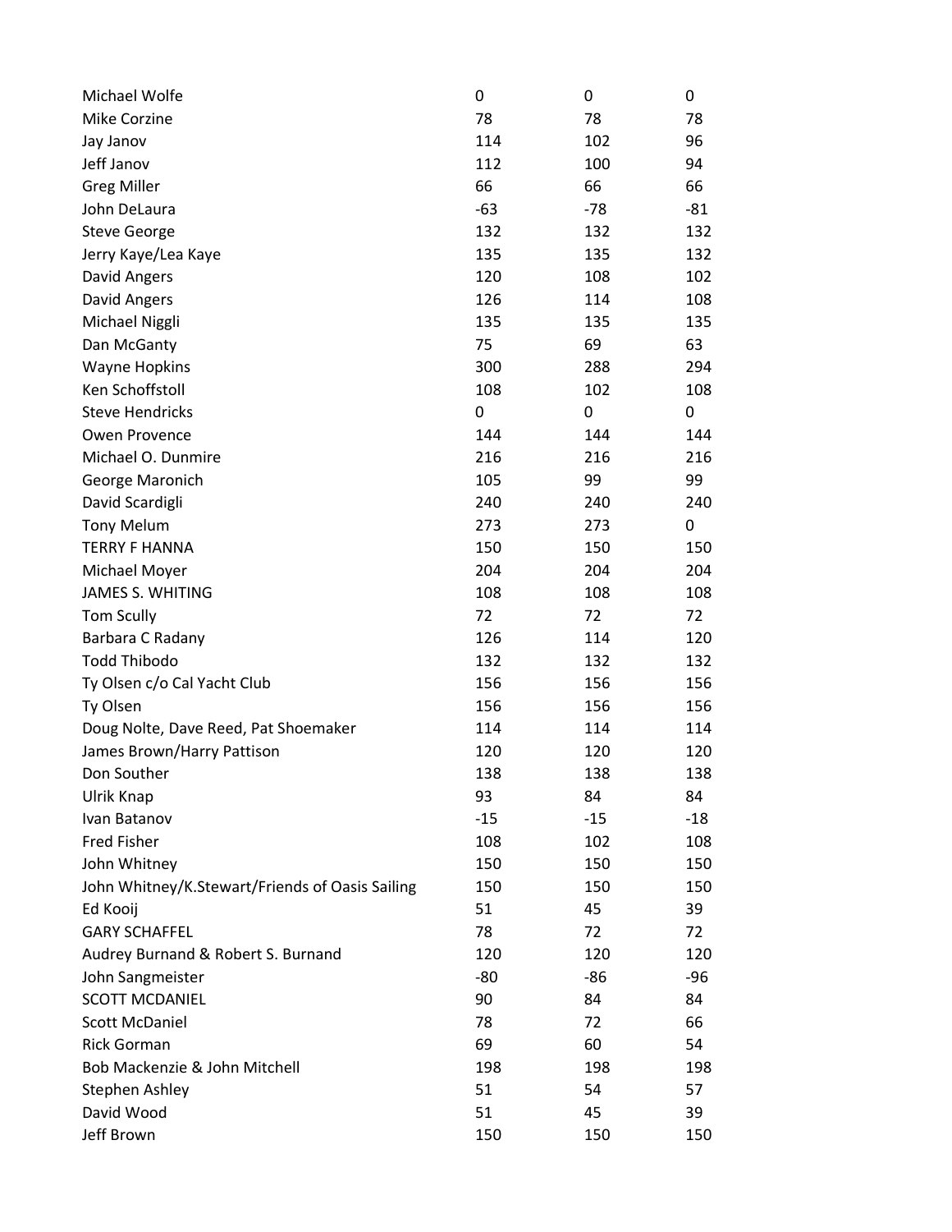| | | | |
|---|---|---|---|
| Michael Wolfe | 0 | 0 | 0 |
| Mike Corzine | 78 | 78 | 78 |
| Jay Janov | 114 | 102 | 96 |
| Jeff Janov | 112 | 100 | 94 |
| Greg Miller | 66 | 66 | 66 |
| John DeLaura | -63 | -78 | -81 |
| Steve George | 132 | 132 | 132 |
| Jerry Kaye/Lea Kaye | 135 | 135 | 132 |
| David Angers | 120 | 108 | 102 |
| David Angers | 126 | 114 | 108 |
| Michael Niggli | 135 | 135 | 135 |
| Dan McGanty | 75 | 69 | 63 |
| Wayne Hopkins | 300 | 288 | 294 |
| Ken Schoffstoll | 108 | 102 | 108 |
| Steve Hendricks | 0 | 0 | 0 |
| Owen Provence | 144 | 144 | 144 |
| Michael O. Dunmire | 216 | 216 | 216 |
| George Maronich | 105 | 99 | 99 |
| David Scardigli | 240 | 240 | 240 |
| Tony Melum | 273 | 273 | 0 |
| TERRY F HANNA | 150 | 150 | 150 |
| Michael Moyer | 204 | 204 | 204 |
| JAMES S. WHITING | 108 | 108 | 108 |
| Tom Scully | 72 | 72 | 72 |
| Barbara C Radany | 126 | 114 | 120 |
| Todd Thibodo | 132 | 132 | 132 |
| Ty Olsen c/o Cal Yacht Club | 156 | 156 | 156 |
| Ty Olsen | 156 | 156 | 156 |
| Doug Nolte, Dave Reed, Pat Shoemaker | 114 | 114 | 114 |
| James Brown/Harry Pattison | 120 | 120 | 120 |
| Don Souther | 138 | 138 | 138 |
| Ulrik Knap | 93 | 84 | 84 |
| Ivan Batanov | -15 | -15 | -18 |
| Fred Fisher | 108 | 102 | 108 |
| John Whitney | 150 | 150 | 150 |
| John Whitney/K.Stewart/Friends of Oasis Sailing | 150 | 150 | 150 |
| Ed Kooij | 51 | 45 | 39 |
| GARY SCHAFFEL | 78 | 72 | 72 |
| Audrey Burnand & Robert S. Burnand | 120 | 120 | 120 |
| John Sangmeister | -80 | -86 | -96 |
| SCOTT MCDANIEL | 90 | 84 | 84 |
| Scott McDaniel | 78 | 72 | 66 |
| Rick Gorman | 69 | 60 | 54 |
| Bob Mackenzie & John Mitchell | 198 | 198 | 198 |
| Stephen Ashley | 51 | 54 | 57 |
| David Wood | 51 | 45 | 39 |
| Jeff Brown | 150 | 150 | 150 |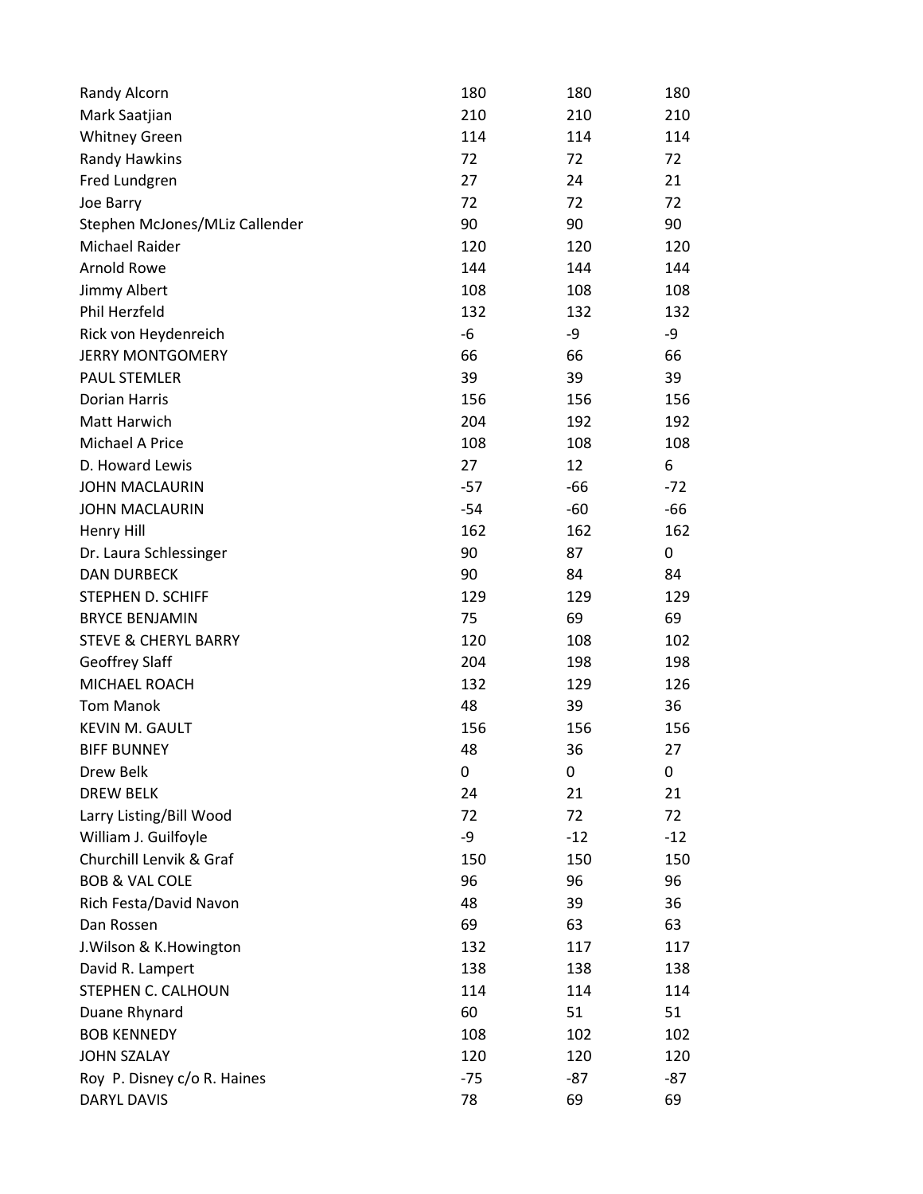| | | | |
|---|---|---|---|
| Randy Alcorn | 180 | 180 | 180 |
| Mark Saatjian | 210 | 210 | 210 |
| Whitney Green | 114 | 114 | 114 |
| Randy Hawkins | 72 | 72 | 72 |
| Fred Lundgren | 27 | 24 | 21 |
| Joe Barry | 72 | 72 | 72 |
| Stephen McJones/MLiz Callender | 90 | 90 | 90 |
| Michael Raider | 120 | 120 | 120 |
| Arnold Rowe | 144 | 144 | 144 |
| Jimmy Albert | 108 | 108 | 108 |
| Phil Herzfeld | 132 | 132 | 132 |
| Rick von Heydenreich | -6 | -9 | -9 |
| JERRY MONTGOMERY | 66 | 66 | 66 |
| PAUL STEMLER | 39 | 39 | 39 |
| Dorian Harris | 156 | 156 | 156 |
| Matt Harwich | 204 | 192 | 192 |
| Michael A Price | 108 | 108 | 108 |
| D. Howard Lewis | 27 | 12 | 6 |
| JOHN MACLAURIN | -57 | -66 | -72 |
| JOHN MACLAURIN | -54 | -60 | -66 |
| Henry Hill | 162 | 162 | 162 |
| Dr. Laura Schlessinger | 90 | 87 | 0 |
| DAN DURBECK | 90 | 84 | 84 |
| STEPHEN D. SCHIFF | 129 | 129 | 129 |
| BRYCE BENJAMIN | 75 | 69 | 69 |
| STEVE & CHERYL BARRY | 120 | 108 | 102 |
| Geoffrey Slaff | 204 | 198 | 198 |
| MICHAEL ROACH | 132 | 129 | 126 |
| Tom Manok | 48 | 39 | 36 |
| KEVIN M. GAULT | 156 | 156 | 156 |
| BIFF BUNNEY | 48 | 36 | 27 |
| Drew Belk | 0 | 0 | 0 |
| DREW BELK | 24 | 21 | 21 |
| Larry Listing/Bill Wood | 72 | 72 | 72 |
| William J. Guilfoyle | -9 | -12 | -12 |
| Churchill Lenvik & Graf | 150 | 150 | 150 |
| BOB & VAL COLE | 96 | 96 | 96 |
| Rich Festa/David Navon | 48 | 39 | 36 |
| Dan Rossen | 69 | 63 | 63 |
| J.Wilson & K.Howington | 132 | 117 | 117 |
| David R. Lampert | 138 | 138 | 138 |
| STEPHEN C. CALHOUN | 114 | 114 | 114 |
| Duane Rhynard | 60 | 51 | 51 |
| BOB KENNEDY | 108 | 102 | 102 |
| JOHN SZALAY | 120 | 120 | 120 |
| Roy P. Disney c/o R. Haines | -75 | -87 | -87 |
| DARYL DAVIS | 78 | 69 | 69 |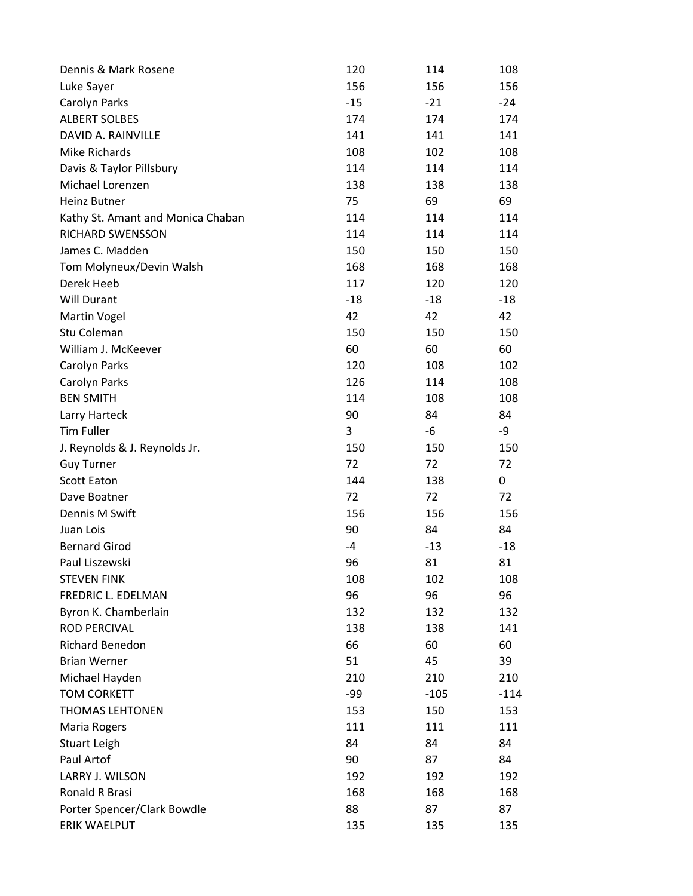| | | | |
|---|---|---|---|
| Dennis & Mark Rosene | 120 | 114 | 108 |
| Luke Sayer | 156 | 156 | 156 |
| Carolyn Parks | -15 | -21 | -24 |
| ALBERT SOLBES | 174 | 174 | 174 |
| DAVID A. RAINVILLE | 141 | 141 | 141 |
| Mike Richards | 108 | 102 | 108 |
| Davis & Taylor Pillsbury | 114 | 114 | 114 |
| Michael Lorenzen | 138 | 138 | 138 |
| Heinz Butner | 75 | 69 | 69 |
| Kathy St. Amant and Monica Chaban | 114 | 114 | 114 |
| RICHARD SWENSSON | 114 | 114 | 114 |
| James C. Madden | 150 | 150 | 150 |
| Tom Molyneux/Devin Walsh | 168 | 168 | 168 |
| Derek Heeb | 117 | 120 | 120 |
| Will Durant | -18 | -18 | -18 |
| Martin Vogel | 42 | 42 | 42 |
| Stu Coleman | 150 | 150 | 150 |
| William J. McKeever | 60 | 60 | 60 |
| Carolyn Parks | 120 | 108 | 102 |
| Carolyn Parks | 126 | 114 | 108 |
| BEN SMITH | 114 | 108 | 108 |
| Larry Harteck | 90 | 84 | 84 |
| Tim Fuller | 3 | -6 | -9 |
| J. Reynolds & J. Reynolds Jr. | 150 | 150 | 150 |
| Guy Turner | 72 | 72 | 72 |
| Scott Eaton | 144 | 138 | 0 |
| Dave Boatner | 72 | 72 | 72 |
| Dennis M Swift | 156 | 156 | 156 |
| Juan Lois | 90 | 84 | 84 |
| Bernard Girod | -4 | -13 | -18 |
| Paul Liszewski | 96 | 81 | 81 |
| STEVEN FINK | 108 | 102 | 108 |
| FREDRIC L. EDELMAN | 96 | 96 | 96 |
| Byron K. Chamberlain | 132 | 132 | 132 |
| ROD PERCIVAL | 138 | 138 | 141 |
| Richard Benedon | 66 | 60 | 60 |
| Brian Werner | 51 | 45 | 39 |
| Michael Hayden | 210 | 210 | 210 |
| TOM CORKETT | -99 | -105 | -114 |
| THOMAS LEHTONEN | 153 | 150 | 153 |
| Maria Rogers | 111 | 111 | 111 |
| Stuart Leigh | 84 | 84 | 84 |
| Paul Artof | 90 | 87 | 84 |
| LARRY J. WILSON | 192 | 192 | 192 |
| Ronald R Brasi | 168 | 168 | 168 |
| Porter Spencer/Clark Bowdle | 88 | 87 | 87 |
| ERIK WAELPUT | 135 | 135 | 135 |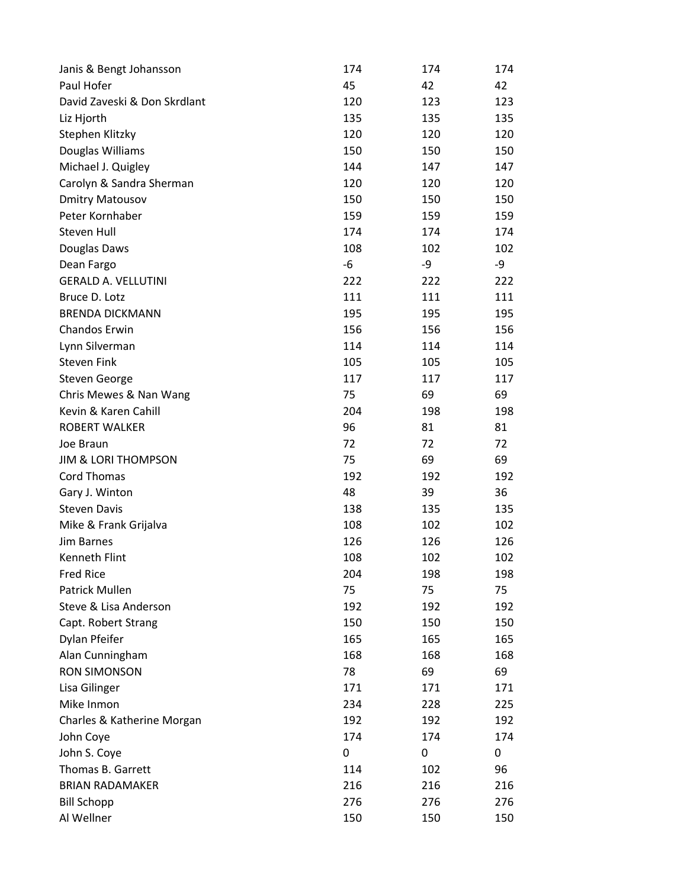| | | | |
|---|---|---|---|
| Janis & Bengt Johansson | 174 | 174 | 174 |
| Paul Hofer | 45 | 42 | 42 |
| David Zaveski & Don Skrdlant | 120 | 123 | 123 |
| Liz Hjorth | 135 | 135 | 135 |
| Stephen Klitzky | 120 | 120 | 120 |
| Douglas Williams | 150 | 150 | 150 |
| Michael J. Quigley | 144 | 147 | 147 |
| Carolyn & Sandra Sherman | 120 | 120 | 120 |
| Dmitry Matousov | 150 | 150 | 150 |
| Peter Kornhaber | 159 | 159 | 159 |
| Steven Hull | 174 | 174 | 174 |
| Douglas Daws | 108 | 102 | 102 |
| Dean Fargo | -6 | -9 | -9 |
| GERALD A. VELLUTINI | 222 | 222 | 222 |
| Bruce D. Lotz | 111 | 111 | 111 |
| BRENDA DICKMANN | 195 | 195 | 195 |
| Chandos Erwin | 156 | 156 | 156 |
| Lynn Silverman | 114 | 114 | 114 |
| Steven Fink | 105 | 105 | 105 |
| Steven George | 117 | 117 | 117 |
| Chris Mewes & Nan Wang | 75 | 69 | 69 |
| Kevin & Karen Cahill | 204 | 198 | 198 |
| ROBERT WALKER | 96 | 81 | 81 |
| Joe Braun | 72 | 72 | 72 |
| JIM & LORI THOMPSON | 75 | 69 | 69 |
| Cord Thomas | 192 | 192 | 192 |
| Gary J. Winton | 48 | 39 | 36 |
| Steven Davis | 138 | 135 | 135 |
| Mike & Frank Grijalva | 108 | 102 | 102 |
| Jim Barnes | 126 | 126 | 126 |
| Kenneth Flint | 108 | 102 | 102 |
| Fred Rice | 204 | 198 | 198 |
| Patrick Mullen | 75 | 75 | 75 |
| Steve & Lisa Anderson | 192 | 192 | 192 |
| Capt. Robert Strang | 150 | 150 | 150 |
| Dylan Pfeifer | 165 | 165 | 165 |
| Alan Cunningham | 168 | 168 | 168 |
| RON SIMONSON | 78 | 69 | 69 |
| Lisa Gilinger | 171 | 171 | 171 |
| Mike Inmon | 234 | 228 | 225 |
| Charles & Katherine Morgan | 192 | 192 | 192 |
| John Coye | 174 | 174 | 174 |
| John S. Coye | 0 | 0 | 0 |
| Thomas B. Garrett | 114 | 102 | 96 |
| BRIAN RADAMAKER | 216 | 216 | 216 |
| Bill Schopp | 276 | 276 | 276 |
| Al Wellner | 150 | 150 | 150 |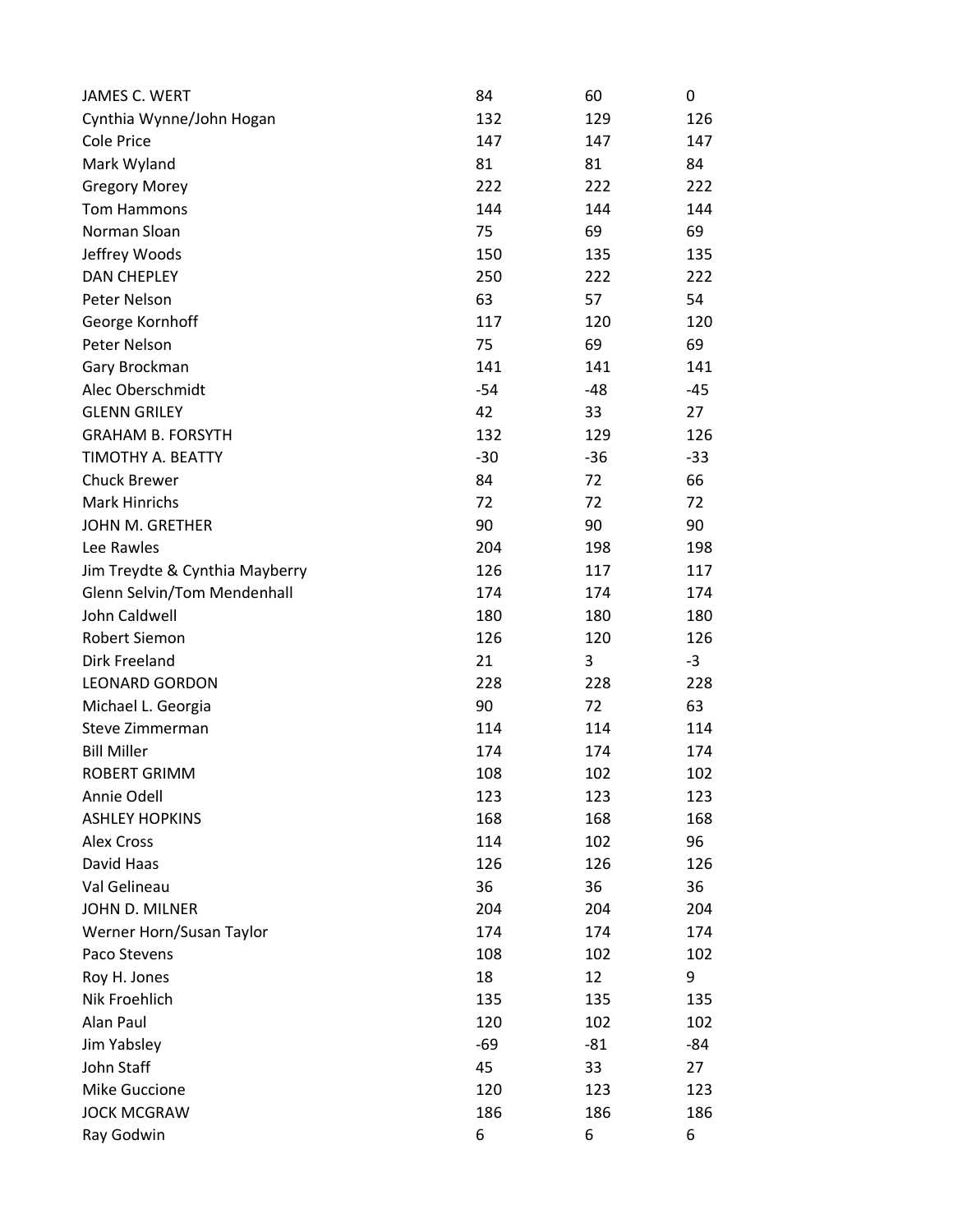| | | | |
|---|---|---|---|
| JAMES C. WERT | 84 | 60 | 0 |
| Cynthia Wynne/John Hogan | 132 | 129 | 126 |
| Cole Price | 147 | 147 | 147 |
| Mark Wyland | 81 | 81 | 84 |
| Gregory Morey | 222 | 222 | 222 |
| Tom Hammons | 144 | 144 | 144 |
| Norman Sloan | 75 | 69 | 69 |
| Jeffrey Woods | 150 | 135 | 135 |
| DAN CHEPLEY | 250 | 222 | 222 |
| Peter Nelson | 63 | 57 | 54 |
| George Kornhoff | 117 | 120 | 120 |
| Peter Nelson | 75 | 69 | 69 |
| Gary Brockman | 141 | 141 | 141 |
| Alec Oberschmidt | -54 | -48 | -45 |
| GLENN GRILEY | 42 | 33 | 27 |
| GRAHAM B. FORSYTH | 132 | 129 | 126 |
| TIMOTHY A. BEATTY | -30 | -36 | -33 |
| Chuck Brewer | 84 | 72 | 66 |
| Mark Hinrichs | 72 | 72 | 72 |
| JOHN M. GRETHER | 90 | 90 | 90 |
| Lee Rawles | 204 | 198 | 198 |
| Jim Treydte & Cynthia Mayberry | 126 | 117 | 117 |
| Glenn Selvin/Tom Mendenhall | 174 | 174 | 174 |
| John Caldwell | 180 | 180 | 180 |
| Robert Siemon | 126 | 120 | 126 |
| Dirk Freeland | 21 | 3 | -3 |
| LEONARD GORDON | 228 | 228 | 228 |
| Michael L. Georgia | 90 | 72 | 63 |
| Steve Zimmerman | 114 | 114 | 114 |
| Bill Miller | 174 | 174 | 174 |
| ROBERT GRIMM | 108 | 102 | 102 |
| Annie Odell | 123 | 123 | 123 |
| ASHLEY HOPKINS | 168 | 168 | 168 |
| Alex Cross | 114 | 102 | 96 |
| David Haas | 126 | 126 | 126 |
| Val Gelineau | 36 | 36 | 36 |
| JOHN D. MILNER | 204 | 204 | 204 |
| Werner Horn/Susan Taylor | 174 | 174 | 174 |
| Paco Stevens | 108 | 102 | 102 |
| Roy H. Jones | 18 | 12 | 9 |
| Nik Froehlich | 135 | 135 | 135 |
| Alan Paul | 120 | 102 | 102 |
| Jim Yabsley | -69 | -81 | -84 |
| John Staff | 45 | 33 | 27 |
| Mike Guccione | 120 | 123 | 123 |
| JOCK MCGRAW | 186 | 186 | 186 |
| Ray Godwin | 6 | 6 | 6 |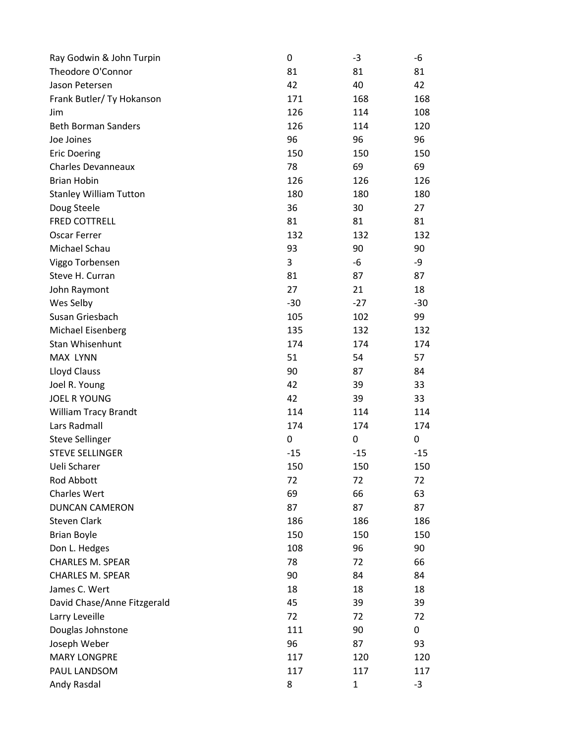| | | | |
|---|---|---|---|
| Ray Godwin & John Turpin | 0 | -3 | -6 |
| Theodore O'Connor | 81 | 81 | 81 |
| Jason Petersen | 42 | 40 | 42 |
| Frank Butler/ Ty Hokanson | 171 | 168 | 168 |
| Jim | 126 | 114 | 108 |
| Beth Borman Sanders | 126 | 114 | 120 |
| Joe Joines | 96 | 96 | 96 |
| Eric Doering | 150 | 150 | 150 |
| Charles Devanneaux | 78 | 69 | 69 |
| Brian Hobin | 126 | 126 | 126 |
| Stanley William Tutton | 180 | 180 | 180 |
| Doug Steele | 36 | 30 | 27 |
| FRED COTTRELL | 81 | 81 | 81 |
| Oscar Ferrer | 132 | 132 | 132 |
| Michael Schau | 93 | 90 | 90 |
| Viggo Torbensen | 3 | -6 | -9 |
| Steve H. Curran | 81 | 87 | 87 |
| John Raymont | 27 | 21 | 18 |
| Wes Selby | -30 | -27 | -30 |
| Susan Griesbach | 105 | 102 | 99 |
| Michael Eisenberg | 135 | 132 | 132 |
| Stan Whisenhunt | 174 | 174 | 174 |
| MAX LYNN | 51 | 54 | 57 |
| Lloyd Clauss | 90 | 87 | 84 |
| Joel R. Young | 42 | 39 | 33 |
| JOEL R YOUNG | 42 | 39 | 33 |
| William Tracy Brandt | 114 | 114 | 114 |
| Lars Radmall | 174 | 174 | 174 |
| Steve Sellinger | 0 | 0 | 0 |
| STEVE SELLINGER | -15 | -15 | -15 |
| Ueli Scharer | 150 | 150 | 150 |
| Rod Abbott | 72 | 72 | 72 |
| Charles Wert | 69 | 66 | 63 |
| DUNCAN CAMERON | 87 | 87 | 87 |
| Steven Clark | 186 | 186 | 186 |
| Brian Boyle | 150 | 150 | 150 |
| Don L. Hedges | 108 | 96 | 90 |
| CHARLES M. SPEAR | 78 | 72 | 66 |
| CHARLES M. SPEAR | 90 | 84 | 84 |
| James C. Wert | 18 | 18 | 18 |
| David Chase/Anne Fitzgerald | 45 | 39 | 39 |
| Larry Leveille | 72 | 72 | 72 |
| Douglas Johnstone | 111 | 90 | 0 |
| Joseph Weber | 96 | 87 | 93 |
| MARY LONGPRE | 117 | 120 | 120 |
| PAUL LANDSOM | 117 | 117 | 117 |
| Andy Rasdal | 8 | 1 | -3 |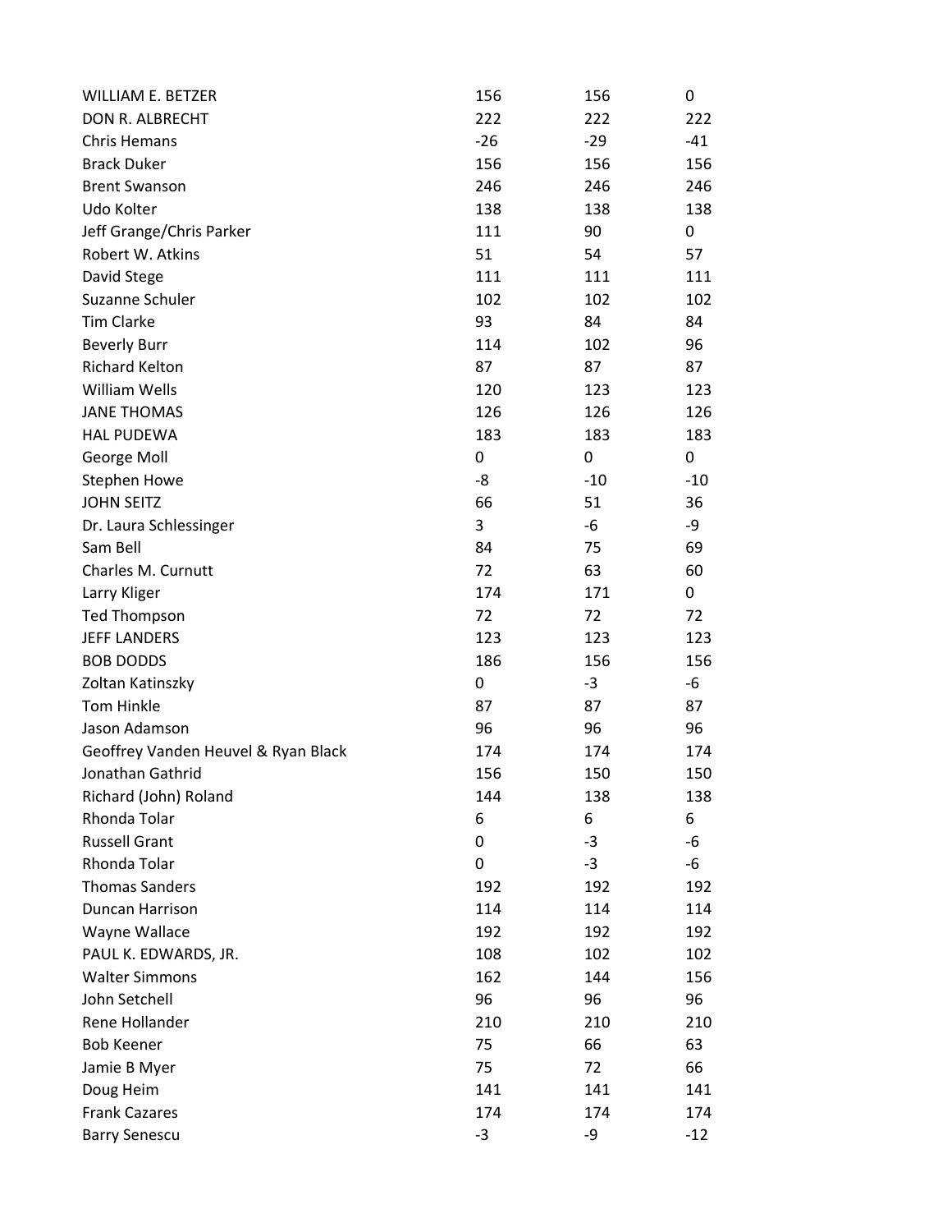| | | | |
|---|---|---|---|
| WILLIAM E. BETZER | 156 | 156 | 0 |
| DON R. ALBRECHT | 222 | 222 | 222 |
| Chris Hemans | -26 | -29 | -41 |
| Brack Duker | 156 | 156 | 156 |
| Brent Swanson | 246 | 246 | 246 |
| Udo Kolter | 138 | 138 | 138 |
| Jeff Grange/Chris Parker | 111 | 90 | 0 |
| Robert W. Atkins | 51 | 54 | 57 |
| David Stege | 111 | 111 | 111 |
| Suzanne Schuler | 102 | 102 | 102 |
| Tim Clarke | 93 | 84 | 84 |
| Beverly Burr | 114 | 102 | 96 |
| Richard Kelton | 87 | 87 | 87 |
| William Wells | 120 | 123 | 123 |
| JANE THOMAS | 126 | 126 | 126 |
| HAL PUDEWA | 183 | 183 | 183 |
| George Moll | 0 | 0 | 0 |
| Stephen Howe | -8 | -10 | -10 |
| JOHN SEITZ | 66 | 51 | 36 |
| Dr. Laura Schlessinger | 3 | -6 | -9 |
| Sam Bell | 84 | 75 | 69 |
| Charles M. Curnutt | 72 | 63 | 60 |
| Larry Kliger | 174 | 171 | 0 |
| Ted Thompson | 72 | 72 | 72 |
| JEFF LANDERS | 123 | 123 | 123 |
| BOB DODDS | 186 | 156 | 156 |
| Zoltan Katinszky | 0 | -3 | -6 |
| Tom Hinkle | 87 | 87 | 87 |
| Jason Adamson | 96 | 96 | 96 |
| Geoffrey Vanden Heuvel & Ryan Black | 174 | 174 | 174 |
| Jonathan Gathrid | 156 | 150 | 150 |
| Richard (John) Roland | 144 | 138 | 138 |
| Rhonda Tolar | 6 | 6 | 6 |
| Russell Grant | 0 | -3 | -6 |
| Rhonda Tolar | 0 | -3 | -6 |
| Thomas Sanders | 192 | 192 | 192 |
| Duncan Harrison | 114 | 114 | 114 |
| Wayne Wallace | 192 | 192 | 192 |
| PAUL K. EDWARDS, JR. | 108 | 102 | 102 |
| Walter Simmons | 162 | 144 | 156 |
| John Setchell | 96 | 96 | 96 |
| Rene Hollander | 210 | 210 | 210 |
| Bob Keener | 75 | 66 | 63 |
| Jamie B Myer | 75 | 72 | 66 |
| Doug Heim | 141 | 141 | 141 |
| Frank Cazares | 174 | 174 | 174 |
| Barry Senescu | -3 | -9 | -12 |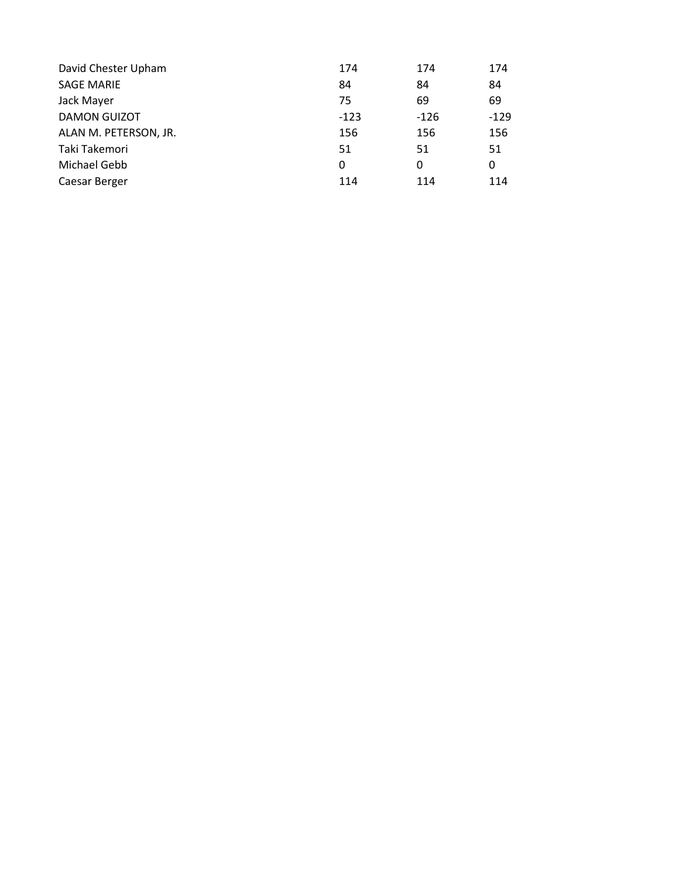| | | | |
|---|---|---|---|
| David Chester Upham | 174 | 174 | 174 |
| SAGE MARIE | 84 | 84 | 84 |
| Jack Mayer | 75 | 69 | 69 |
| DAMON GUIZOT | -123 | -126 | -129 |
| ALAN M. PETERSON, JR. | 156 | 156 | 156 |
| Taki Takemori | 51 | 51 | 51 |
| Michael Gebb | 0 | 0 | 0 |
| Caesar Berger | 114 | 114 | 114 |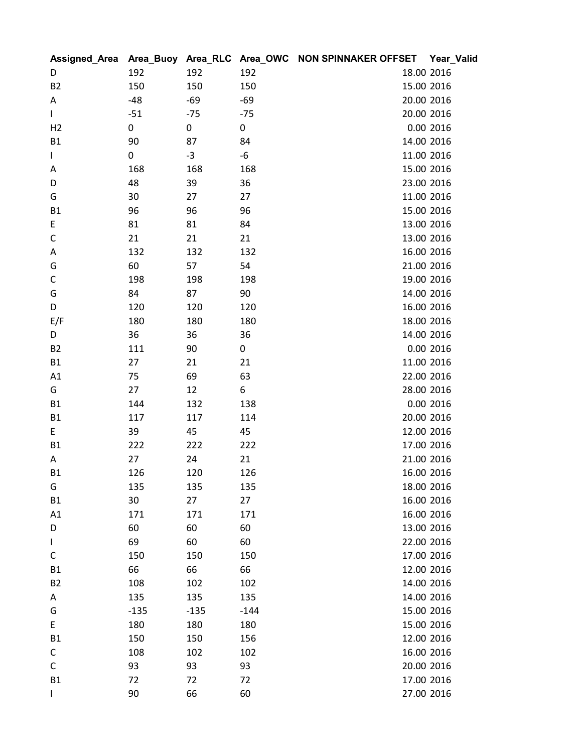| Assigned_Area | Area_Buoy | Area_RLC | Area_OWC | NON SPINNAKER OFFSET | Year_Valid |
|---|---|---|---|---|---|
| D | 192 | 192 | 192 | 18.00 | 2016 |
| B2 | 150 | 150 | 150 | 15.00 | 2016 |
| A | -48 | -69 | -69 | 20.00 | 2016 |
| I | -51 | -75 | -75 | 20.00 | 2016 |
| H2 | 0 | 0 | 0 | 0.00 | 2016 |
| B1 | 90 | 87 | 84 | 14.00 | 2016 |
| I | 0 | -3 | -6 | 11.00 | 2016 |
| A | 168 | 168 | 168 | 15.00 | 2016 |
| D | 48 | 39 | 36 | 23.00 | 2016 |
| G | 30 | 27 | 27 | 11.00 | 2016 |
| B1 | 96 | 96 | 96 | 15.00 | 2016 |
| E | 81 | 81 | 84 | 13.00 | 2016 |
| C | 21 | 21 | 21 | 13.00 | 2016 |
| A | 132 | 132 | 132 | 16.00 | 2016 |
| G | 60 | 57 | 54 | 21.00 | 2016 |
| C | 198 | 198 | 198 | 19.00 | 2016 |
| G | 84 | 87 | 90 | 14.00 | 2016 |
| D | 120 | 120 | 120 | 16.00 | 2016 |
| E/F | 180 | 180 | 180 | 18.00 | 2016 |
| D | 36 | 36 | 36 | 14.00 | 2016 |
| B2 | 111 | 90 | 0 | 0.00 | 2016 |
| B1 | 27 | 21 | 21 | 11.00 | 2016 |
| A1 | 75 | 69 | 63 | 22.00 | 2016 |
| G | 27 | 12 | 6 | 28.00 | 2016 |
| B1 | 144 | 132 | 138 | 0.00 | 2016 |
| B1 | 117 | 117 | 114 | 20.00 | 2016 |
| E | 39 | 45 | 45 | 12.00 | 2016 |
| B1 | 222 | 222 | 222 | 17.00 | 2016 |
| A | 27 | 24 | 21 | 21.00 | 2016 |
| B1 | 126 | 120 | 126 | 16.00 | 2016 |
| G | 135 | 135 | 135 | 18.00 | 2016 |
| B1 | 30 | 27 | 27 | 16.00 | 2016 |
| A1 | 171 | 171 | 171 | 16.00 | 2016 |
| D | 60 | 60 | 60 | 13.00 | 2016 |
| I | 69 | 60 | 60 | 22.00 | 2016 |
| C | 150 | 150 | 150 | 17.00 | 2016 |
| B1 | 66 | 66 | 66 | 12.00 | 2016 |
| B2 | 108 | 102 | 102 | 14.00 | 2016 |
| A | 135 | 135 | 135 | 14.00 | 2016 |
| G | -135 | -135 | -144 | 15.00 | 2016 |
| E | 180 | 180 | 180 | 15.00 | 2016 |
| B1 | 150 | 150 | 156 | 12.00 | 2016 |
| C | 108 | 102 | 102 | 16.00 | 2016 |
| C | 93 | 93 | 93 | 20.00 | 2016 |
| B1 | 72 | 72 | 72 | 17.00 | 2016 |
| I | 90 | 66 | 60 | 27.00 | 2016 |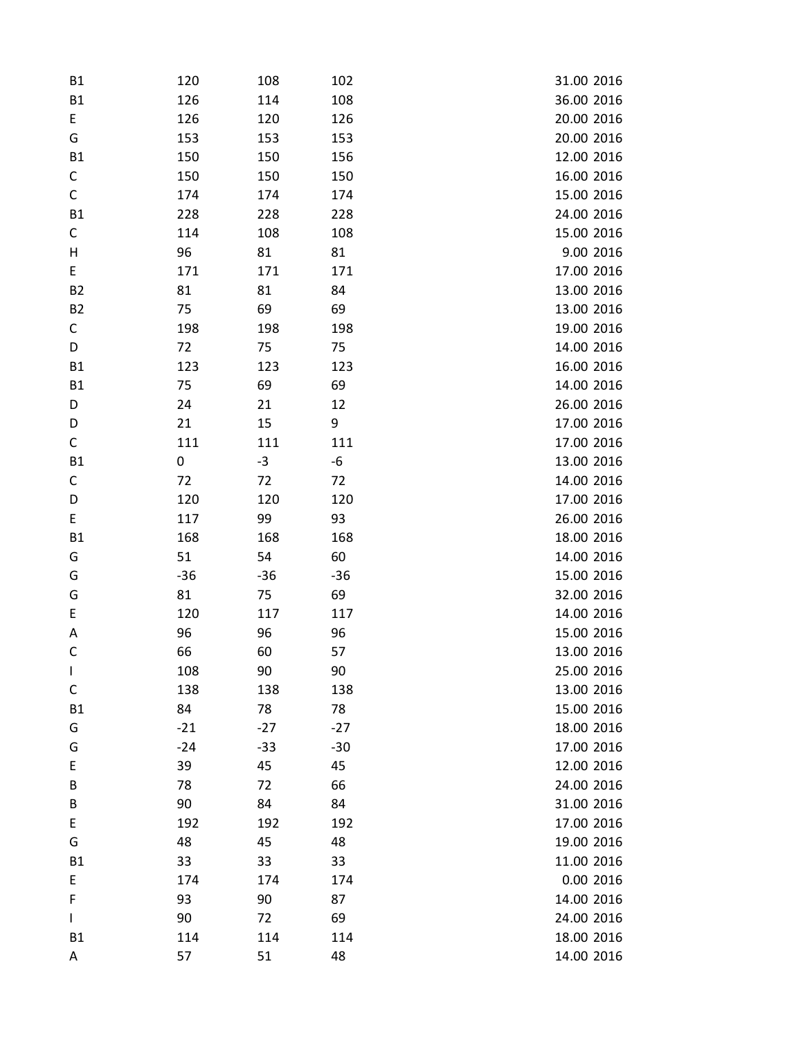| | | | | | |
|---|---|---|---|---|---|
| B1 | 120 | 108 | 102 | 31.00 | 2016 |
| B1 | 126 | 114 | 108 | 36.00 | 2016 |
| E | 126 | 120 | 126 | 20.00 | 2016 |
| G | 153 | 153 | 153 | 20.00 | 2016 |
| B1 | 150 | 150 | 156 | 12.00 | 2016 |
| C | 150 | 150 | 150 | 16.00 | 2016 |
| C | 174 | 174 | 174 | 15.00 | 2016 |
| B1 | 228 | 228 | 228 | 24.00 | 2016 |
| C | 114 | 108 | 108 | 15.00 | 2016 |
| H | 96 | 81 | 81 | 9.00 | 2016 |
| E | 171 | 171 | 171 | 17.00 | 2016 |
| B2 | 81 | 81 | 84 | 13.00 | 2016 |
| B2 | 75 | 69 | 69 | 13.00 | 2016 |
| C | 198 | 198 | 198 | 19.00 | 2016 |
| D | 72 | 75 | 75 | 14.00 | 2016 |
| B1 | 123 | 123 | 123 | 16.00 | 2016 |
| B1 | 75 | 69 | 69 | 14.00 | 2016 |
| D | 24 | 21 | 12 | 26.00 | 2016 |
| D | 21 | 15 | 9 | 17.00 | 2016 |
| C | 111 | 111 | 111 | 17.00 | 2016 |
| B1 | 0 | -3 | -6 | 13.00 | 2016 |
| C | 72 | 72 | 72 | 14.00 | 2016 |
| D | 120 | 120 | 120 | 17.00 | 2016 |
| E | 117 | 99 | 93 | 26.00 | 2016 |
| B1 | 168 | 168 | 168 | 18.00 | 2016 |
| G | 51 | 54 | 60 | 14.00 | 2016 |
| G | -36 | -36 | -36 | 15.00 | 2016 |
| G | 81 | 75 | 69 | 32.00 | 2016 |
| E | 120 | 117 | 117 | 14.00 | 2016 |
| A | 96 | 96 | 96 | 15.00 | 2016 |
| C | 66 | 60 | 57 | 13.00 | 2016 |
| I | 108 | 90 | 90 | 25.00 | 2016 |
| C | 138 | 138 | 138 | 13.00 | 2016 |
| B1 | 84 | 78 | 78 | 15.00 | 2016 |
| G | -21 | -27 | -27 | 18.00 | 2016 |
| G | -24 | -33 | -30 | 17.00 | 2016 |
| E | 39 | 45 | 45 | 12.00 | 2016 |
| B | 78 | 72 | 66 | 24.00 | 2016 |
| B | 90 | 84 | 84 | 31.00 | 2016 |
| E | 192 | 192 | 192 | 17.00 | 2016 |
| G | 48 | 45 | 48 | 19.00 | 2016 |
| B1 | 33 | 33 | 33 | 11.00 | 2016 |
| E | 174 | 174 | 174 | 0.00 | 2016 |
| F | 93 | 90 | 87 | 14.00 | 2016 |
| I | 90 | 72 | 69 | 24.00 | 2016 |
| B1 | 114 | 114 | 114 | 18.00 | 2016 |
| A | 57 | 51 | 48 | 14.00 | 2016 |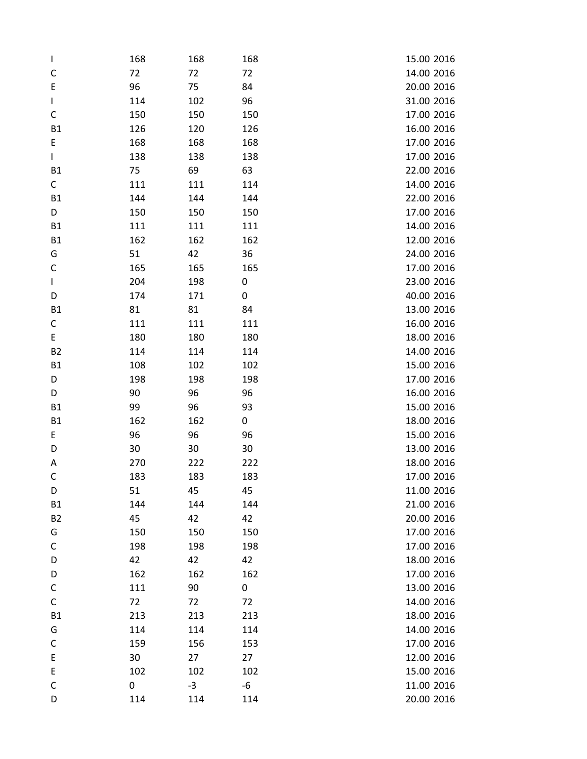| | | | | | |
|---|---|---|---|---|---|
| I | 168 | 168 | 168 | 15.00 | 2016 |
| C | 72 | 72 | 72 | 14.00 | 2016 |
| E | 96 | 75 | 84 | 20.00 | 2016 |
| I | 114 | 102 | 96 | 31.00 | 2016 |
| C | 150 | 150 | 150 | 17.00 | 2016 |
| B1 | 126 | 120 | 126 | 16.00 | 2016 |
| E | 168 | 168 | 168 | 17.00 | 2016 |
| I | 138 | 138 | 138 | 17.00 | 2016 |
| B1 | 75 | 69 | 63 | 22.00 | 2016 |
| C | 111 | 111 | 114 | 14.00 | 2016 |
| B1 | 144 | 144 | 144 | 22.00 | 2016 |
| D | 150 | 150 | 150 | 17.00 | 2016 |
| B1 | 111 | 111 | 111 | 14.00 | 2016 |
| B1 | 162 | 162 | 162 | 12.00 | 2016 |
| G | 51 | 42 | 36 | 24.00 | 2016 |
| C | 165 | 165 | 165 | 17.00 | 2016 |
| I | 204 | 198 | 0 | 23.00 | 2016 |
| D | 174 | 171 | 0 | 40.00 | 2016 |
| B1 | 81 | 81 | 84 | 13.00 | 2016 |
| C | 111 | 111 | 111 | 16.00 | 2016 |
| E | 180 | 180 | 180 | 18.00 | 2016 |
| B2 | 114 | 114 | 114 | 14.00 | 2016 |
| B1 | 108 | 102 | 102 | 15.00 | 2016 |
| D | 198 | 198 | 198 | 17.00 | 2016 |
| D | 90 | 96 | 96 | 16.00 | 2016 |
| B1 | 99 | 96 | 93 | 15.00 | 2016 |
| B1 | 162 | 162 | 0 | 18.00 | 2016 |
| E | 96 | 96 | 96 | 15.00 | 2016 |
| D | 30 | 30 | 30 | 13.00 | 2016 |
| A | 270 | 222 | 222 | 18.00 | 2016 |
| C | 183 | 183 | 183 | 17.00 | 2016 |
| D | 51 | 45 | 45 | 11.00 | 2016 |
| B1 | 144 | 144 | 144 | 21.00 | 2016 |
| B2 | 45 | 42 | 42 | 20.00 | 2016 |
| G | 150 | 150 | 150 | 17.00 | 2016 |
| C | 198 | 198 | 198 | 17.00 | 2016 |
| D | 42 | 42 | 42 | 18.00 | 2016 |
| D | 162 | 162 | 162 | 17.00 | 2016 |
| C | 111 | 90 | 0 | 13.00 | 2016 |
| C | 72 | 72 | 72 | 14.00 | 2016 |
| B1 | 213 | 213 | 213 | 18.00 | 2016 |
| G | 114 | 114 | 114 | 14.00 | 2016 |
| C | 159 | 156 | 153 | 17.00 | 2016 |
| E | 30 | 27 | 27 | 12.00 | 2016 |
| E | 102 | 102 | 102 | 15.00 | 2016 |
| C | 0 | -3 | -6 | 11.00 | 2016 |
| D | 114 | 114 | 114 | 20.00 | 2016 |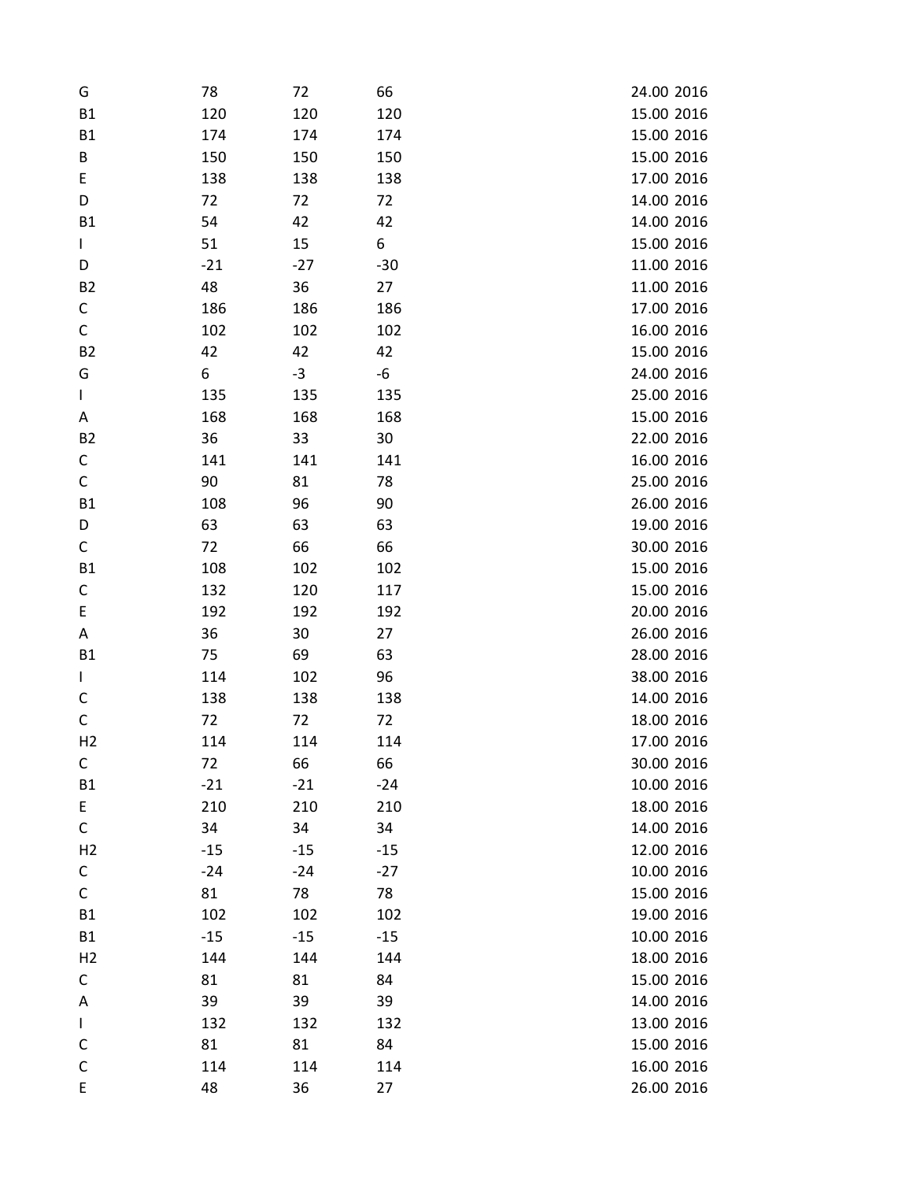| | | | | | |
|---|---|---|---|---|---|
| G | 78 | 72 | 66 | 24.00 | 2016 |
| B1 | 120 | 120 | 120 | 15.00 | 2016 |
| B1 | 174 | 174 | 174 | 15.00 | 2016 |
| B | 150 | 150 | 150 | 15.00 | 2016 |
| E | 138 | 138 | 138 | 17.00 | 2016 |
| D | 72 | 72 | 72 | 14.00 | 2016 |
| B1 | 54 | 42 | 42 | 14.00 | 2016 |
| I | 51 | 15 | 6 | 15.00 | 2016 |
| D | -21 | -27 | -30 | 11.00 | 2016 |
| B2 | 48 | 36 | 27 | 11.00 | 2016 |
| C | 186 | 186 | 186 | 17.00 | 2016 |
| C | 102 | 102 | 102 | 16.00 | 2016 |
| B2 | 42 | 42 | 42 | 15.00 | 2016 |
| G | 6 | -3 | -6 | 24.00 | 2016 |
| I | 135 | 135 | 135 | 25.00 | 2016 |
| A | 168 | 168 | 168 | 15.00 | 2016 |
| B2 | 36 | 33 | 30 | 22.00 | 2016 |
| C | 141 | 141 | 141 | 16.00 | 2016 |
| C | 90 | 81 | 78 | 25.00 | 2016 |
| B1 | 108 | 96 | 90 | 26.00 | 2016 |
| D | 63 | 63 | 63 | 19.00 | 2016 |
| C | 72 | 66 | 66 | 30.00 | 2016 |
| B1 | 108 | 102 | 102 | 15.00 | 2016 |
| C | 132 | 120 | 117 | 15.00 | 2016 |
| E | 192 | 192 | 192 | 20.00 | 2016 |
| A | 36 | 30 | 27 | 26.00 | 2016 |
| B1 | 75 | 69 | 63 | 28.00 | 2016 |
| I | 114 | 102 | 96 | 38.00 | 2016 |
| C | 138 | 138 | 138 | 14.00 | 2016 |
| C | 72 | 72 | 72 | 18.00 | 2016 |
| H2 | 114 | 114 | 114 | 17.00 | 2016 |
| C | 72 | 66 | 66 | 30.00 | 2016 |
| B1 | -21 | -21 | -24 | 10.00 | 2016 |
| E | 210 | 210 | 210 | 18.00 | 2016 |
| C | 34 | 34 | 34 | 14.00 | 2016 |
| H2 | -15 | -15 | -15 | 12.00 | 2016 |
| C | -24 | -24 | -27 | 10.00 | 2016 |
| C | 81 | 78 | 78 | 15.00 | 2016 |
| B1 | 102 | 102 | 102 | 19.00 | 2016 |
| B1 | -15 | -15 | -15 | 10.00 | 2016 |
| H2 | 144 | 144 | 144 | 18.00 | 2016 |
| C | 81 | 81 | 84 | 15.00 | 2016 |
| A | 39 | 39 | 39 | 14.00 | 2016 |
| I | 132 | 132 | 132 | 13.00 | 2016 |
| C | 81 | 81 | 84 | 15.00 | 2016 |
| C | 114 | 114 | 114 | 16.00 | 2016 |
| E | 48 | 36 | 27 | 26.00 | 2016 |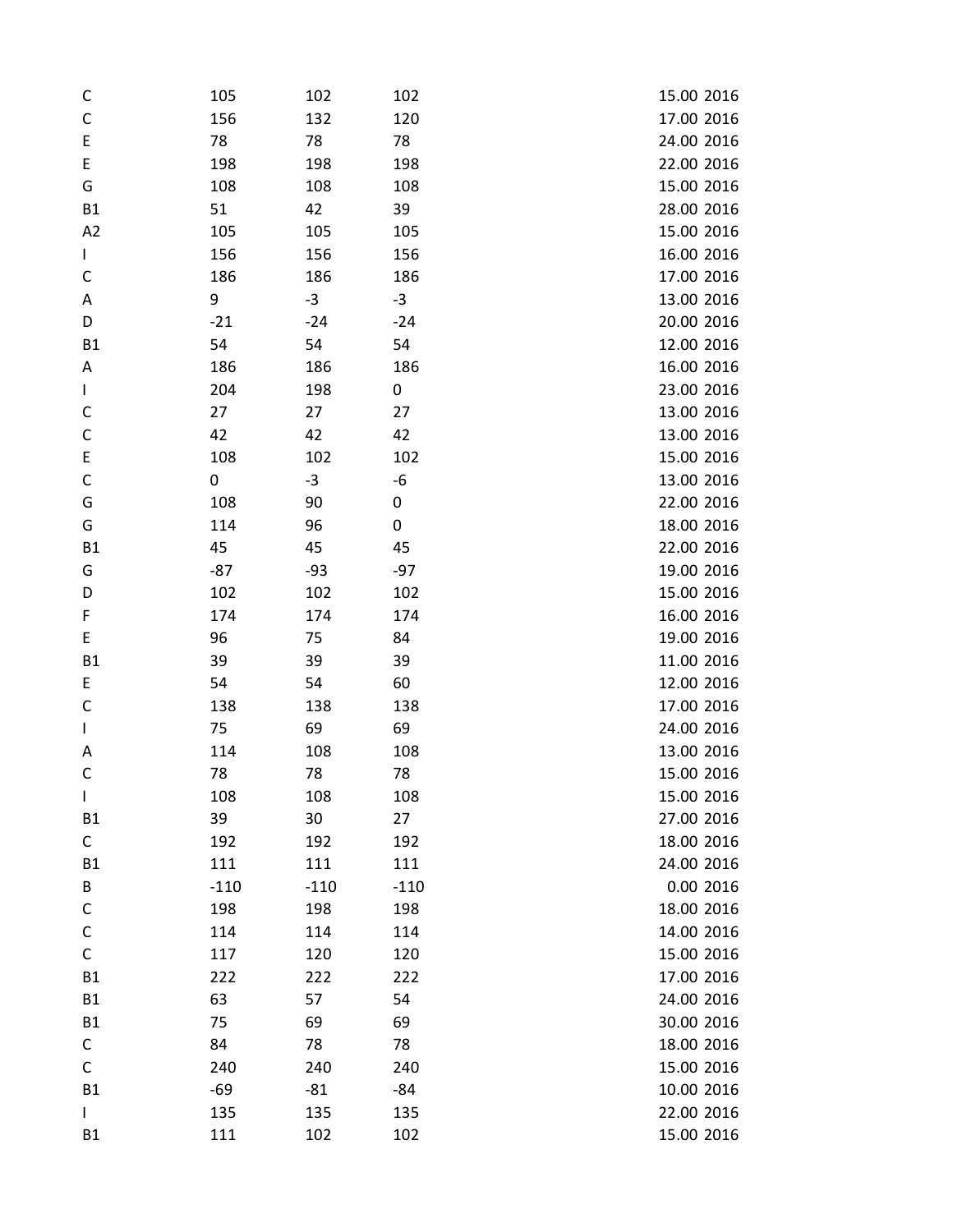| | | | | | |
|---|---|---|---|---|---|
| C | 105 | 102 | 102 | 15.00 | 2016 |
| C | 156 | 132 | 120 | 17.00 | 2016 |
| E | 78 | 78 | 78 | 24.00 | 2016 |
| E | 198 | 198 | 198 | 22.00 | 2016 |
| G | 108 | 108 | 108 | 15.00 | 2016 |
| B1 | 51 | 42 | 39 | 28.00 | 2016 |
| A2 | 105 | 105 | 105 | 15.00 | 2016 |
| I | 156 | 156 | 156 | 16.00 | 2016 |
| C | 186 | 186 | 186 | 17.00 | 2016 |
| A | 9 | -3 | -3 | 13.00 | 2016 |
| D | -21 | -24 | -24 | 20.00 | 2016 |
| B1 | 54 | 54 | 54 | 12.00 | 2016 |
| A | 186 | 186 | 186 | 16.00 | 2016 |
| I | 204 | 198 | 0 | 23.00 | 2016 |
| C | 27 | 27 | 27 | 13.00 | 2016 |
| C | 42 | 42 | 42 | 13.00 | 2016 |
| E | 108 | 102 | 102 | 15.00 | 2016 |
| C | 0 | -3 | -6 | 13.00 | 2016 |
| G | 108 | 90 | 0 | 22.00 | 2016 |
| G | 114 | 96 | 0 | 18.00 | 2016 |
| B1 | 45 | 45 | 45 | 22.00 | 2016 |
| G | -87 | -93 | -97 | 19.00 | 2016 |
| D | 102 | 102 | 102 | 15.00 | 2016 |
| F | 174 | 174 | 174 | 16.00 | 2016 |
| E | 96 | 75 | 84 | 19.00 | 2016 |
| B1 | 39 | 39 | 39 | 11.00 | 2016 |
| E | 54 | 54 | 60 | 12.00 | 2016 |
| C | 138 | 138 | 138 | 17.00 | 2016 |
| I | 75 | 69 | 69 | 24.00 | 2016 |
| A | 114 | 108 | 108 | 13.00 | 2016 |
| C | 78 | 78 | 78 | 15.00 | 2016 |
| I | 108 | 108 | 108 | 15.00 | 2016 |
| B1 | 39 | 30 | 27 | 27.00 | 2016 |
| C | 192 | 192 | 192 | 18.00 | 2016 |
| B1 | 111 | 111 | 111 | 24.00 | 2016 |
| B | -110 | -110 | -110 | 0.00 | 2016 |
| C | 198 | 198 | 198 | 18.00 | 2016 |
| C | 114 | 114 | 114 | 14.00 | 2016 |
| C | 117 | 120 | 120 | 15.00 | 2016 |
| B1 | 222 | 222 | 222 | 17.00 | 2016 |
| B1 | 63 | 57 | 54 | 24.00 | 2016 |
| B1 | 75 | 69 | 69 | 30.00 | 2016 |
| C | 84 | 78 | 78 | 18.00 | 2016 |
| C | 240 | 240 | 240 | 15.00 | 2016 |
| B1 | -69 | -81 | -84 | 10.00 | 2016 |
| I | 135 | 135 | 135 | 22.00 | 2016 |
| B1 | 111 | 102 | 102 | 15.00 | 2016 |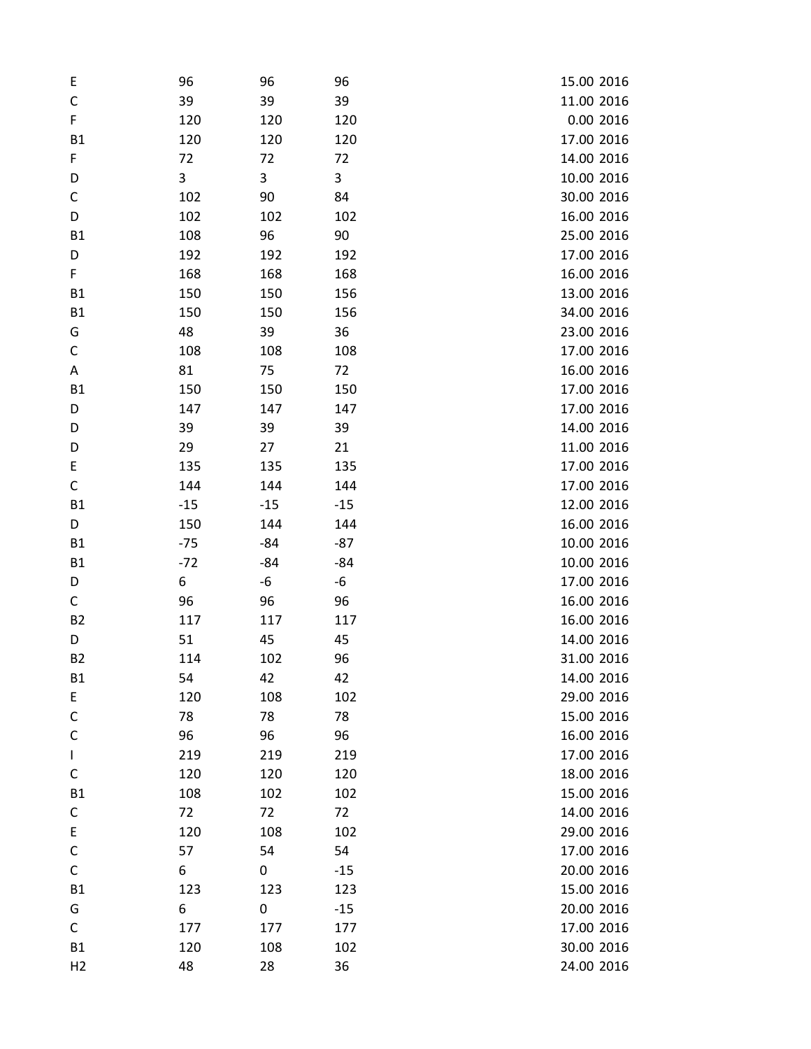| | | | | | |
|---|---|---|---|---|---|
| E | 96 | 96 | 96 | 15.00 | 2016 |
| C | 39 | 39 | 39 | 11.00 | 2016 |
| F | 120 | 120 | 120 | 0.00 | 2016 |
| B1 | 120 | 120 | 120 | 17.00 | 2016 |
| F | 72 | 72 | 72 | 14.00 | 2016 |
| D | 3 | 3 | 3 | 10.00 | 2016 |
| C | 102 | 90 | 84 | 30.00 | 2016 |
| D | 102 | 102 | 102 | 16.00 | 2016 |
| B1 | 108 | 96 | 90 | 25.00 | 2016 |
| D | 192 | 192 | 192 | 17.00 | 2016 |
| F | 168 | 168 | 168 | 16.00 | 2016 |
| B1 | 150 | 150 | 156 | 13.00 | 2016 |
| B1 | 150 | 150 | 156 | 34.00 | 2016 |
| G | 48 | 39 | 36 | 23.00 | 2016 |
| C | 108 | 108 | 108 | 17.00 | 2016 |
| A | 81 | 75 | 72 | 16.00 | 2016 |
| B1 | 150 | 150 | 150 | 17.00 | 2016 |
| D | 147 | 147 | 147 | 17.00 | 2016 |
| D | 39 | 39 | 39 | 14.00 | 2016 |
| D | 29 | 27 | 21 | 11.00 | 2016 |
| E | 135 | 135 | 135 | 17.00 | 2016 |
| C | 144 | 144 | 144 | 17.00 | 2016 |
| B1 | -15 | -15 | -15 | 12.00 | 2016 |
| D | 150 | 144 | 144 | 16.00 | 2016 |
| B1 | -75 | -84 | -87 | 10.00 | 2016 |
| B1 | -72 | -84 | -84 | 10.00 | 2016 |
| D | 6 | -6 | -6 | 17.00 | 2016 |
| C | 96 | 96 | 96 | 16.00 | 2016 |
| B2 | 117 | 117 | 117 | 16.00 | 2016 |
| D | 51 | 45 | 45 | 14.00 | 2016 |
| B2 | 114 | 102 | 96 | 31.00 | 2016 |
| B1 | 54 | 42 | 42 | 14.00 | 2016 |
| E | 120 | 108 | 102 | 29.00 | 2016 |
| C | 78 | 78 | 78 | 15.00 | 2016 |
| C | 96 | 96 | 96 | 16.00 | 2016 |
| I | 219 | 219 | 219 | 17.00 | 2016 |
| C | 120 | 120 | 120 | 18.00 | 2016 |
| B1 | 108 | 102 | 102 | 15.00 | 2016 |
| C | 72 | 72 | 72 | 14.00 | 2016 |
| E | 120 | 108 | 102 | 29.00 | 2016 |
| C | 57 | 54 | 54 | 17.00 | 2016 |
| C | 6 | 0 | -15 | 20.00 | 2016 |
| B1 | 123 | 123 | 123 | 15.00 | 2016 |
| G | 6 | 0 | -15 | 20.00 | 2016 |
| C | 177 | 177 | 177 | 17.00 | 2016 |
| B1 | 120 | 108 | 102 | 30.00 | 2016 |
| H2 | 48 | 28 | 36 | 24.00 | 2016 |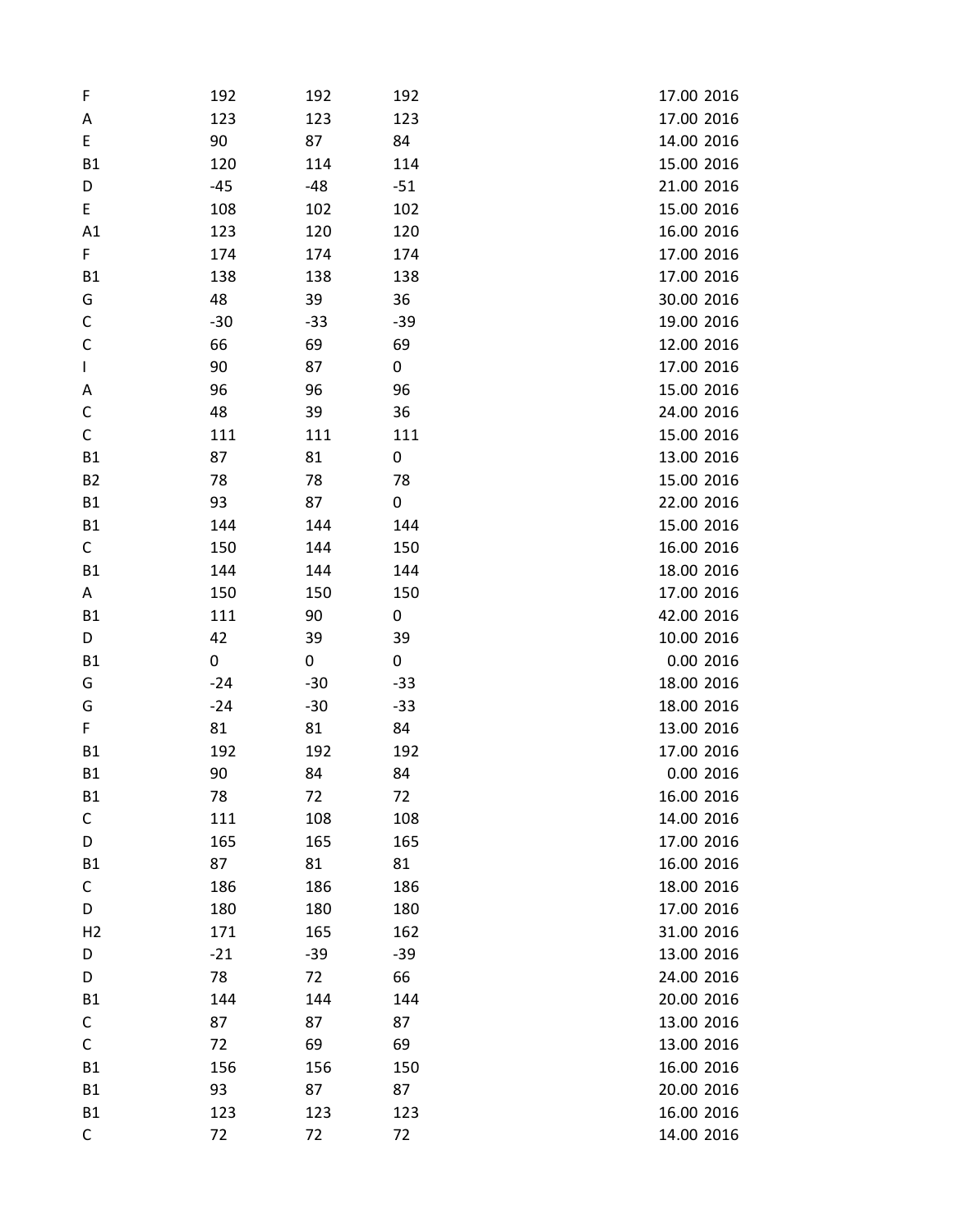| | | | | | |
|---|---|---|---|---|---|
| F | 192 | 192 | 192 | 17.00 | 2016 |
| A | 123 | 123 | 123 | 17.00 | 2016 |
| E | 90 | 87 | 84 | 14.00 | 2016 |
| B1 | 120 | 114 | 114 | 15.00 | 2016 |
| D | -45 | -48 | -51 | 21.00 | 2016 |
| E | 108 | 102 | 102 | 15.00 | 2016 |
| A1 | 123 | 120 | 120 | 16.00 | 2016 |
| F | 174 | 174 | 174 | 17.00 | 2016 |
| B1 | 138 | 138 | 138 | 17.00 | 2016 |
| G | 48 | 39 | 36 | 30.00 | 2016 |
| C | -30 | -33 | -39 | 19.00 | 2016 |
| C | 66 | 69 | 69 | 12.00 | 2016 |
| I | 90 | 87 | 0 | 17.00 | 2016 |
| A | 96 | 96 | 96 | 15.00 | 2016 |
| C | 48 | 39 | 36 | 24.00 | 2016 |
| C | 111 | 111 | 111 | 15.00 | 2016 |
| B1 | 87 | 81 | 0 | 13.00 | 2016 |
| B2 | 78 | 78 | 78 | 15.00 | 2016 |
| B1 | 93 | 87 | 0 | 22.00 | 2016 |
| B1 | 144 | 144 | 144 | 15.00 | 2016 |
| C | 150 | 144 | 150 | 16.00 | 2016 |
| B1 | 144 | 144 | 144 | 18.00 | 2016 |
| A | 150 | 150 | 150 | 17.00 | 2016 |
| B1 | 111 | 90 | 0 | 42.00 | 2016 |
| D | 42 | 39 | 39 | 10.00 | 2016 |
| B1 | 0 | 0 | 0 | 0.00 | 2016 |
| G | -24 | -30 | -33 | 18.00 | 2016 |
| G | -24 | -30 | -33 | 18.00 | 2016 |
| F | 81 | 81 | 84 | 13.00 | 2016 |
| B1 | 192 | 192 | 192 | 17.00 | 2016 |
| B1 | 90 | 84 | 84 | 0.00 | 2016 |
| B1 | 78 | 72 | 72 | 16.00 | 2016 |
| C | 111 | 108 | 108 | 14.00 | 2016 |
| D | 165 | 165 | 165 | 17.00 | 2016 |
| B1 | 87 | 81 | 81 | 16.00 | 2016 |
| C | 186 | 186 | 186 | 18.00 | 2016 |
| D | 180 | 180 | 180 | 17.00 | 2016 |
| H2 | 171 | 165 | 162 | 31.00 | 2016 |
| D | -21 | -39 | -39 | 13.00 | 2016 |
| D | 78 | 72 | 66 | 24.00 | 2016 |
| B1 | 144 | 144 | 144 | 20.00 | 2016 |
| C | 87 | 87 | 87 | 13.00 | 2016 |
| C | 72 | 69 | 69 | 13.00 | 2016 |
| B1 | 156 | 156 | 150 | 16.00 | 2016 |
| B1 | 93 | 87 | 87 | 20.00 | 2016 |
| B1 | 123 | 123 | 123 | 16.00 | 2016 |
| C | 72 | 72 | 72 | 14.00 | 2016 |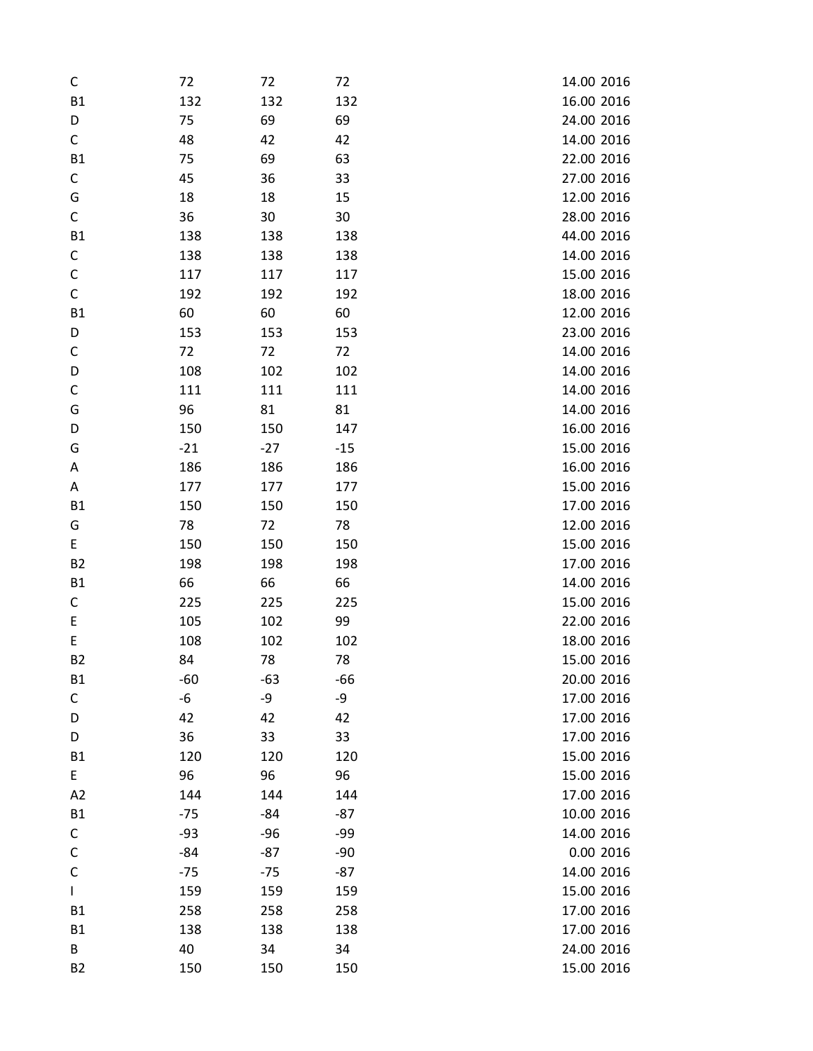| | | | | | |
|---|---|---|---|---|---|
| C | 72 | 72 | 72 | 14.00 | 2016 |
| B1 | 132 | 132 | 132 | 16.00 | 2016 |
| D | 75 | 69 | 69 | 24.00 | 2016 |
| C | 48 | 42 | 42 | 14.00 | 2016 |
| B1 | 75 | 69 | 63 | 22.00 | 2016 |
| C | 45 | 36 | 33 | 27.00 | 2016 |
| G | 18 | 18 | 15 | 12.00 | 2016 |
| C | 36 | 30 | 30 | 28.00 | 2016 |
| B1 | 138 | 138 | 138 | 44.00 | 2016 |
| C | 138 | 138 | 138 | 14.00 | 2016 |
| C | 117 | 117 | 117 | 15.00 | 2016 |
| C | 192 | 192 | 192 | 18.00 | 2016 |
| B1 | 60 | 60 | 60 | 12.00 | 2016 |
| D | 153 | 153 | 153 | 23.00 | 2016 |
| C | 72 | 72 | 72 | 14.00 | 2016 |
| D | 108 | 102 | 102 | 14.00 | 2016 |
| C | 111 | 111 | 111 | 14.00 | 2016 |
| G | 96 | 81 | 81 | 14.00 | 2016 |
| D | 150 | 150 | 147 | 16.00 | 2016 |
| G | -21 | -27 | -15 | 15.00 | 2016 |
| A | 186 | 186 | 186 | 16.00 | 2016 |
| A | 177 | 177 | 177 | 15.00 | 2016 |
| B1 | 150 | 150 | 150 | 17.00 | 2016 |
| G | 78 | 72 | 78 | 12.00 | 2016 |
| E | 150 | 150 | 150 | 15.00 | 2016 |
| B2 | 198 | 198 | 198 | 17.00 | 2016 |
| B1 | 66 | 66 | 66 | 14.00 | 2016 |
| C | 225 | 225 | 225 | 15.00 | 2016 |
| E | 105 | 102 | 99 | 22.00 | 2016 |
| E | 108 | 102 | 102 | 18.00 | 2016 |
| B2 | 84 | 78 | 78 | 15.00 | 2016 |
| B1 | -60 | -63 | -66 | 20.00 | 2016 |
| C | -6 | -9 | -9 | 17.00 | 2016 |
| D | 42 | 42 | 42 | 17.00 | 2016 |
| D | 36 | 33 | 33 | 17.00 | 2016 |
| B1 | 120 | 120 | 120 | 15.00 | 2016 |
| E | 96 | 96 | 96 | 15.00 | 2016 |
| A2 | 144 | 144 | 144 | 17.00 | 2016 |
| B1 | -75 | -84 | -87 | 10.00 | 2016 |
| C | -93 | -96 | -99 | 14.00 | 2016 |
| C | -84 | -87 | -90 | 0.00 | 2016 |
| C | -75 | -75 | -87 | 14.00 | 2016 |
| I | 159 | 159 | 159 | 15.00 | 2016 |
| B1 | 258 | 258 | 258 | 17.00 | 2016 |
| B1 | 138 | 138 | 138 | 17.00 | 2016 |
| B | 40 | 34 | 34 | 24.00 | 2016 |
| B2 | 150 | 150 | 150 | 15.00 | 2016 |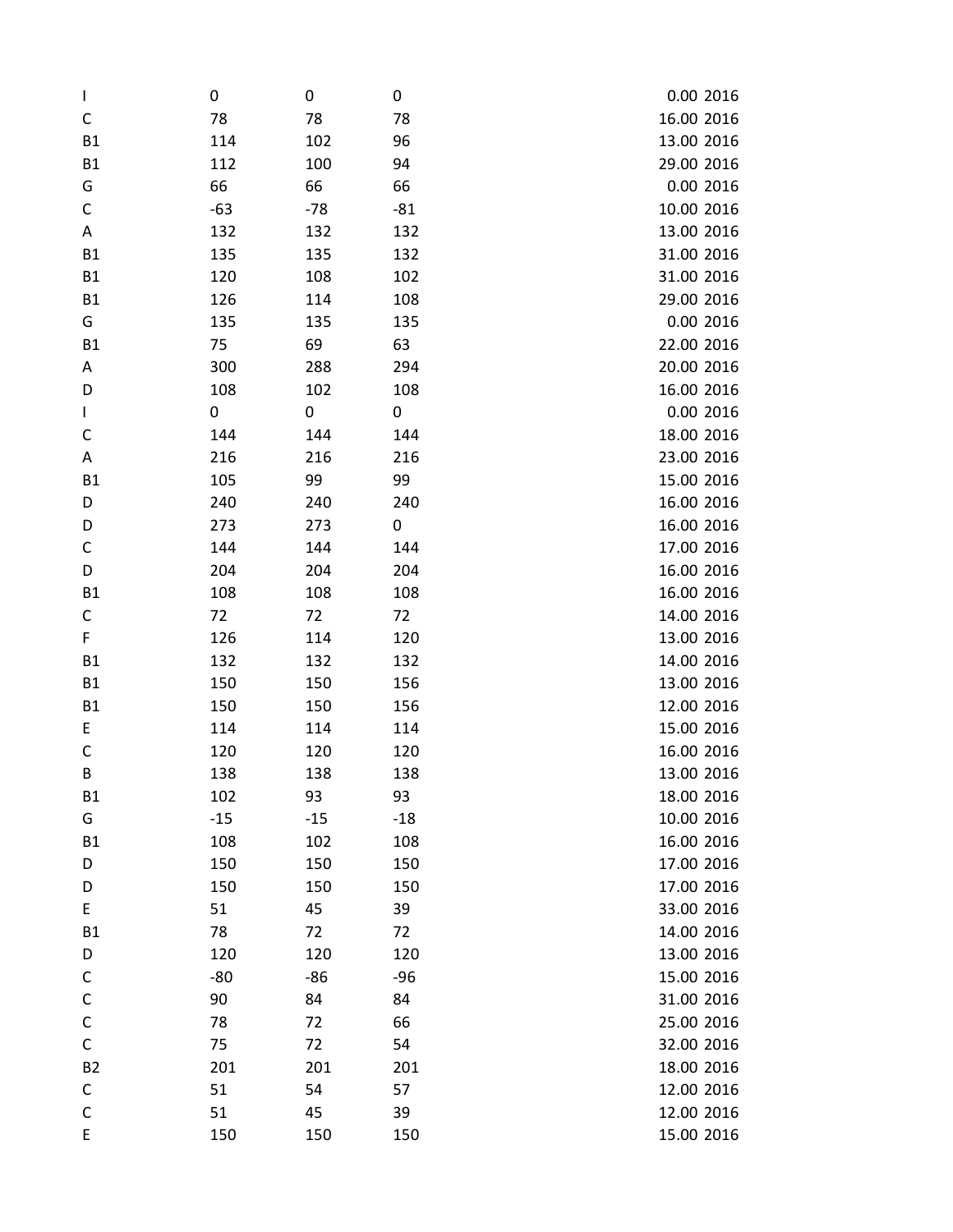| | | | | | |
|---|---|---|---|---|---|
| I | 0 | 0 | 0 | 0.00 | 2016 |
| C | 78 | 78 | 78 | 16.00 | 2016 |
| B1 | 114 | 102 | 96 | 13.00 | 2016 |
| B1 | 112 | 100 | 94 | 29.00 | 2016 |
| G | 66 | 66 | 66 | 0.00 | 2016 |
| C | -63 | -78 | -81 | 10.00 | 2016 |
| A | 132 | 132 | 132 | 13.00 | 2016 |
| B1 | 135 | 135 | 132 | 31.00 | 2016 |
| B1 | 120 | 108 | 102 | 31.00 | 2016 |
| B1 | 126 | 114 | 108 | 29.00 | 2016 |
| G | 135 | 135 | 135 | 0.00 | 2016 |
| B1 | 75 | 69 | 63 | 22.00 | 2016 |
| A | 300 | 288 | 294 | 20.00 | 2016 |
| D | 108 | 102 | 108 | 16.00 | 2016 |
| I | 0 | 0 | 0 | 0.00 | 2016 |
| C | 144 | 144 | 144 | 18.00 | 2016 |
| A | 216 | 216 | 216 | 23.00 | 2016 |
| B1 | 105 | 99 | 99 | 15.00 | 2016 |
| D | 240 | 240 | 240 | 16.00 | 2016 |
| D | 273 | 273 | 0 | 16.00 | 2016 |
| C | 144 | 144 | 144 | 17.00 | 2016 |
| D | 204 | 204 | 204 | 16.00 | 2016 |
| B1 | 108 | 108 | 108 | 16.00 | 2016 |
| C | 72 | 72 | 72 | 14.00 | 2016 |
| F | 126 | 114 | 120 | 13.00 | 2016 |
| B1 | 132 | 132 | 132 | 14.00 | 2016 |
| B1 | 150 | 150 | 156 | 13.00 | 2016 |
| B1 | 150 | 150 | 156 | 12.00 | 2016 |
| E | 114 | 114 | 114 | 15.00 | 2016 |
| C | 120 | 120 | 120 | 16.00 | 2016 |
| B | 138 | 138 | 138 | 13.00 | 2016 |
| B1 | 102 | 93 | 93 | 18.00 | 2016 |
| G | -15 | -15 | -18 | 10.00 | 2016 |
| B1 | 108 | 102 | 108 | 16.00 | 2016 |
| D | 150 | 150 | 150 | 17.00 | 2016 |
| D | 150 | 150 | 150 | 17.00 | 2016 |
| E | 51 | 45 | 39 | 33.00 | 2016 |
| B1 | 78 | 72 | 72 | 14.00 | 2016 |
| D | 120 | 120 | 120 | 13.00 | 2016 |
| C | -80 | -86 | -96 | 15.00 | 2016 |
| C | 90 | 84 | 84 | 31.00 | 2016 |
| C | 78 | 72 | 66 | 25.00 | 2016 |
| C | 75 | 72 | 54 | 32.00 | 2016 |
| B2 | 201 | 201 | 201 | 18.00 | 2016 |
| C | 51 | 54 | 57 | 12.00 | 2016 |
| C | 51 | 45 | 39 | 12.00 | 2016 |
| E | 150 | 150 | 150 | 15.00 | 2016 |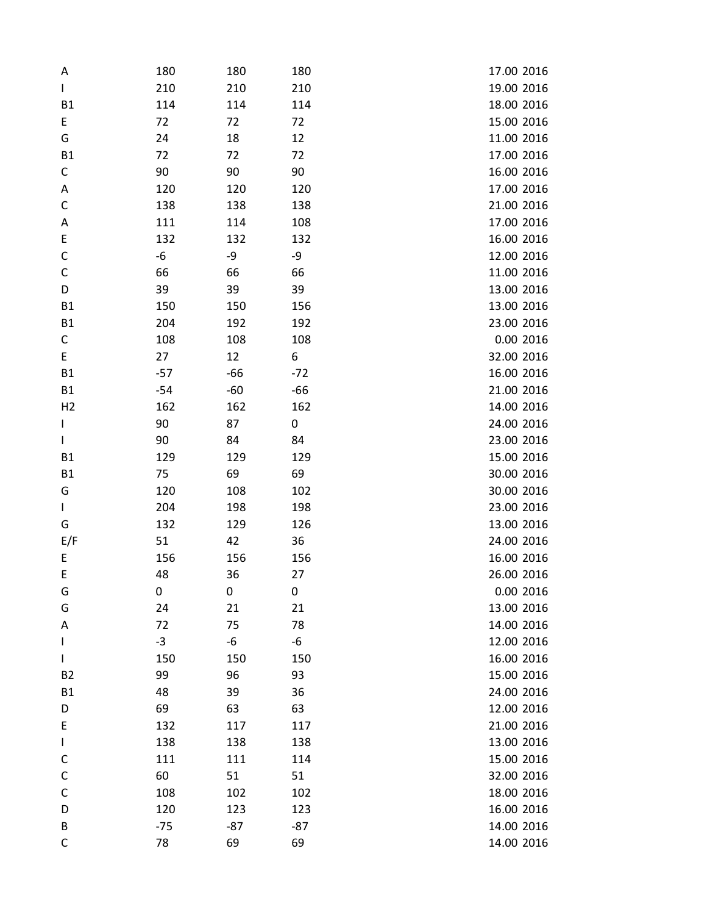| | | | | | |
|---|---|---|---|---|---|
| A | 180 | 180 | 180 | 17.00 | 2016 |
| I | 210 | 210 | 210 | 19.00 | 2016 |
| B1 | 114 | 114 | 114 | 18.00 | 2016 |
| E | 72 | 72 | 72 | 15.00 | 2016 |
| G | 24 | 18 | 12 | 11.00 | 2016 |
| B1 | 72 | 72 | 72 | 17.00 | 2016 |
| C | 90 | 90 | 90 | 16.00 | 2016 |
| A | 120 | 120 | 120 | 17.00 | 2016 |
| C | 138 | 138 | 138 | 21.00 | 2016 |
| A | 111 | 114 | 108 | 17.00 | 2016 |
| E | 132 | 132 | 132 | 16.00 | 2016 |
| C | -6 | -9 | -9 | 12.00 | 2016 |
| C | 66 | 66 | 66 | 11.00 | 2016 |
| D | 39 | 39 | 39 | 13.00 | 2016 |
| B1 | 150 | 150 | 156 | 13.00 | 2016 |
| B1 | 204 | 192 | 192 | 23.00 | 2016 |
| C | 108 | 108 | 108 | 0.00 | 2016 |
| E | 27 | 12 | 6 | 32.00 | 2016 |
| B1 | -57 | -66 | -72 | 16.00 | 2016 |
| B1 | -54 | -60 | -66 | 21.00 | 2016 |
| H2 | 162 | 162 | 162 | 14.00 | 2016 |
| I | 90 | 87 | 0 | 24.00 | 2016 |
| I | 90 | 84 | 84 | 23.00 | 2016 |
| B1 | 129 | 129 | 129 | 15.00 | 2016 |
| B1 | 75 | 69 | 69 | 30.00 | 2016 |
| G | 120 | 108 | 102 | 30.00 | 2016 |
| I | 204 | 198 | 198 | 23.00 | 2016 |
| G | 132 | 129 | 126 | 13.00 | 2016 |
| E/F | 51 | 42 | 36 | 24.00 | 2016 |
| E | 156 | 156 | 156 | 16.00 | 2016 |
| E | 48 | 36 | 27 | 26.00 | 2016 |
| G | 0 | 0 | 0 | 0.00 | 2016 |
| G | 24 | 21 | 21 | 13.00 | 2016 |
| A | 72 | 75 | 78 | 14.00 | 2016 |
| I | -3 | -6 | -6 | 12.00 | 2016 |
| I | 150 | 150 | 150 | 16.00 | 2016 |
| B2 | 99 | 96 | 93 | 15.00 | 2016 |
| B1 | 48 | 39 | 36 | 24.00 | 2016 |
| D | 69 | 63 | 63 | 12.00 | 2016 |
| E | 132 | 117 | 117 | 21.00 | 2016 |
| I | 138 | 138 | 138 | 13.00 | 2016 |
| C | 111 | 111 | 114 | 15.00 | 2016 |
| C | 60 | 51 | 51 | 32.00 | 2016 |
| C | 108 | 102 | 102 | 18.00 | 2016 |
| D | 120 | 123 | 123 | 16.00 | 2016 |
| B | -75 | -87 | -87 | 14.00 | 2016 |
| C | 78 | 69 | 69 | 14.00 | 2016 |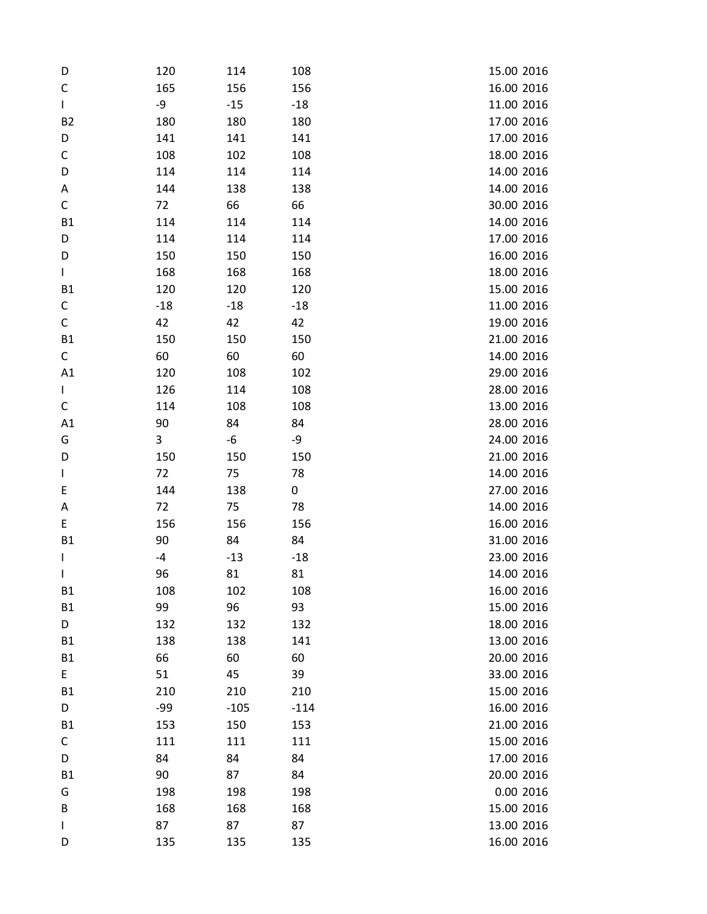| | | | | | |
|---|---|---|---|---|---|
| D | 120 | 114 | 108 | 15.00 | 2016 |
| C | 165 | 156 | 156 | 16.00 | 2016 |
| I | -9 | -15 | -18 | 11.00 | 2016 |
| B2 | 180 | 180 | 180 | 17.00 | 2016 |
| D | 141 | 141 | 141 | 17.00 | 2016 |
| C | 108 | 102 | 108 | 18.00 | 2016 |
| D | 114 | 114 | 114 | 14.00 | 2016 |
| A | 144 | 138 | 138 | 14.00 | 2016 |
| C | 72 | 66 | 66 | 30.00 | 2016 |
| B1 | 114 | 114 | 114 | 14.00 | 2016 |
| D | 114 | 114 | 114 | 17.00 | 2016 |
| D | 150 | 150 | 150 | 16.00 | 2016 |
| I | 168 | 168 | 168 | 18.00 | 2016 |
| B1 | 120 | 120 | 120 | 15.00 | 2016 |
| C | -18 | -18 | -18 | 11.00 | 2016 |
| C | 42 | 42 | 42 | 19.00 | 2016 |
| B1 | 150 | 150 | 150 | 21.00 | 2016 |
| C | 60 | 60 | 60 | 14.00 | 2016 |
| A1 | 120 | 108 | 102 | 29.00 | 2016 |
| I | 126 | 114 | 108 | 28.00 | 2016 |
| C | 114 | 108 | 108 | 13.00 | 2016 |
| A1 | 90 | 84 | 84 | 28.00 | 2016 |
| G | 3 | -6 | -9 | 24.00 | 2016 |
| D | 150 | 150 | 150 | 21.00 | 2016 |
| I | 72 | 75 | 78 | 14.00 | 2016 |
| E | 144 | 138 | 0 | 27.00 | 2016 |
| A | 72 | 75 | 78 | 14.00 | 2016 |
| E | 156 | 156 | 156 | 16.00 | 2016 |
| B1 | 90 | 84 | 84 | 31.00 | 2016 |
| I | -4 | -13 | -18 | 23.00 | 2016 |
| I | 96 | 81 | 81 | 14.00 | 2016 |
| B1 | 108 | 102 | 108 | 16.00 | 2016 |
| B1 | 99 | 96 | 93 | 15.00 | 2016 |
| D | 132 | 132 | 132 | 18.00 | 2016 |
| B1 | 138 | 138 | 141 | 13.00 | 2016 |
| B1 | 66 | 60 | 60 | 20.00 | 2016 |
| E | 51 | 45 | 39 | 33.00 | 2016 |
| B1 | 210 | 210 | 210 | 15.00 | 2016 |
| D | -99 | -105 | -114 | 16.00 | 2016 |
| B1 | 153 | 150 | 153 | 21.00 | 2016 |
| C | 111 | 111 | 111 | 15.00 | 2016 |
| D | 84 | 84 | 84 | 17.00 | 2016 |
| B1 | 90 | 87 | 84 | 20.00 | 2016 |
| G | 198 | 198 | 198 | 0.00 | 2016 |
| B | 168 | 168 | 168 | 15.00 | 2016 |
| I | 87 | 87 | 87 | 13.00 | 2016 |
| D | 135 | 135 | 135 | 16.00 | 2016 |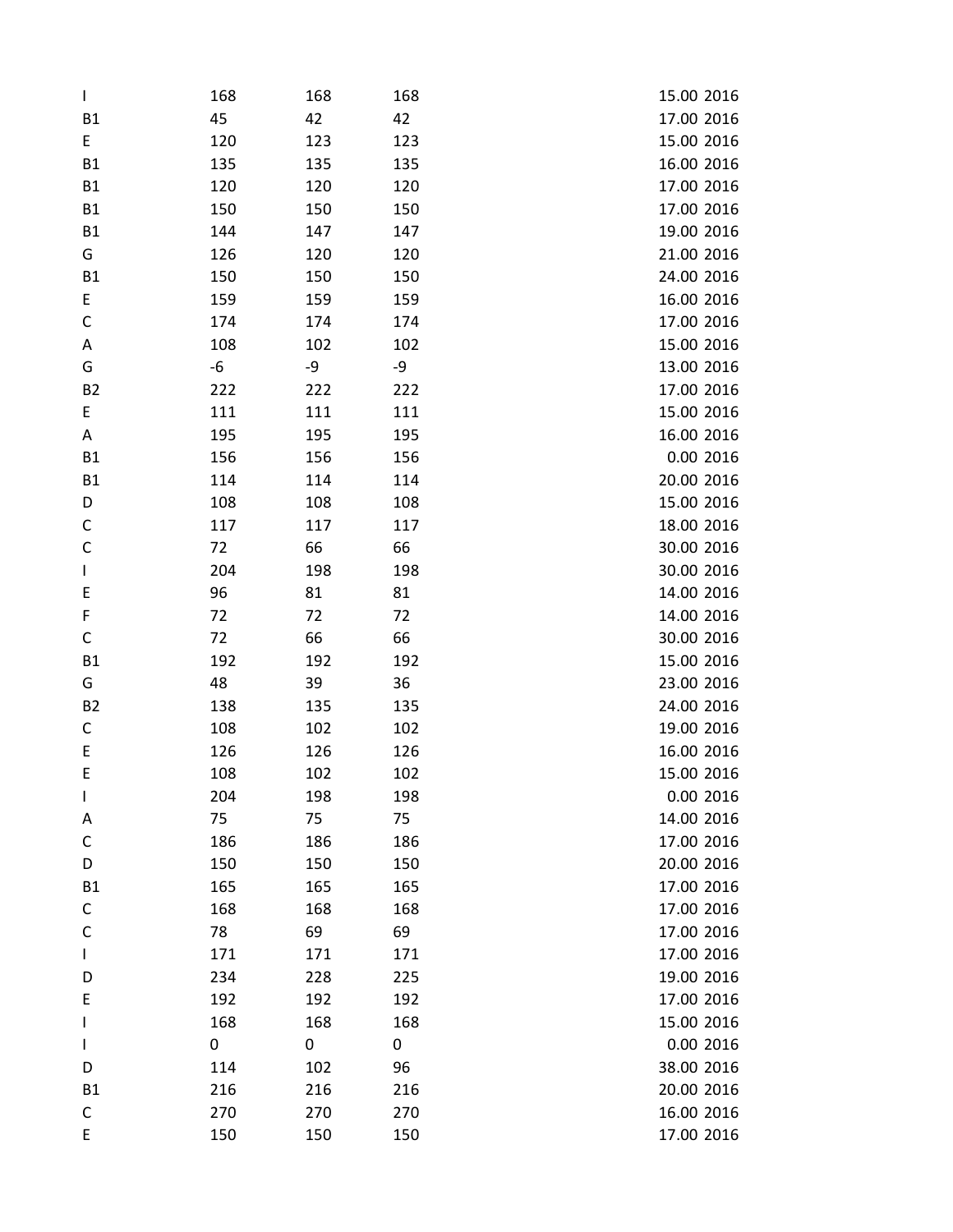| | | | | | |
|---|---|---|---|---|---|
| I | 168 | 168 | 168 | 15.00 | 2016 |
| B1 | 45 | 42 | 42 | 17.00 | 2016 |
| E | 120 | 123 | 123 | 15.00 | 2016 |
| B1 | 135 | 135 | 135 | 16.00 | 2016 |
| B1 | 120 | 120 | 120 | 17.00 | 2016 |
| B1 | 150 | 150 | 150 | 17.00 | 2016 |
| B1 | 144 | 147 | 147 | 19.00 | 2016 |
| G | 126 | 120 | 120 | 21.00 | 2016 |
| B1 | 150 | 150 | 150 | 24.00 | 2016 |
| E | 159 | 159 | 159 | 16.00 | 2016 |
| C | 174 | 174 | 174 | 17.00 | 2016 |
| A | 108 | 102 | 102 | 15.00 | 2016 |
| G | -6 | -9 | -9 | 13.00 | 2016 |
| B2 | 222 | 222 | 222 | 17.00 | 2016 |
| E | 111 | 111 | 111 | 15.00 | 2016 |
| A | 195 | 195 | 195 | 16.00 | 2016 |
| B1 | 156 | 156 | 156 | 0.00 | 2016 |
| B1 | 114 | 114 | 114 | 20.00 | 2016 |
| D | 108 | 108 | 108 | 15.00 | 2016 |
| C | 117 | 117 | 117 | 18.00 | 2016 |
| C | 72 | 66 | 66 | 30.00 | 2016 |
| I | 204 | 198 | 198 | 30.00 | 2016 |
| E | 96 | 81 | 81 | 14.00 | 2016 |
| F | 72 | 72 | 72 | 14.00 | 2016 |
| C | 72 | 66 | 66 | 30.00 | 2016 |
| B1 | 192 | 192 | 192 | 15.00 | 2016 |
| G | 48 | 39 | 36 | 23.00 | 2016 |
| B2 | 138 | 135 | 135 | 24.00 | 2016 |
| C | 108 | 102 | 102 | 19.00 | 2016 |
| E | 126 | 126 | 126 | 16.00 | 2016 |
| E | 108 | 102 | 102 | 15.00 | 2016 |
| I | 204 | 198 | 198 | 0.00 | 2016 |
| A | 75 | 75 | 75 | 14.00 | 2016 |
| C | 186 | 186 | 186 | 17.00 | 2016 |
| D | 150 | 150 | 150 | 20.00 | 2016 |
| B1 | 165 | 165 | 165 | 17.00 | 2016 |
| C | 168 | 168 | 168 | 17.00 | 2016 |
| C | 78 | 69 | 69 | 17.00 | 2016 |
| I | 171 | 171 | 171 | 17.00 | 2016 |
| D | 234 | 228 | 225 | 19.00 | 2016 |
| E | 192 | 192 | 192 | 17.00 | 2016 |
| I | 168 | 168 | 168 | 15.00 | 2016 |
| I | 0 | 0 | 0 | 0.00 | 2016 |
| D | 114 | 102 | 96 | 38.00 | 2016 |
| B1 | 216 | 216 | 216 | 20.00 | 2016 |
| C | 270 | 270 | 270 | 16.00 | 2016 |
| E | 150 | 150 | 150 | 17.00 | 2016 |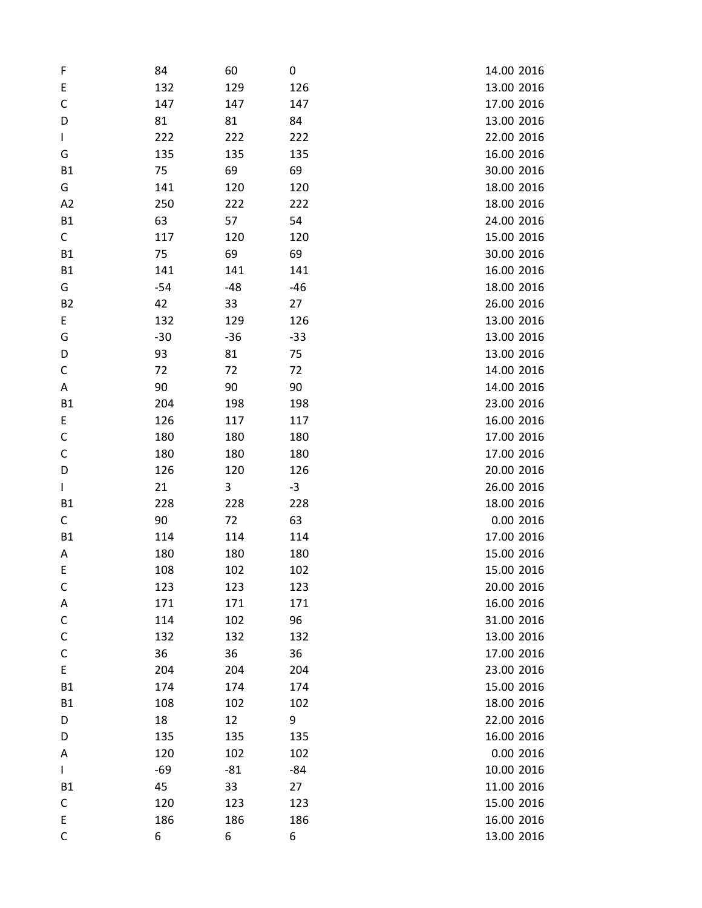| | | | | | |
|---|---|---|---|---|---|
| F | 84 | 60 | 0 | 14.00 | 2016 |
| E | 132 | 129 | 126 | 13.00 | 2016 |
| C | 147 | 147 | 147 | 17.00 | 2016 |
| D | 81 | 81 | 84 | 13.00 | 2016 |
| I | 222 | 222 | 222 | 22.00 | 2016 |
| G | 135 | 135 | 135 | 16.00 | 2016 |
| B1 | 75 | 69 | 69 | 30.00 | 2016 |
| G | 141 | 120 | 120 | 18.00 | 2016 |
| A2 | 250 | 222 | 222 | 18.00 | 2016 |
| B1 | 63 | 57 | 54 | 24.00 | 2016 |
| C | 117 | 120 | 120 | 15.00 | 2016 |
| B1 | 75 | 69 | 69 | 30.00 | 2016 |
| B1 | 141 | 141 | 141 | 16.00 | 2016 |
| G | -54 | -48 | -46 | 18.00 | 2016 |
| B2 | 42 | 33 | 27 | 26.00 | 2016 |
| E | 132 | 129 | 126 | 13.00 | 2016 |
| G | -30 | -36 | -33 | 13.00 | 2016 |
| D | 93 | 81 | 75 | 13.00 | 2016 |
| C | 72 | 72 | 72 | 14.00 | 2016 |
| A | 90 | 90 | 90 | 14.00 | 2016 |
| B1 | 204 | 198 | 198 | 23.00 | 2016 |
| E | 126 | 117 | 117 | 16.00 | 2016 |
| C | 180 | 180 | 180 | 17.00 | 2016 |
| C | 180 | 180 | 180 | 17.00 | 2016 |
| D | 126 | 120 | 126 | 20.00 | 2016 |
| I | 21 | 3 | -3 | 26.00 | 2016 |
| B1 | 228 | 228 | 228 | 18.00 | 2016 |
| C | 90 | 72 | 63 | 0.00 | 2016 |
| B1 | 114 | 114 | 114 | 17.00 | 2016 |
| A | 180 | 180 | 180 | 15.00 | 2016 |
| E | 108 | 102 | 102 | 15.00 | 2016 |
| C | 123 | 123 | 123 | 20.00 | 2016 |
| A | 171 | 171 | 171 | 16.00 | 2016 |
| C | 114 | 102 | 96 | 31.00 | 2016 |
| C | 132 | 132 | 132 | 13.00 | 2016 |
| C | 36 | 36 | 36 | 17.00 | 2016 |
| E | 204 | 204 | 204 | 23.00 | 2016 |
| B1 | 174 | 174 | 174 | 15.00 | 2016 |
| B1 | 108 | 102 | 102 | 18.00 | 2016 |
| D | 18 | 12 | 9 | 22.00 | 2016 |
| D | 135 | 135 | 135 | 16.00 | 2016 |
| A | 120 | 102 | 102 | 0.00 | 2016 |
| I | -69 | -81 | -84 | 10.00 | 2016 |
| B1 | 45 | 33 | 27 | 11.00 | 2016 |
| C | 120 | 123 | 123 | 15.00 | 2016 |
| E | 186 | 186 | 186 | 16.00 | 2016 |
| C | 6 | 6 | 6 | 13.00 | 2016 |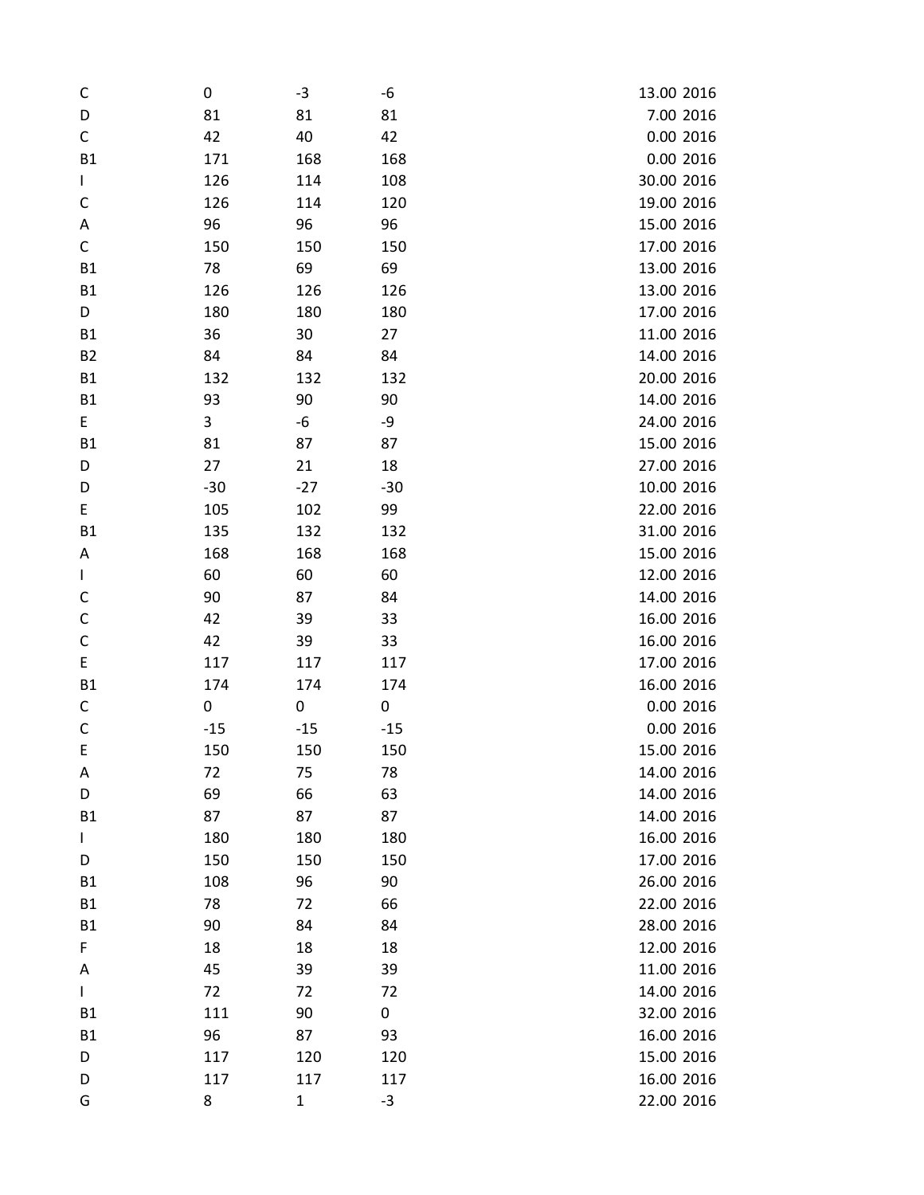| | | | | | |
|---|---|---|---|---|---|
| C | 0 | -3 | -6 | 13.00 | 2016 |
| D | 81 | 81 | 81 | 7.00 | 2016 |
| C | 42 | 40 | 42 | 0.00 | 2016 |
| B1 | 171 | 168 | 168 | 0.00 | 2016 |
| I | 126 | 114 | 108 | 30.00 | 2016 |
| C | 126 | 114 | 120 | 19.00 | 2016 |
| A | 96 | 96 | 96 | 15.00 | 2016 |
| C | 150 | 150 | 150 | 17.00 | 2016 |
| B1 | 78 | 69 | 69 | 13.00 | 2016 |
| B1 | 126 | 126 | 126 | 13.00 | 2016 |
| D | 180 | 180 | 180 | 17.00 | 2016 |
| B1 | 36 | 30 | 27 | 11.00 | 2016 |
| B2 | 84 | 84 | 84 | 14.00 | 2016 |
| B1 | 132 | 132 | 132 | 20.00 | 2016 |
| B1 | 93 | 90 | 90 | 14.00 | 2016 |
| E | 3 | -6 | -9 | 24.00 | 2016 |
| B1 | 81 | 87 | 87 | 15.00 | 2016 |
| D | 27 | 21 | 18 | 27.00 | 2016 |
| D | -30 | -27 | -30 | 10.00 | 2016 |
| E | 105 | 102 | 99 | 22.00 | 2016 |
| B1 | 135 | 132 | 132 | 31.00 | 2016 |
| A | 168 | 168 | 168 | 15.00 | 2016 |
| I | 60 | 60 | 60 | 12.00 | 2016 |
| C | 90 | 87 | 84 | 14.00 | 2016 |
| C | 42 | 39 | 33 | 16.00 | 2016 |
| C | 42 | 39 | 33 | 16.00 | 2016 |
| E | 117 | 117 | 117 | 17.00 | 2016 |
| B1 | 174 | 174 | 174 | 16.00 | 2016 |
| C | 0 | 0 | 0 | 0.00 | 2016 |
| C | -15 | -15 | -15 | 0.00 | 2016 |
| E | 150 | 150 | 150 | 15.00 | 2016 |
| A | 72 | 75 | 78 | 14.00 | 2016 |
| D | 69 | 66 | 63 | 14.00 | 2016 |
| B1 | 87 | 87 | 87 | 14.00 | 2016 |
| I | 180 | 180 | 180 | 16.00 | 2016 |
| D | 150 | 150 | 150 | 17.00 | 2016 |
| B1 | 108 | 96 | 90 | 26.00 | 2016 |
| B1 | 78 | 72 | 66 | 22.00 | 2016 |
| B1 | 90 | 84 | 84 | 28.00 | 2016 |
| F | 18 | 18 | 18 | 12.00 | 2016 |
| A | 45 | 39 | 39 | 11.00 | 2016 |
| I | 72 | 72 | 72 | 14.00 | 2016 |
| B1 | 111 | 90 | 0 | 32.00 | 2016 |
| B1 | 96 | 87 | 93 | 16.00 | 2016 |
| D | 117 | 120 | 120 | 15.00 | 2016 |
| D | 117 | 117 | 117 | 16.00 | 2016 |
| G | 8 | 1 | -3 | 22.00 | 2016 |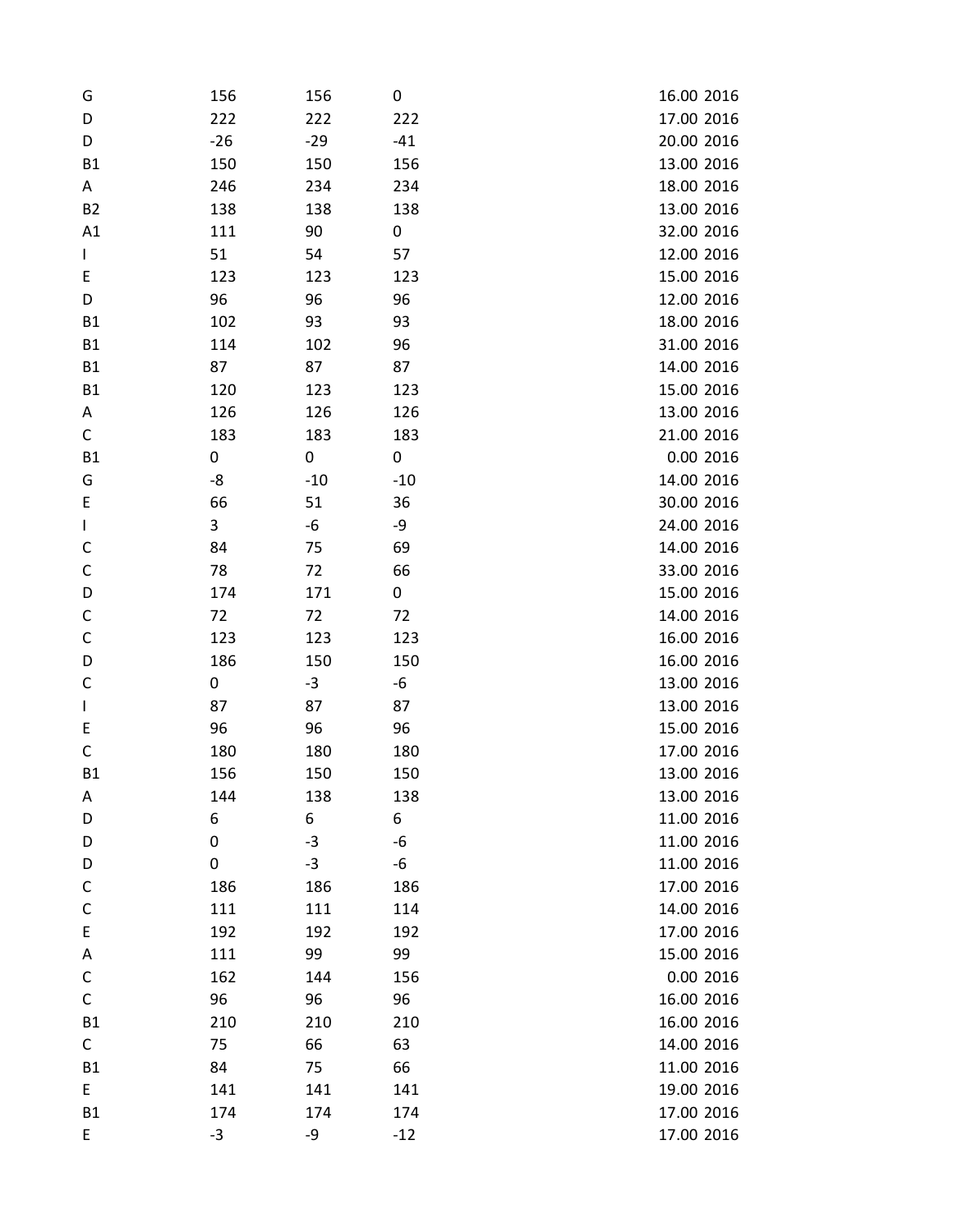| | | | | | |
|---|---|---|---|---|---|
| G | 156 | 156 | 0 | 16.00 | 2016 |
| D | 222 | 222 | 222 | 17.00 | 2016 |
| D | -26 | -29 | -41 | 20.00 | 2016 |
| B1 | 150 | 150 | 156 | 13.00 | 2016 |
| A | 246 | 234 | 234 | 18.00 | 2016 |
| B2 | 138 | 138 | 138 | 13.00 | 2016 |
| A1 | 111 | 90 | 0 | 32.00 | 2016 |
| I | 51 | 54 | 57 | 12.00 | 2016 |
| E | 123 | 123 | 123 | 15.00 | 2016 |
| D | 96 | 96 | 96 | 12.00 | 2016 |
| B1 | 102 | 93 | 93 | 18.00 | 2016 |
| B1 | 114 | 102 | 96 | 31.00 | 2016 |
| B1 | 87 | 87 | 87 | 14.00 | 2016 |
| B1 | 120 | 123 | 123 | 15.00 | 2016 |
| A | 126 | 126 | 126 | 13.00 | 2016 |
| C | 183 | 183 | 183 | 21.00 | 2016 |
| B1 | 0 | 0 | 0 | 0.00 | 2016 |
| G | -8 | -10 | -10 | 14.00 | 2016 |
| E | 66 | 51 | 36 | 30.00 | 2016 |
| I | 3 | -6 | -9 | 24.00 | 2016 |
| C | 84 | 75 | 69 | 14.00 | 2016 |
| C | 78 | 72 | 66 | 33.00 | 2016 |
| D | 174 | 171 | 0 | 15.00 | 2016 |
| C | 72 | 72 | 72 | 14.00 | 2016 |
| C | 123 | 123 | 123 | 16.00 | 2016 |
| D | 186 | 150 | 150 | 16.00 | 2016 |
| C | 0 | -3 | -6 | 13.00 | 2016 |
| I | 87 | 87 | 87 | 13.00 | 2016 |
| E | 96 | 96 | 96 | 15.00 | 2016 |
| C | 180 | 180 | 180 | 17.00 | 2016 |
| B1 | 156 | 150 | 150 | 13.00 | 2016 |
| A | 144 | 138 | 138 | 13.00 | 2016 |
| D | 6 | 6 | 6 | 11.00 | 2016 |
| D | 0 | -3 | -6 | 11.00 | 2016 |
| D | 0 | -3 | -6 | 11.00 | 2016 |
| C | 186 | 186 | 186 | 17.00 | 2016 |
| C | 111 | 111 | 114 | 14.00 | 2016 |
| E | 192 | 192 | 192 | 17.00 | 2016 |
| A | 111 | 99 | 99 | 15.00 | 2016 |
| C | 162 | 144 | 156 | 0.00 | 2016 |
| C | 96 | 96 | 96 | 16.00 | 2016 |
| B1 | 210 | 210 | 210 | 16.00 | 2016 |
| C | 75 | 66 | 63 | 14.00 | 2016 |
| B1 | 84 | 75 | 66 | 11.00 | 2016 |
| E | 141 | 141 | 141 | 19.00 | 2016 |
| B1 | 174 | 174 | 174 | 17.00 | 2016 |
| E | -3 | -9 | -12 | 17.00 | 2016 |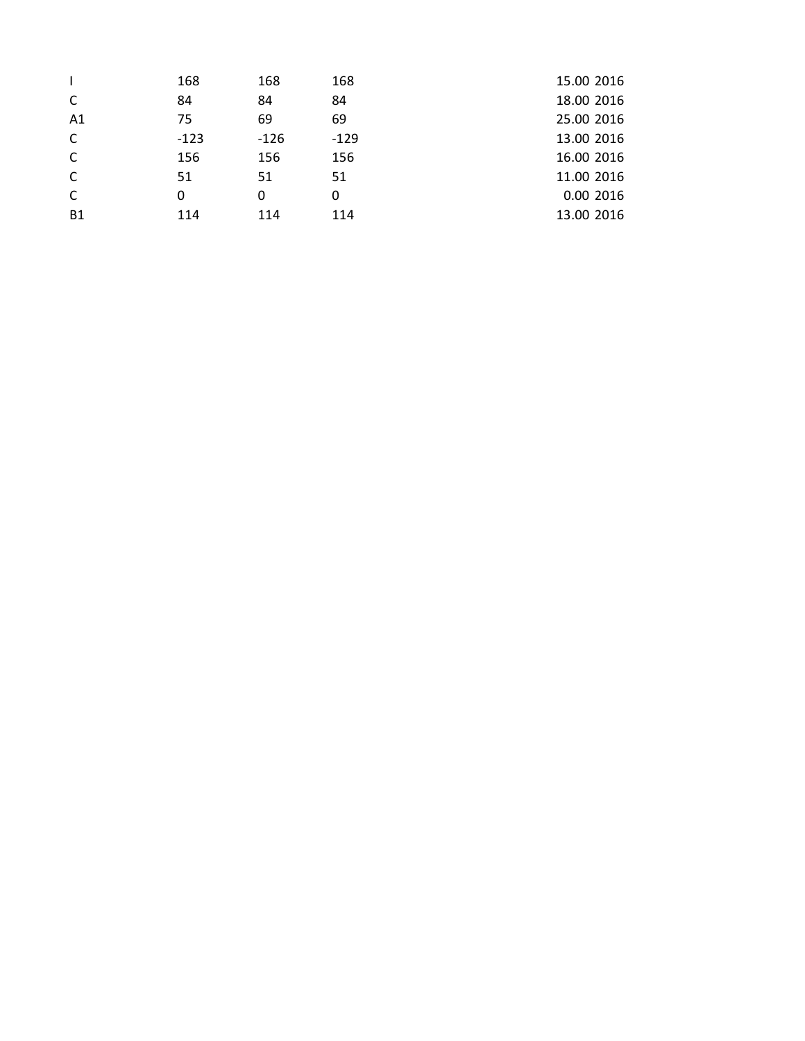| | | | | | |
|---|---|---|---|---|---|
| I | 168 | 168 | 168 | 15.00 | 2016 |
| C | 84 | 84 | 84 | 18.00 | 2016 |
| A1 | 75 | 69 | 69 | 25.00 | 2016 |
| C | -123 | -126 | -129 | 13.00 | 2016 |
| C | 156 | 156 | 156 | 16.00 | 2016 |
| C | 51 | 51 | 51 | 11.00 | 2016 |
| C | 0 | 0 | 0 | 0.00 | 2016 |
| B1 | 114 | 114 | 114 | 13.00 | 2016 |